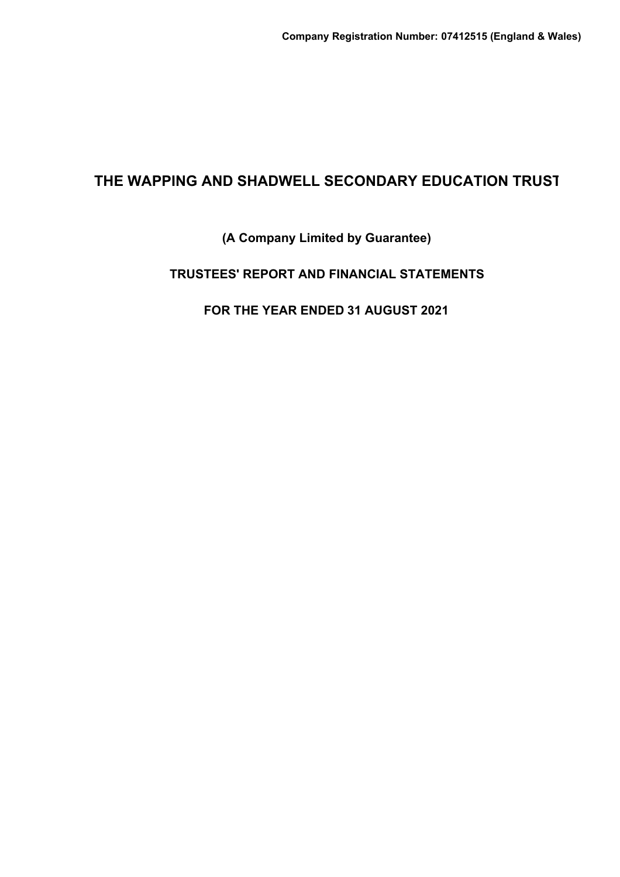**Company Registration Number: 07412515 (England & Wales)**

# THE WAPPING AND SHADWELL SECONDARY EDUCATION TRUST

**(A Company Limited by Guarantee)**

**TRUSTEES' REPORT AND FINANCIAL STATEMENTS**

**FOR THE YEAR ENDED 31 AUGUST 2021**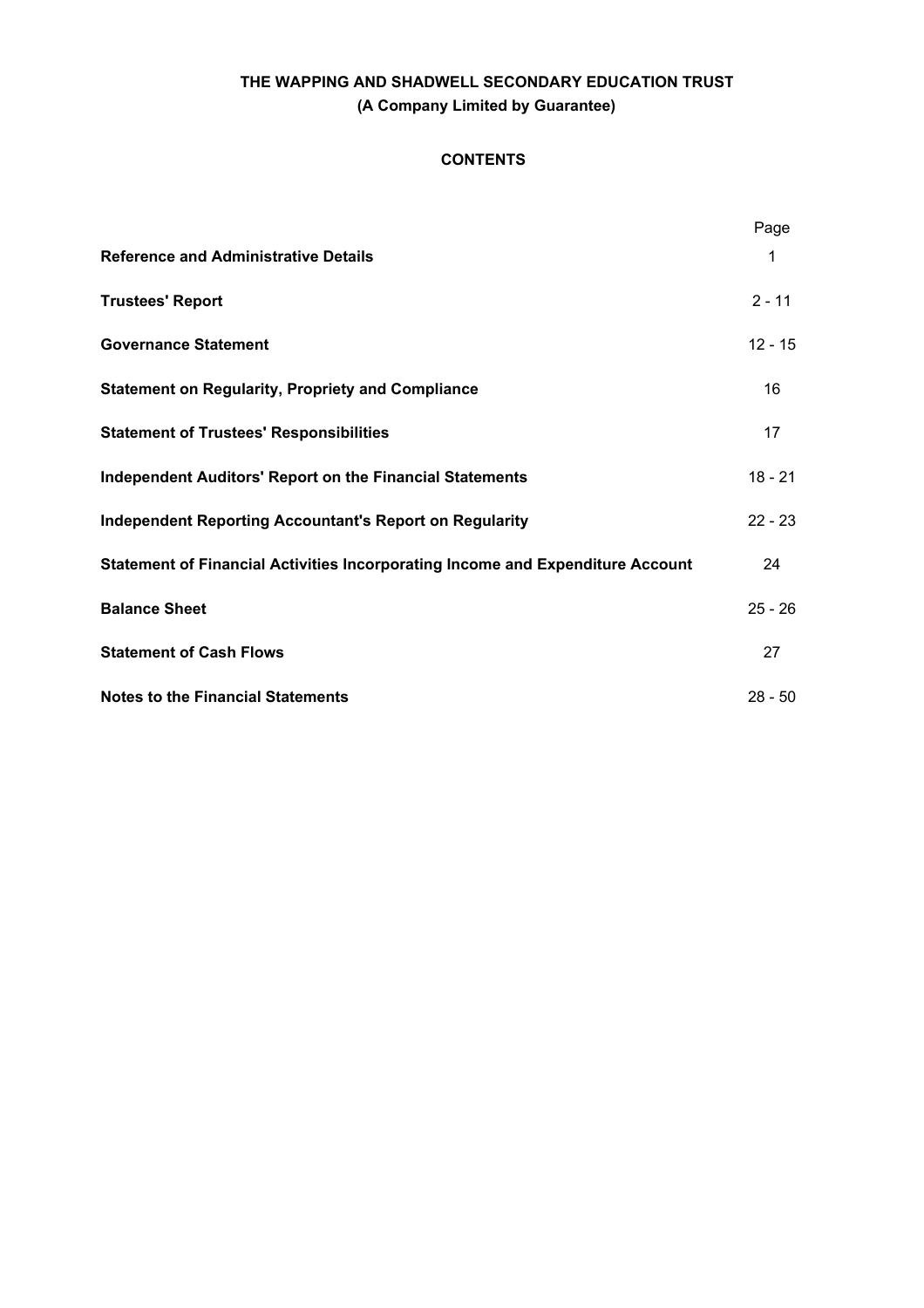**THE WAPPING AND SHADWELL SECONDARY EDUCATION TRUST**
**(A Company Limited by Guarantee)**

## CONTENTS

| | Page |
|---|---|
| **Reference and Administrative Details** | 1 |
| **Trustees' Report** | 2 - 11 |
| **Governance Statement** | 12 - 15 |
| **Statement on Regularity, Propriety and Compliance** | 16 |
| **Statement of Trustees' Responsibilities** | 17 |
| **Independent Auditors' Report on the Financial Statements** | 18 - 21 |
| **Independent Reporting Accountant's Report on Regularity** | 22 - 23 |
| **Statement of Financial Activities Incorporating Income and Expenditure Account** | 24 |
| **Balance Sheet** | 25 - 26 |
| **Statement of Cash Flows** | 27 |
| **Notes to the Financial Statements** | 28 - 50 |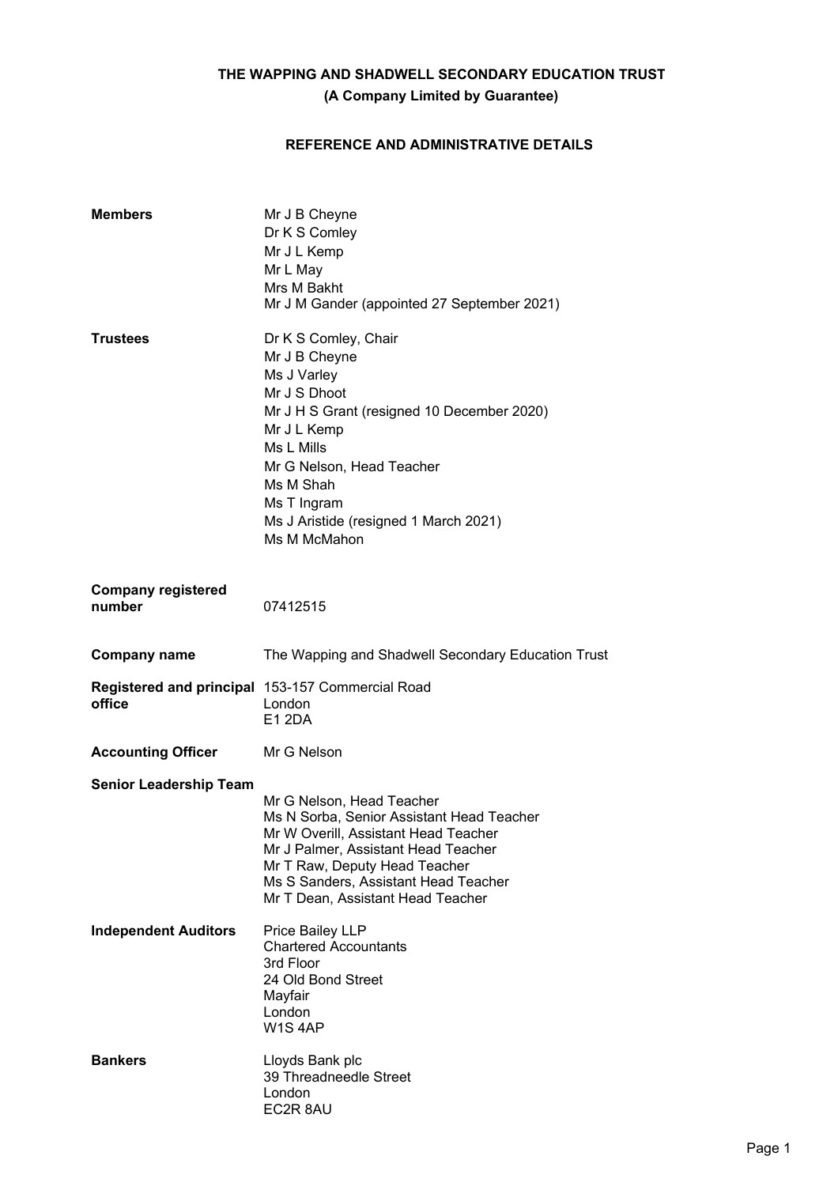# THE WAPPING AND SHADWELL SECONDARY EDUCATION TRUST
## (A Company Limited by Guarantee)

### REFERENCE AND ADMINISTRATIVE DETAILS

**Members**
Mr J B Cheyne
Dr K S Comley
Mr J L Kemp
Mr L May
Mrs M Bakht
Mr J M Gander (appointed 27 September 2021)

**Trustees**
Dr K S Comley, Chair
Mr J B Cheyne
Ms J Varley
Mr J S Dhoot
Mr J H S Grant (resigned 10 December 2020)
Mr J L Kemp
Ms L Mills
Mr G Nelson, Head Teacher
Ms M Shah
Ms T Ingram
Ms J Aristide (resigned 1 March 2021)
Ms M McMahon

**Company registered number**
07412515

**Company name**
The Wapping and Shadwell Secondary Education Trust

**Registered and principal office**
153-157 Commercial Road
London
E1 2DA

**Accounting Officer**
Mr G Nelson

**Senior Leadership Team**
Mr G Nelson, Head Teacher
Ms N Sorba, Senior Assistant Head Teacher
Mr W Overill, Assistant Head Teacher
Mr J Palmer, Assistant Head Teacher
Mr T Raw, Deputy Head Teacher
Ms S Sanders, Assistant Head Teacher
Mr T Dean, Assistant Head Teacher

**Independent Auditors**
Price Bailey LLP
Chartered Accountants
3rd Floor
24 Old Bond Street
Mayfair
London
W1S 4AP

**Bankers**
Lloyds Bank plc
39 Threadneedle Street
London
EC2R 8AU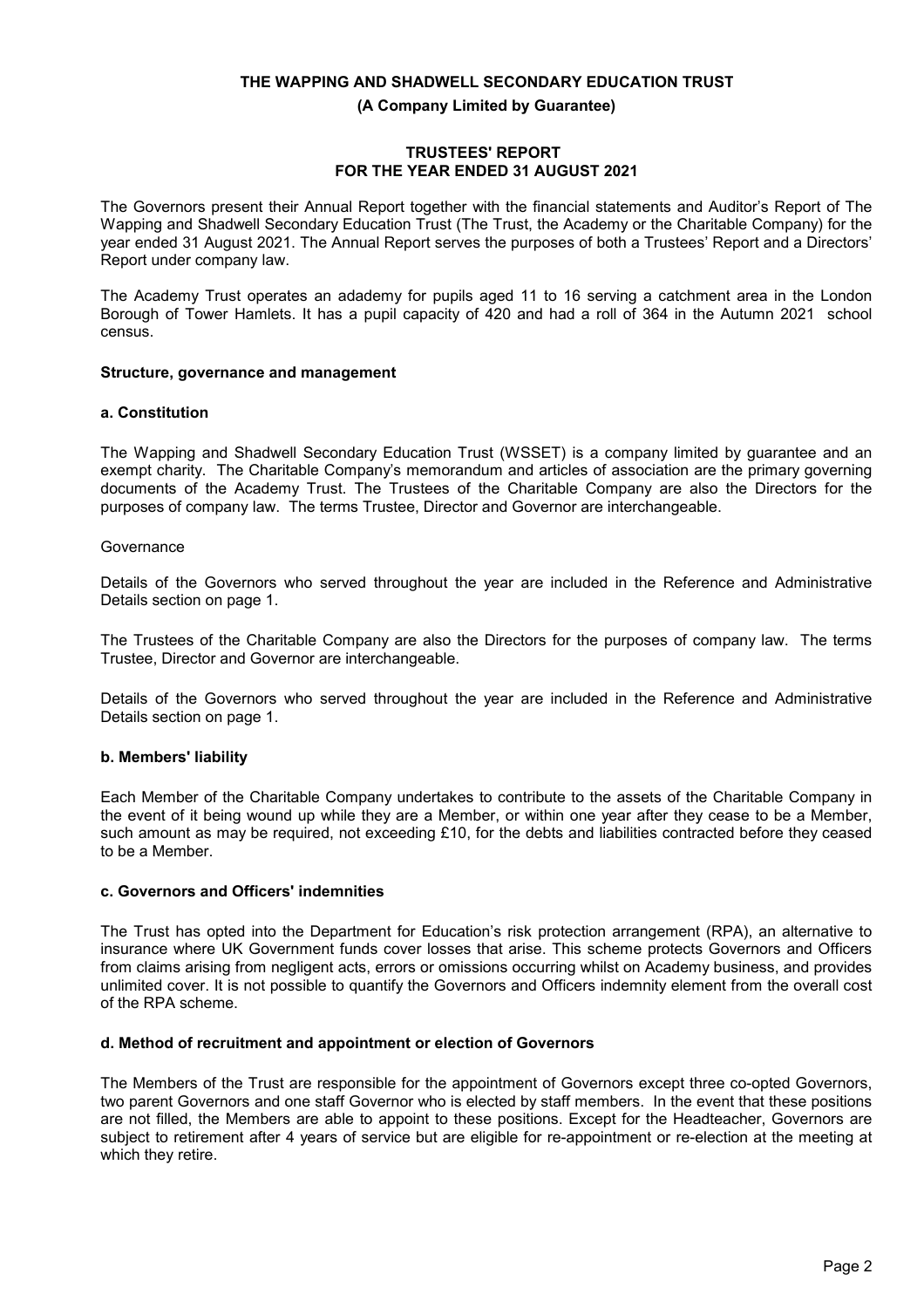**THE WAPPING AND SHADWELL SECONDARY EDUCATION TRUST**

**(A Company Limited by Guarantee)**

**TRUSTEES' REPORT**
**FOR THE YEAR ENDED 31 AUGUST 2021**

The Governors present their Annual Report together with the financial statements and Auditor's Report of The Wapping and Shadwell Secondary Education Trust (The Trust, the Academy or the Charitable Company) for the year ended 31 August 2021. The Annual Report serves the purposes of both a Trustees' Report and a Directors' Report under company law.

The Academy Trust operates an adademy for pupils aged 11 to 16 serving a catchment area in the London Borough of Tower Hamlets. It has a pupil capacity of 420 and had a roll of 364 in the Autumn 2021 school census.

**Structure, governance and management**

**a. Constitution**

The Wapping and Shadwell Secondary Education Trust (WSSET) is a company limited by guarantee and an exempt charity. The Charitable Company's memorandum and articles of association are the primary governing documents of the Academy Trust. The Trustees of the Charitable Company are also the Directors for the purposes of company law. The terms Trustee, Director and Governor are interchangeable.

Governance

Details of the Governors who served throughout the year are included in the Reference and Administrative Details section on page 1.

The Trustees of the Charitable Company are also the Directors for the purposes of company law. The terms Trustee, Director and Governor are interchangeable.

Details of the Governors who served throughout the year are included in the Reference and Administrative Details section on page 1.

**b. Members' liability**

Each Member of the Charitable Company undertakes to contribute to the assets of the Charitable Company in the event of it being wound up while they are a Member, or within one year after they cease to be a Member, such amount as may be required, not exceeding £10, for the debts and liabilities contracted before they ceased to be a Member.

**c. Governors and Officers' indemnities**

The Trust has opted into the Department for Education's risk protection arrangement (RPA), an alternative to insurance where UK Government funds cover losses that arise. This scheme protects Governors and Officers from claims arising from negligent acts, errors or omissions occurring whilst on Academy business, and provides unlimited cover. It is not possible to quantify the Governors and Officers indemnity element from the overall cost of the RPA scheme.

**d. Method of recruitment and appointment or election of Governors**

The Members of the Trust are responsible for the appointment of Governors except three co-opted Governors, two parent Governors and one staff Governor who is elected by staff members. In the event that these positions are not filled, the Members are able to appoint to these positions. Except for the Headteacher, Governors are subject to retirement after 4 years of service but are eligible for re-appointment or re-election at the meeting at which they retire.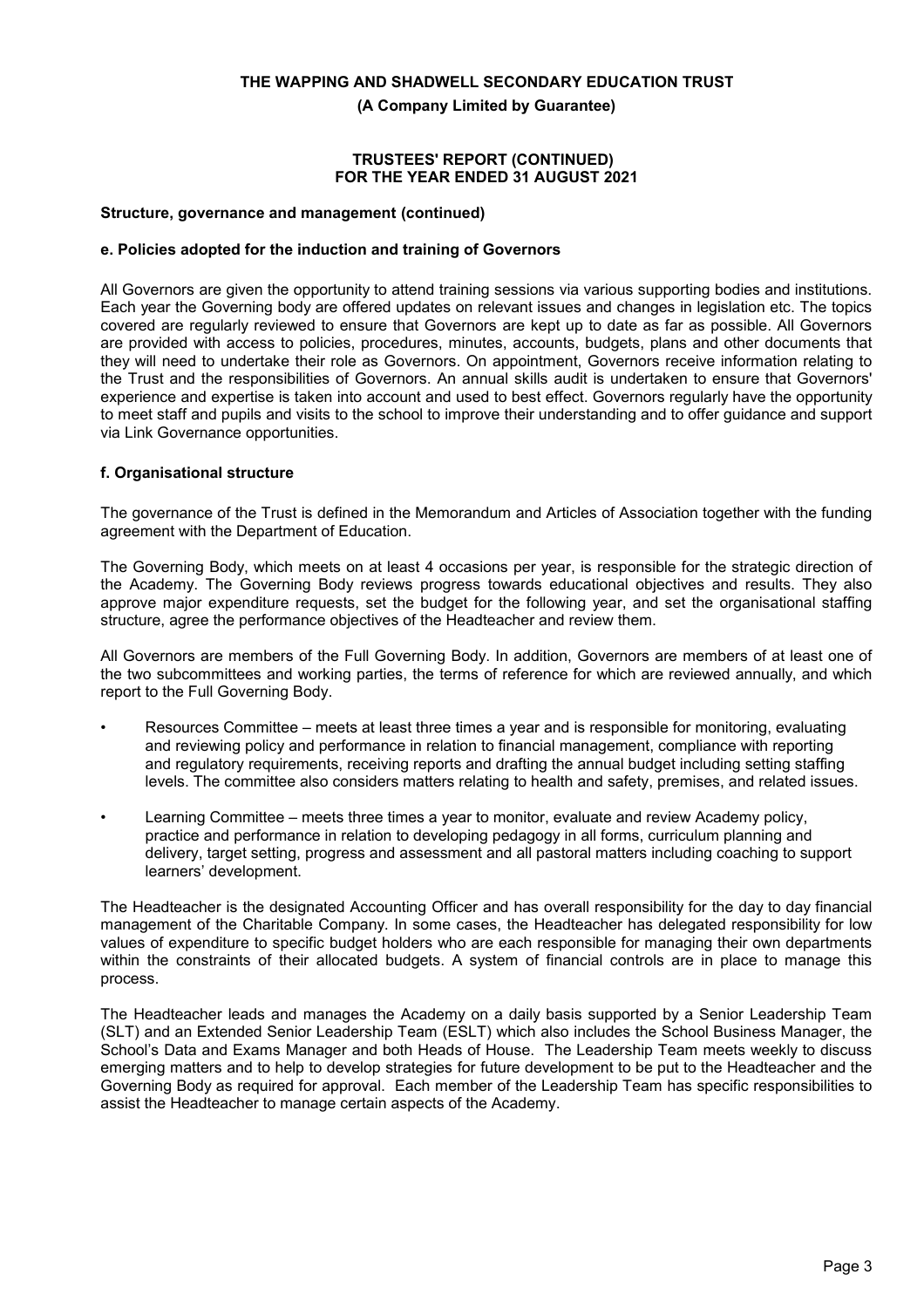### Structure, governance and management (continued)

#### e. Policies adopted for the induction and training of Governors

All Governors are given the opportunity to attend training sessions via various supporting bodies and institutions. Each year the Governing body are offered updates on relevant issues and changes in legislation etc. The topics covered are regularly reviewed to ensure that Governors are kept up to date as far as possible. All Governors are provided with access to policies, procedures, minutes, accounts, budgets, plans and other documents that they will need to undertake their role as Governors. On appointment, Governors receive information relating to the Trust and the responsibilities of Governors. An annual skills audit is undertaken to ensure that Governors' experience and expertise is taken into account and used to best effect. Governors regularly have the opportunity to meet staff and pupils and visits to the school to improve their understanding and to offer guidance and support via Link Governance opportunities.

#### f. Organisational structure

The governance of the Trust is defined in the Memorandum and Articles of Association together with the funding agreement with the Department of Education.

The Governing Body, which meets on at least 4 occasions per year, is responsible for the strategic direction of the Academy. The Governing Body reviews progress towards educational objectives and results. They also approve major expenditure requests, set the budget for the following year, and set the organisational staffing structure, agree the performance objectives of the Headteacher and review them.

All Governors are members of the Full Governing Body. In addition, Governors are members of at least one of the two subcommittees and working parties, the terms of reference for which are reviewed annually, and which report to the Full Governing Body.

- Resources Committee – meets at least three times a year and is responsible for monitoring, evaluating and reviewing policy and performance in relation to financial management, compliance with reporting and regulatory requirements, receiving reports and drafting the annual budget including setting staffing levels. The committee also considers matters relating to health and safety, premises, and related issues.
- Learning Committee – meets three times a year to monitor, evaluate and review Academy policy, practice and performance in relation to developing pedagogy in all forms, curriculum planning and delivery, target setting, progress and assessment and all pastoral matters including coaching to support learners' development.

The Headteacher is the designated Accounting Officer and has overall responsibility for the day to day financial management of the Charitable Company. In some cases, the Headteacher has delegated responsibility for low values of expenditure to specific budget holders who are each responsible for managing their own departments within the constraints of their allocated budgets. A system of financial controls are in place to manage this process.

The Headteacher leads and manages the Academy on a daily basis supported by a Senior Leadership Team (SLT) and an Extended Senior Leadership Team (ESLT) which also includes the School Business Manager, the School's Data and Exams Manager and both Heads of House. The Leadership Team meets weekly to discuss emerging matters and to help to develop strategies for future development to be put to the Headteacher and the Governing Body as required for approval. Each member of the Leadership Team has specific responsibilities to assist the Headteacher to manage certain aspects of the Academy.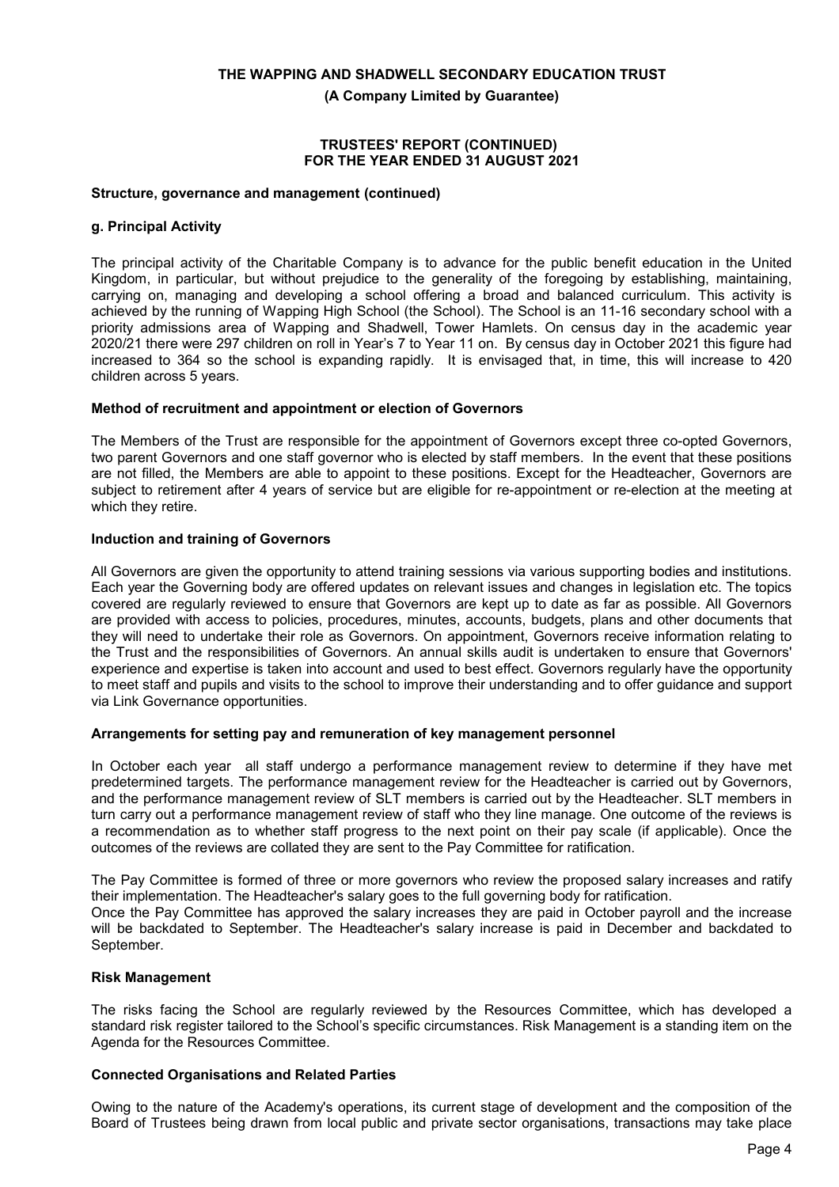# THE WAPPING AND SHADWELL SECONDARY EDUCATION TRUST

**(A Company Limited by Guarantee)**

**TRUSTEES' REPORT (CONTINUED)**
**FOR THE YEAR ENDED 31 AUGUST 2021**

### Structure, governance and management (continued)

#### g. Principal Activity

The principal activity of the Charitable Company is to advance for the public benefit education in the United Kingdom, in particular, but without prejudice to the generality of the foregoing by establishing, maintaining, carrying on, managing and developing a school offering a broad and balanced curriculum. This activity is achieved by the running of Wapping High School (the School). The School is an 11-16 secondary school with a priority admissions area of Wapping and Shadwell, Tower Hamlets. On census day in the academic year 2020/21 there were 297 children on roll in Year's 7 to Year 11 on. By census day in October 2021 this figure had increased to 364 so the school is expanding rapidly. It is envisaged that, in time, this will increase to 420 children across 5 years.

#### Method of recruitment and appointment or election of Governors

The Members of the Trust are responsible for the appointment of Governors except three co-opted Governors, two parent Governors and one staff governor who is elected by staff members. In the event that these positions are not filled, the Members are able to appoint to these positions. Except for the Headteacher, Governors are subject to retirement after 4 years of service but are eligible for re-appointment or re-election at the meeting at which they retire.

#### Induction and training of Governors

All Governors are given the opportunity to attend training sessions via various supporting bodies and institutions. Each year the Governing body are offered updates on relevant issues and changes in legislation etc. The topics covered are regularly reviewed to ensure that Governors are kept up to date as far as possible. All Governors are provided with access to policies, procedures, minutes, accounts, budgets, plans and other documents that they will need to undertake their role as Governors. On appointment, Governors receive information relating to the Trust and the responsibilities of Governors. An annual skills audit is undertaken to ensure that Governors' experience and expertise is taken into account and used to best effect. Governors regularly have the opportunity to meet staff and pupils and visits to the school to improve their understanding and to offer guidance and support via Link Governance opportunities.

#### Arrangements for setting pay and remuneration of key management personnel

In October each year all staff undergo a performance management review to determine if they have met predetermined targets. The performance management review for the Headteacher is carried out by Governors, and the performance management review of SLT members is carried out by the Headteacher. SLT members in turn carry out a performance management review of staff who they line manage. One outcome of the reviews is a recommendation as to whether staff progress to the next point on their pay scale (if applicable). Once the outcomes of the reviews are collated they are sent to the Pay Committee for ratification.

The Pay Committee is formed of three or more governors who review the proposed salary increases and ratify their implementation. The Headteacher's salary goes to the full governing body for ratification.
Once the Pay Committee has approved the salary increases they are paid in October payroll and the increase will be backdated to September. The Headteacher's salary increase is paid in December and backdated to September.

#### Risk Management

The risks facing the School are regularly reviewed by the Resources Committee, which has developed a standard risk register tailored to the School's specific circumstances. Risk Management is a standing item on the Agenda for the Resources Committee.

#### Connected Organisations and Related Parties

Owing to the nature of the Academy's operations, its current stage of development and the composition of the Board of Trustees being drawn from local public and private sector organisations, transactions may take place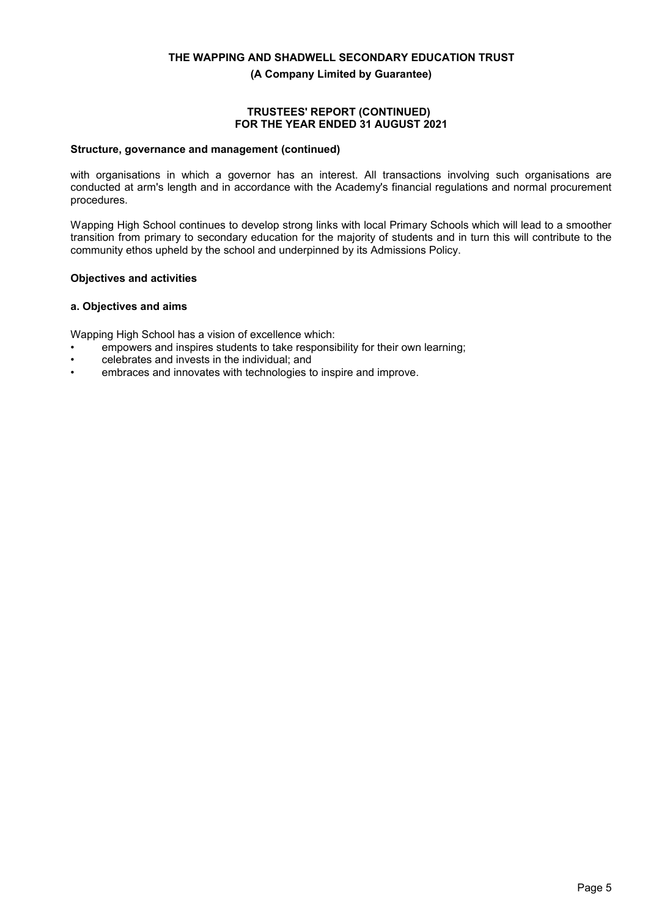### Structure, governance and management (continued)

with organisations in which a governor has an interest. All transactions involving such organisations are conducted at arm's length and in accordance with the Academy's financial regulations and normal procurement procedures.

Wapping High School continues to develop strong links with local Primary Schools which will lead to a smoother transition from primary to secondary education for the majority of students and in turn this will contribute to the community ethos upheld by the school and underpinned by its Admissions Policy.

### Objectives and activities

#### a. Objectives and aims

Wapping High School has a vision of excellence which:

- empowers and inspires students to take responsibility for their own learning;
- celebrates and invests in the individual; and
- embraces and innovates with technologies to inspire and improve.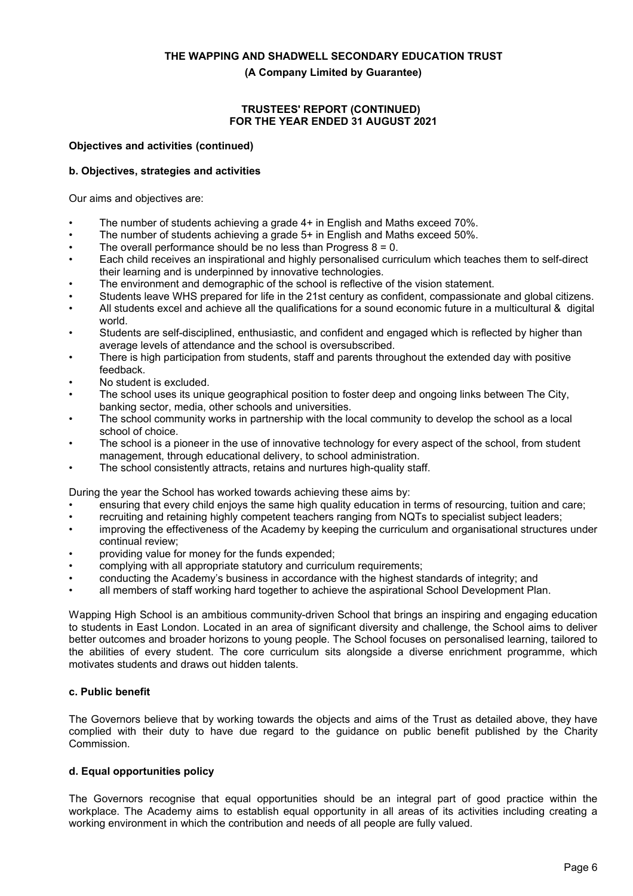**Objectives and activities (continued)**

**b. Objectives, strategies and activities**

Our aims and objectives are:

- The number of students achieving a grade 4+ in English and Maths exceed 70%.
- The number of students achieving a grade 5+ in English and Maths exceed 50%.
- The overall performance should be no less than Progress 8 = 0.
- Each child receives an inspirational and highly personalised curriculum which teaches them to self-direct their learning and is underpinned by innovative technologies.
- The environment and demographic of the school is reflective of the vision statement.
- Students leave WHS prepared for life in the 21st century as confident, compassionate and global citizens.
- All students excel and achieve all the qualifications for a sound economic future in a multicultural & digital world.
- Students are self-disciplined, enthusiastic, and confident and engaged which is reflected by higher than average levels of attendance and the school is oversubscribed.
- There is high participation from students, staff and parents throughout the extended day with positive feedback.
- No student is excluded.
- The school uses its unique geographical position to foster deep and ongoing links between The City, banking sector, media, other schools and universities.
- The school community works in partnership with the local community to develop the school as a local school of choice.
- The school is a pioneer in the use of innovative technology for every aspect of the school, from student management, through educational delivery, to school administration.
- The school consistently attracts, retains and nurtures high-quality staff.

During the year the School has worked towards achieving these aims by:

- ensuring that every child enjoys the same high quality education in terms of resourcing, tuition and care;
- recruiting and retaining highly competent teachers ranging from NQTs to specialist subject leaders;
- improving the effectiveness of the Academy by keeping the curriculum and organisational structures under continual review;
- providing value for money for the funds expended;
- complying with all appropriate statutory and curriculum requirements;
- conducting the Academy's business in accordance with the highest standards of integrity; and
- all members of staff working hard together to achieve the aspirational School Development Plan.

Wapping High School is an ambitious community-driven School that brings an inspiring and engaging education to students in East London. Located in an area of significant diversity and challenge, the School aims to deliver better outcomes and broader horizons to young people. The School focuses on personalised learning, tailored to the abilities of every student. The core curriculum sits alongside a diverse enrichment programme, which motivates students and draws out hidden talents.

**c. Public benefit**

The Governors believe that by working towards the objects and aims of the Trust as detailed above, they have complied with their duty to have due regard to the guidance on public benefit published by the Charity Commission.

**d. Equal opportunities policy**

The Governors recognise that equal opportunities should be an integral part of good practice within the workplace. The Academy aims to establish equal opportunity in all areas of its activities including creating a working environment in which the contribution and needs of all people are fully valued.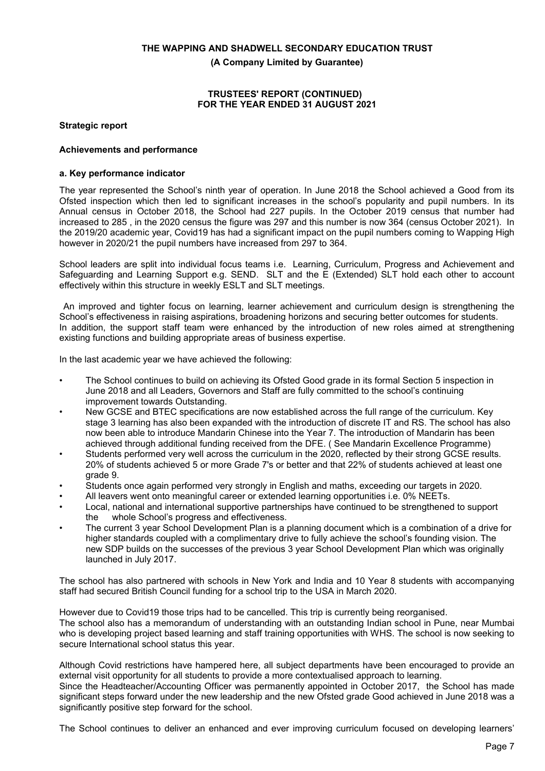**THE WAPPING AND SHADWELL SECONDARY EDUCATION TRUST**

**(A Company Limited by Guarantee)**

**TRUSTEES' REPORT (CONTINUED)**
**FOR THE YEAR ENDED 31 AUGUST 2021**

## Strategic report

### Achievements and performance

#### a. Key performance indicator

The year represented the School's ninth year of operation. In June 2018 the School achieved a Good from its Ofsted inspection which then led to significant increases in the school's popularity and pupil numbers. In its Annual census in October 2018, the School had 227 pupils. In the October 2019 census that number had increased to 285 , in the 2020 census the figure was 297 and this number is now 364 (census October 2021). In the 2019/20 academic year, Covid19 has had a significant impact on the pupil numbers coming to Wapping High however in 2020/21 the pupil numbers have increased from 297 to 364.

School leaders are split into individual focus teams i.e. Learning, Curriculum, Progress and Achievement and Safeguarding and Learning Support e.g. SEND. SLT and the E (Extended) SLT hold each other to account effectively within this structure in weekly ESLT and SLT meetings.

An improved and tighter focus on learning, learner achievement and curriculum design is strengthening the School's effectiveness in raising aspirations, broadening horizons and securing better outcomes for students. In addition, the support staff team were enhanced by the introduction of new roles aimed at strengthening existing functions and building appropriate areas of business expertise.

In the last academic year we have achieved the following:

- The School continues to build on achieving its Ofsted Good grade in its formal Section 5 inspection in June 2018 and all Leaders, Governors and Staff are fully committed to the school's continuing improvement towards Outstanding.
- New GCSE and BTEC specifications are now established across the full range of the curriculum. Key stage 3 learning has also been expanded with the introduction of discrete IT and RS. The school has also now been able to introduce Mandarin Chinese into the Year 7. The introduction of Mandarin has been achieved through additional funding received from the DFE. ( See Mandarin Excellence Programme)
- Students performed very well across the curriculum in the 2020, reflected by their strong GCSE results. 20% of students achieved 5 or more Grade 7's or better and that 22% of students achieved at least one grade 9.
- Students once again performed very strongly in English and maths, exceeding our targets in 2020.
- All leavers went onto meaningful career or extended learning opportunities i.e. 0% NEETs.
- Local, national and international supportive partnerships have continued to be strengthened to support the whole School's progress and effectiveness.
- The current 3 year School Development Plan is a planning document which is a combination of a drive for higher standards coupled with a complimentary drive to fully achieve the school's founding vision. The new SDP builds on the successes of the previous 3 year School Development Plan which was originally launched in July 2017.

The school has also partnered with schools in New York and India and 10 Year 8 students with accompanying staff had secured British Council funding for a school trip to the USA in March 2020.

However due to Covid19 those trips had to be cancelled. This trip is currently being reorganised.
The school also has a memorandum of understanding with an outstanding Indian school in Pune, near Mumbai who is developing project based learning and staff training opportunities with WHS. The school is now seeking to secure International school status this year.

Although Covid restrictions have hampered here, all subject departments have been encouraged to provide an external visit opportunity for all students to provide a more contextualised approach to learning.
Since the Headteacher/Accounting Officer was permanently appointed in October 2017, the School has made significant steps forward under the new leadership and the new Ofsted grade Good achieved in June 2018 was a significantly positive step forward for the school.

The School continues to deliver an enhanced and ever improving curriculum focused on developing learners'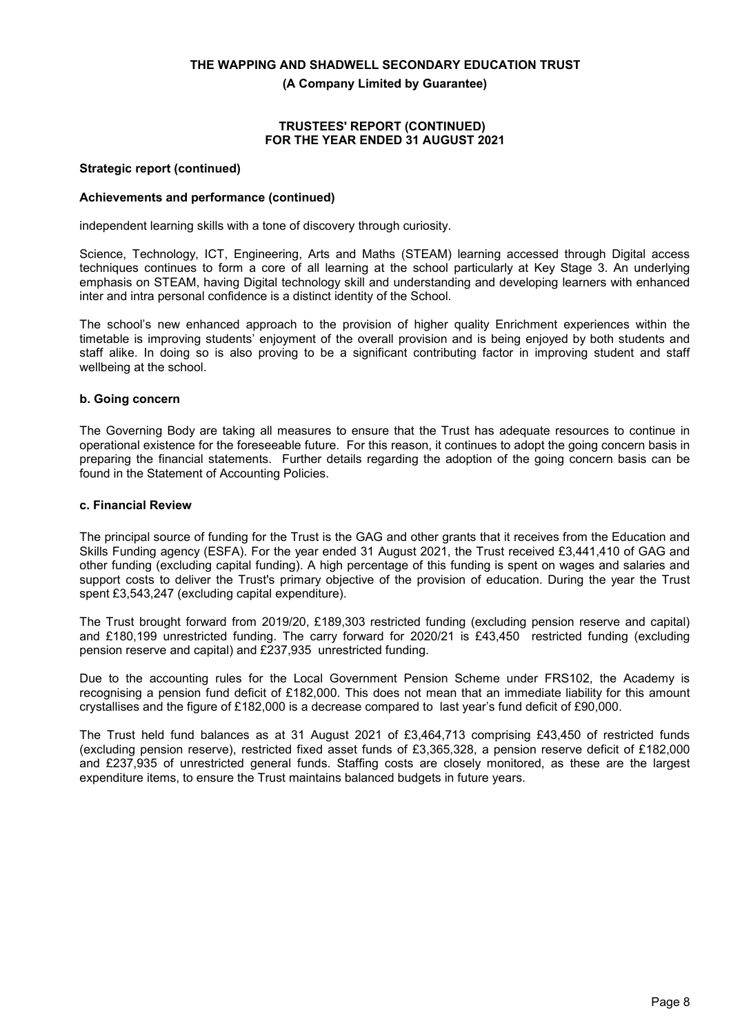**Strategic report (continued)**

**Achievements and performance (continued)**

independent learning skills with a tone of discovery through curiosity.

Science, Technology, ICT, Engineering, Arts and Maths (STEAM) learning accessed through Digital access techniques continues to form a core of all learning at the school particularly at Key Stage 3. An underlying emphasis on STEAM, having Digital technology skill and understanding and developing learners with enhanced inter and intra personal confidence is a distinct identity of the School.

The school's new enhanced approach to the provision of higher quality Enrichment experiences within the timetable is improving students' enjoyment of the overall provision and is being enjoyed by both students and staff alike. In doing so is also proving to be a significant contributing factor in improving student and staff wellbeing at the school.

**b. Going concern**

The Governing Body are taking all measures to ensure that the Trust has adequate resources to continue in operational existence for the foreseeable future. For this reason, it continues to adopt the going concern basis in preparing the financial statements. Further details regarding the adoption of the going concern basis can be found in the Statement of Accounting Policies.

**c. Financial Review**

The principal source of funding for the Trust is the GAG and other grants that it receives from the Education and Skills Funding agency (ESFA). For the year ended 31 August 2021, the Trust received £3,441,410 of GAG and other funding (excluding capital funding). A high percentage of this funding is spent on wages and salaries and support costs to deliver the Trust's primary objective of the provision of education. During the year the Trust spent £3,543,247 (excluding capital expenditure).

The Trust brought forward from 2019/20, £189,303 restricted funding (excluding pension reserve and capital) and £180,199 unrestricted funding. The carry forward for 2020/21 is £43,450 restricted funding (excluding pension reserve and capital) and £237,935 unrestricted funding.

Due to the accounting rules for the Local Government Pension Scheme under FRS102, the Academy is recognising a pension fund deficit of £182,000. This does not mean that an immediate liability for this amount crystallises and the figure of £182,000 is a decrease compared to last year's fund deficit of £90,000.

The Trust held fund balances as at 31 August 2021 of £3,464,713 comprising £43,450 of restricted funds (excluding pension reserve), restricted fixed asset funds of £3,365,328, a pension reserve deficit of £182,000 and £237,935 of unrestricted general funds. Staffing costs are closely monitored, as these are the largest expenditure items, to ensure the Trust maintains balanced budgets in future years.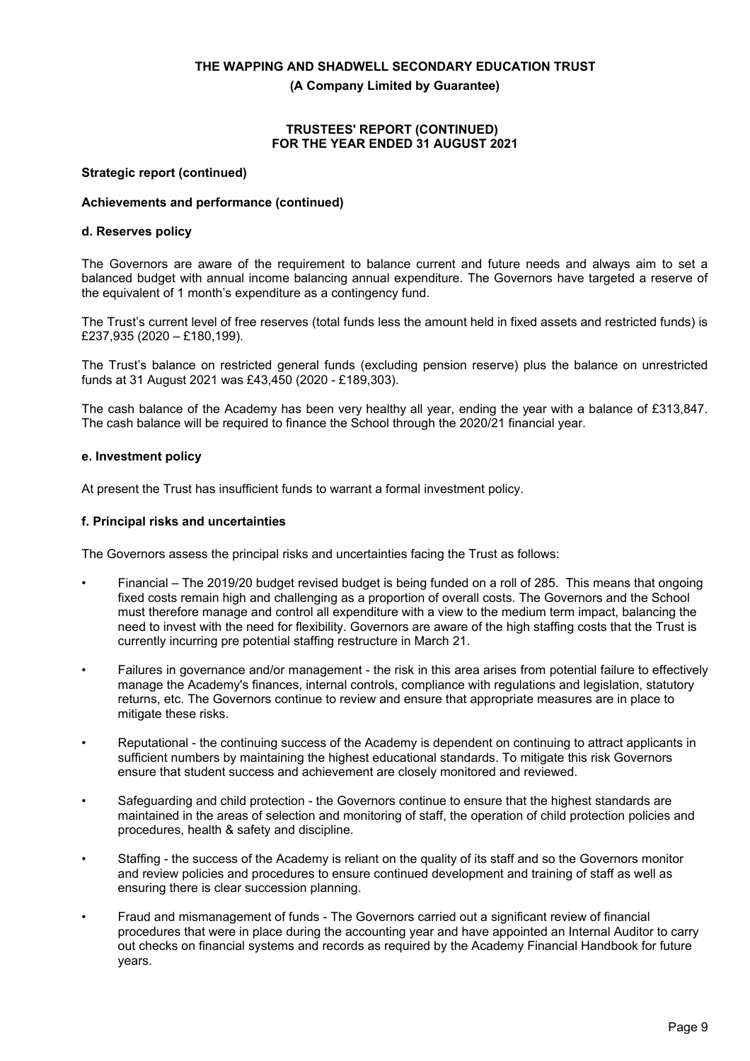**Strategic report (continued)**

**Achievements and performance (continued)**

**d. Reserves policy**

The Governors are aware of the requirement to balance current and future needs and always aim to set a balanced budget with annual income balancing annual expenditure. The Governors have targeted a reserve of the equivalent of 1 month's expenditure as a contingency fund.

The Trust's current level of free reserves (total funds less the amount held in fixed assets and restricted funds) is £237,935 (2020 – £180,199).

The Trust's balance on restricted general funds (excluding pension reserve) plus the balance on unrestricted funds at 31 August 2021 was £43,450 (2020 - £189,303).

The cash balance of the Academy has been very healthy all year, ending the year with a balance of £313,847. The cash balance will be required to finance the School through the 2020/21 financial year.

**e. Investment policy**

At present the Trust has insufficient funds to warrant a formal investment policy.

**f. Principal risks and uncertainties**

The Governors assess the principal risks and uncertainties facing the Trust as follows:

- Financial – The 2019/20 budget revised budget is being funded on a roll of 285. This means that ongoing fixed costs remain high and challenging as a proportion of overall costs. The Governors and the School must therefore manage and control all expenditure with a view to the medium term impact, balancing the need to invest with the need for flexibility. Governors are aware of the high staffing costs that the Trust is currently incurring pre potential staffing restructure in March 21.
- Failures in governance and/or management - the risk in this area arises from potential failure to effectively manage the Academy's finances, internal controls, compliance with regulations and legislation, statutory returns, etc. The Governors continue to review and ensure that appropriate measures are in place to mitigate these risks.
- Reputational - the continuing success of the Academy is dependent on continuing to attract applicants in sufficient numbers by maintaining the highest educational standards. To mitigate this risk Governors ensure that student success and achievement are closely monitored and reviewed.
- Safeguarding and child protection - the Governors continue to ensure that the highest standards are maintained in the areas of selection and monitoring of staff, the operation of child protection policies and procedures, health & safety and discipline.
- Staffing - the success of the Academy is reliant on the quality of its staff and so the Governors monitor and review policies and procedures to ensure continued development and training of staff as well as ensuring there is clear succession planning.
- Fraud and mismanagement of funds - The Governors carried out a significant review of financial procedures that were in place during the accounting year and have appointed an Internal Auditor to carry out checks on financial systems and records as required by the Academy Financial Handbook for future years.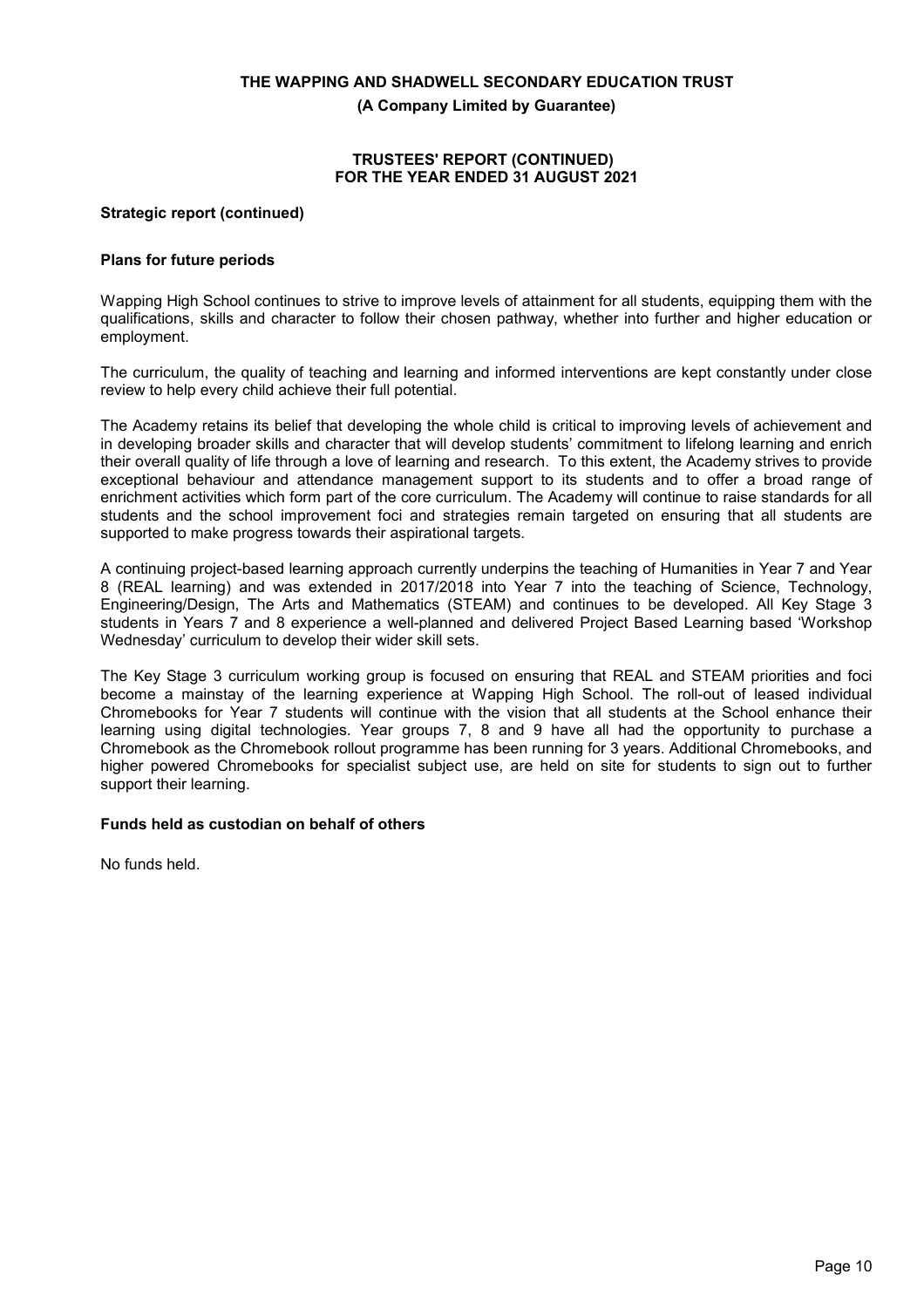**Strategic report (continued)**

**Plans for future periods**

Wapping High School continues to strive to improve levels of attainment for all students, equipping them with the qualifications, skills and character to follow their chosen pathway, whether into further and higher education or employment.

The curriculum, the quality of teaching and learning and informed interventions are kept constantly under close review to help every child achieve their full potential.

The Academy retains its belief that developing the whole child is critical to improving levels of achievement and in developing broader skills and character that will develop students' commitment to lifelong learning and enrich their overall quality of life through a love of learning and research. To this extent, the Academy strives to provide exceptional behaviour and attendance management support to its students and to offer a broad range of enrichment activities which form part of the core curriculum. The Academy will continue to raise standards for all students and the school improvement foci and strategies remain targeted on ensuring that all students are supported to make progress towards their aspirational targets.

A continuing project-based learning approach currently underpins the teaching of Humanities in Year 7 and Year 8 (REAL learning) and was extended in 2017/2018 into Year 7 into the teaching of Science, Technology, Engineering/Design, The Arts and Mathematics (STEAM) and continues to be developed. All Key Stage 3 students in Years 7 and 8 experience a well-planned and delivered Project Based Learning based 'Workshop Wednesday' curriculum to develop their wider skill sets.

The Key Stage 3 curriculum working group is focused on ensuring that REAL and STEAM priorities and foci become a mainstay of the learning experience at Wapping High School. The roll-out of leased individual Chromebooks for Year 7 students will continue with the vision that all students at the School enhance their learning using digital technologies. Year groups 7, 8 and 9 have all had the opportunity to purchase a Chromebook as the Chromebook rollout programme has been running for 3 years. Additional Chromebooks, and higher powered Chromebooks for specialist subject use, are held on site for students to sign out to further support their learning.

**Funds held as custodian on behalf of others**

No funds held.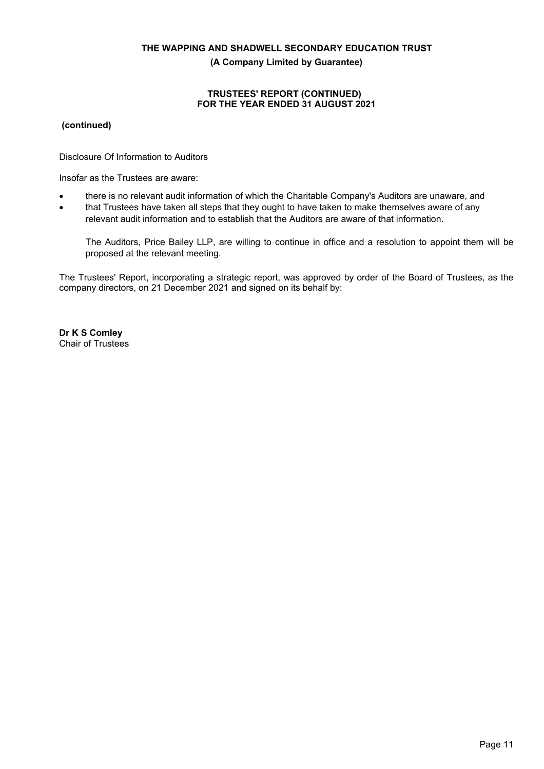**(continued)**

Disclosure Of Information to Auditors

Insofar as the Trustees are aware:

- there is no relevant audit information of which the Charitable Company's Auditors are unaware, and
- that Trustees have taken all steps that they ought to have taken to make themselves aware of any relevant audit information and to establish that the Auditors are aware of that information.

The Auditors, Price Bailey LLP, are willing to continue in office and a resolution to appoint them will be proposed at the relevant meeting.

The Trustees' Report, incorporating a strategic report, was approved by order of the Board of Trustees, as the company directors, on 21 December 2021 and signed on its behalf by:

**Dr K S Comley**
Chair of Trustees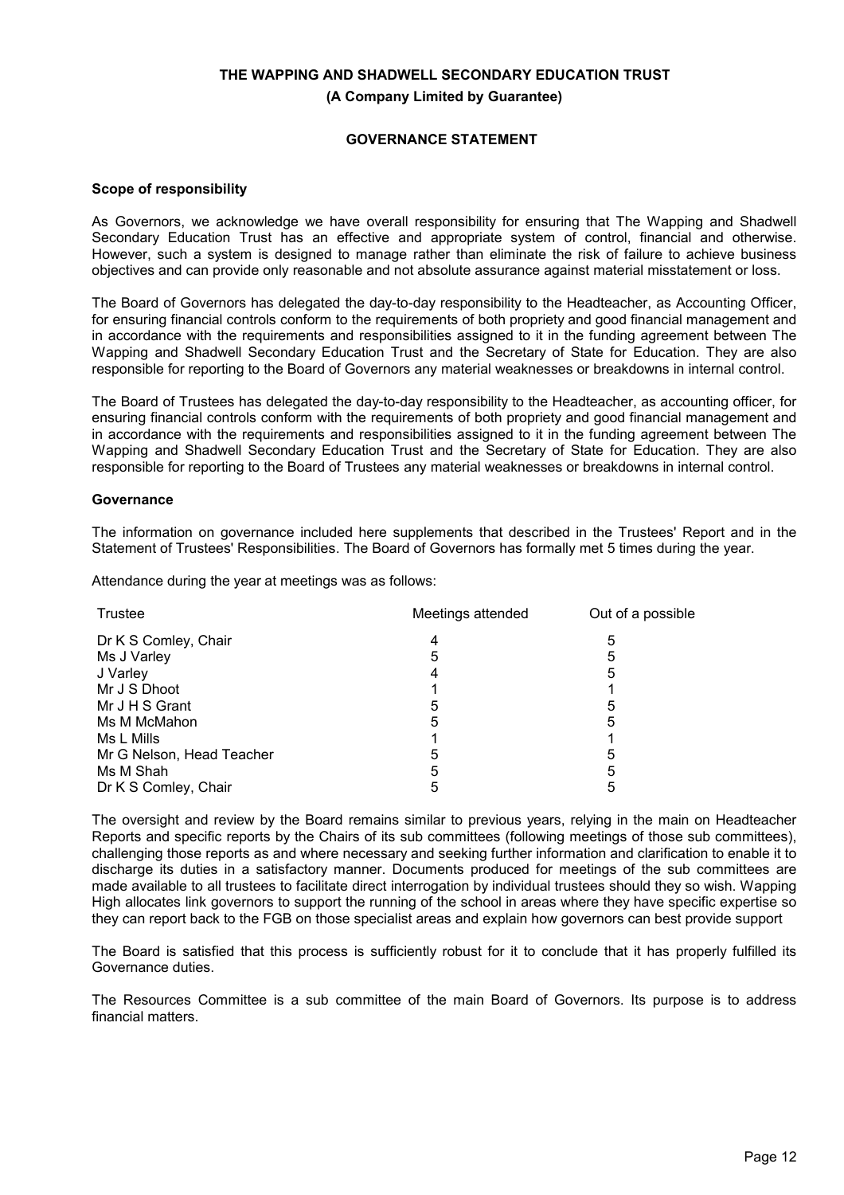**THE WAPPING AND SHADWELL SECONDARY EDUCATION TRUST**
**(A Company Limited by Guarantee)**

## GOVERNANCE STATEMENT

### Scope of responsibility

As Governors, we acknowledge we have overall responsibility for ensuring that The Wapping and Shadwell Secondary Education Trust has an effective and appropriate system of control, financial and otherwise. However, such a system is designed to manage rather than eliminate the risk of failure to achieve business objectives and can provide only reasonable and not absolute assurance against material misstatement or loss.

The Board of Governors has delegated the day-to-day responsibility to the Headteacher, as Accounting Officer, for ensuring financial controls conform to the requirements of both propriety and good financial management and in accordance with the requirements and responsibilities assigned to it in the funding agreement between The Wapping and Shadwell Secondary Education Trust and the Secretary of State for Education. They are also responsible for reporting to the Board of Governors any material weaknesses or breakdowns in internal control.

The Board of Trustees has delegated the day-to-day responsibility to the Headteacher, as accounting officer, for ensuring financial controls conform with the requirements of both propriety and good financial management and in accordance with the requirements and responsibilities assigned to it in the funding agreement between The Wapping and Shadwell Secondary Education Trust and the Secretary of State for Education. They are also responsible for reporting to the Board of Trustees any material weaknesses or breakdowns in internal control.

### Governance

The information on governance included here supplements that described in the Trustees' Report and in the Statement of Trustees' Responsibilities. The Board of Governors has formally met 5 times during the year.

Attendance during the year at meetings was as follows:

| Trustee | Meetings attended | Out of a possible |
|---|---|---|
| Dr K S Comley, Chair | 4 | 5 |
| Ms J Varley | 5 | 5 |
| J Varley | 4 | 5 |
| Mr J S Dhoot | 1 | 1 |
| Mr J H S Grant | 5 | 5 |
| Ms M McMahon | 5 | 5 |
| Ms L Mills | 1 | 1 |
| Mr G Nelson, Head Teacher | 5 | 5 |
| Ms M Shah | 5 | 5 |
| Dr K S Comley, Chair | 5 | 5 |

The oversight and review by the Board remains similar to previous years, relying in the main on Headteacher Reports and specific reports by the Chairs of its sub committees (following meetings of those sub committees), challenging those reports as and where necessary and seeking further information and clarification to enable it to discharge its duties in a satisfactory manner. Documents produced for meetings of the sub committees are made available to all trustees to facilitate direct interrogation by individual trustees should they so wish. Wapping High allocates link governors to support the running of the school in areas where they have specific expertise so they can report back to the FGB on those specialist areas and explain how governors can best provide support

The Board is satisfied that this process is sufficiently robust for it to conclude that it has properly fulfilled its Governance duties.

The Resources Committee is a sub committee of the main Board of Governors. Its purpose is to address financial matters.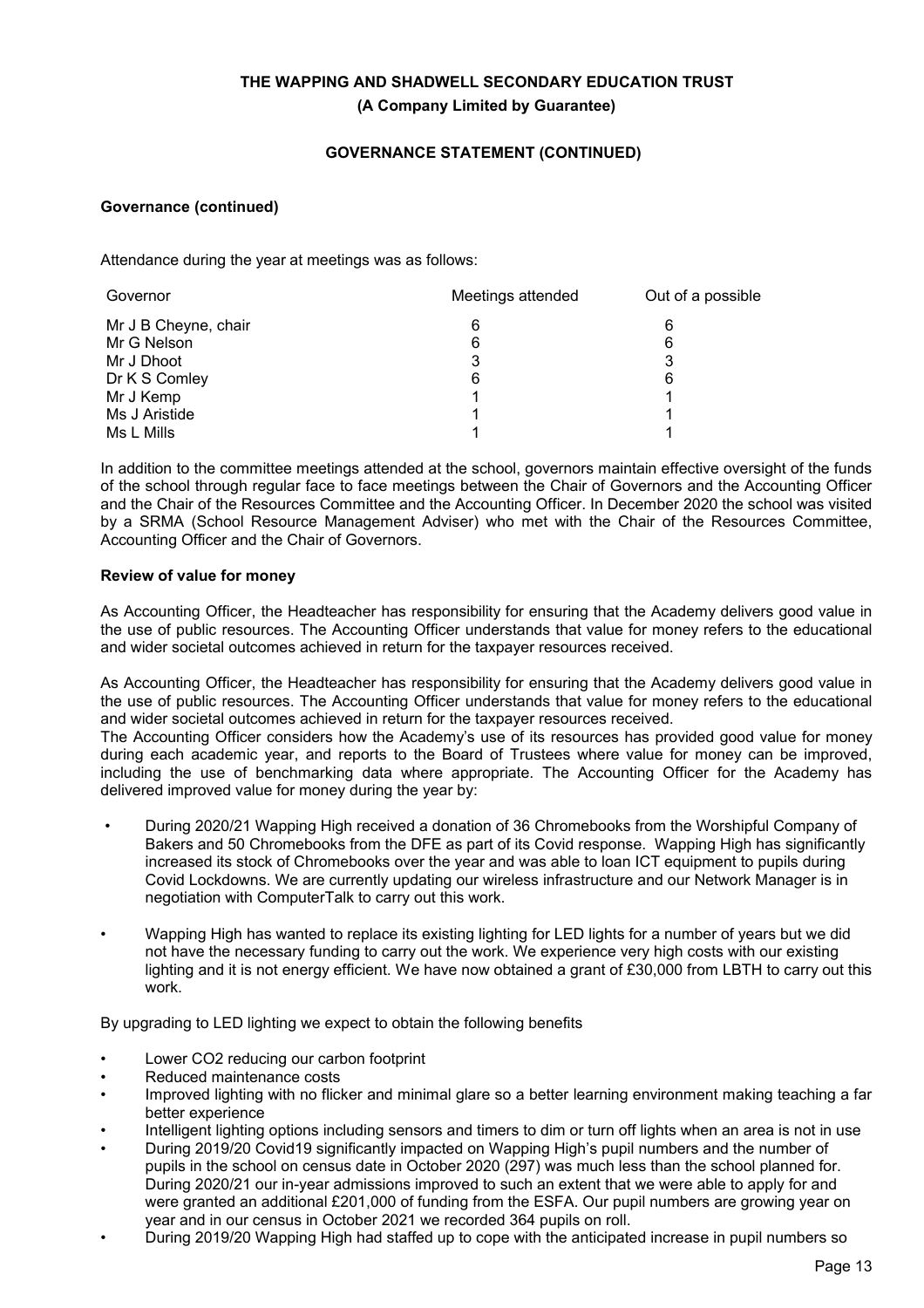## Governance (continued)

Attendance during the year at meetings was as follows:

| Governor | Meetings attended | Out of a possible |
|---|---|---|
| Mr J B Cheyne, chair | 6 | 6 |
| Mr G Nelson | 6 | 6 |
| Mr J Dhoot | 3 | 3 |
| Dr K S Comley | 6 | 6 |
| Mr J Kemp | 1 | 1 |
| Ms J Aristide | 1 | 1 |
| Ms L Mills | 1 | 1 |

In addition to the committee meetings attended at the school, governors maintain effective oversight of the funds of the school through regular face to face meetings between the Chair of Governors and the Accounting Officer and the Chair of the Resources Committee and the Accounting Officer. In December 2020 the school was visited by a SRMA (School Resource Management Adviser) who met with the Chair of the Resources Committee, Accounting Officer and the Chair of Governors.

## Review of value for money

As Accounting Officer, the Headteacher has responsibility for ensuring that the Academy delivers good value in the use of public resources. The Accounting Officer understands that value for money refers to the educational and wider societal outcomes achieved in return for the taxpayer resources received.

As Accounting Officer, the Headteacher has responsibility for ensuring that the Academy delivers good value in the use of public resources. The Accounting Officer understands that value for money refers to the educational and wider societal outcomes achieved in return for the taxpayer resources received.
The Accounting Officer considers how the Academy's use of its resources has provided good value for money during each academic year, and reports to the Board of Trustees where value for money can be improved, including the use of benchmarking data where appropriate. The Accounting Officer for the Academy has delivered improved value for money during the year by:

- During 2020/21 Wapping High received a donation of 36 Chromebooks from the Worshipful Company of Bakers and 50 Chromebooks from the DFE as part of its Covid response. Wapping High has significantly increased its stock of Chromebooks over the year and was able to loan ICT equipment to pupils during Covid Lockdowns. We are currently updating our wireless infrastructure and our Network Manager is in negotiation with ComputerTalk to carry out this work.
- Wapping High has wanted to replace its existing lighting for LED lights for a number of years but we did not have the necessary funding to carry out the work. We experience very high costs with our existing lighting and it is not energy efficient. We have now obtained a grant of £30,000 from LBTH to carry out this work.

By upgrading to LED lighting we expect to obtain the following benefits

- Lower CO2 reducing our carbon footprint
- Reduced maintenance costs
- Improved lighting with no flicker and minimal glare so a better learning environment making teaching a far better experience
- Intelligent lighting options including sensors and timers to dim or turn off lights when an area is not in use
- During 2019/20 Covid19 significantly impacted on Wapping High's pupil numbers and the number of pupils in the school on census date in October 2020 (297) was much less than the school planned for. During 2020/21 our in-year admissions improved to such an extent that we were able to apply for and were granted an additional £201,000 of funding from the ESFA. Our pupil numbers are growing year on year and in our census in October 2021 we recorded 364 pupils on roll.
- During 2019/20 Wapping High had staffed up to cope with the anticipated increase in pupil numbers so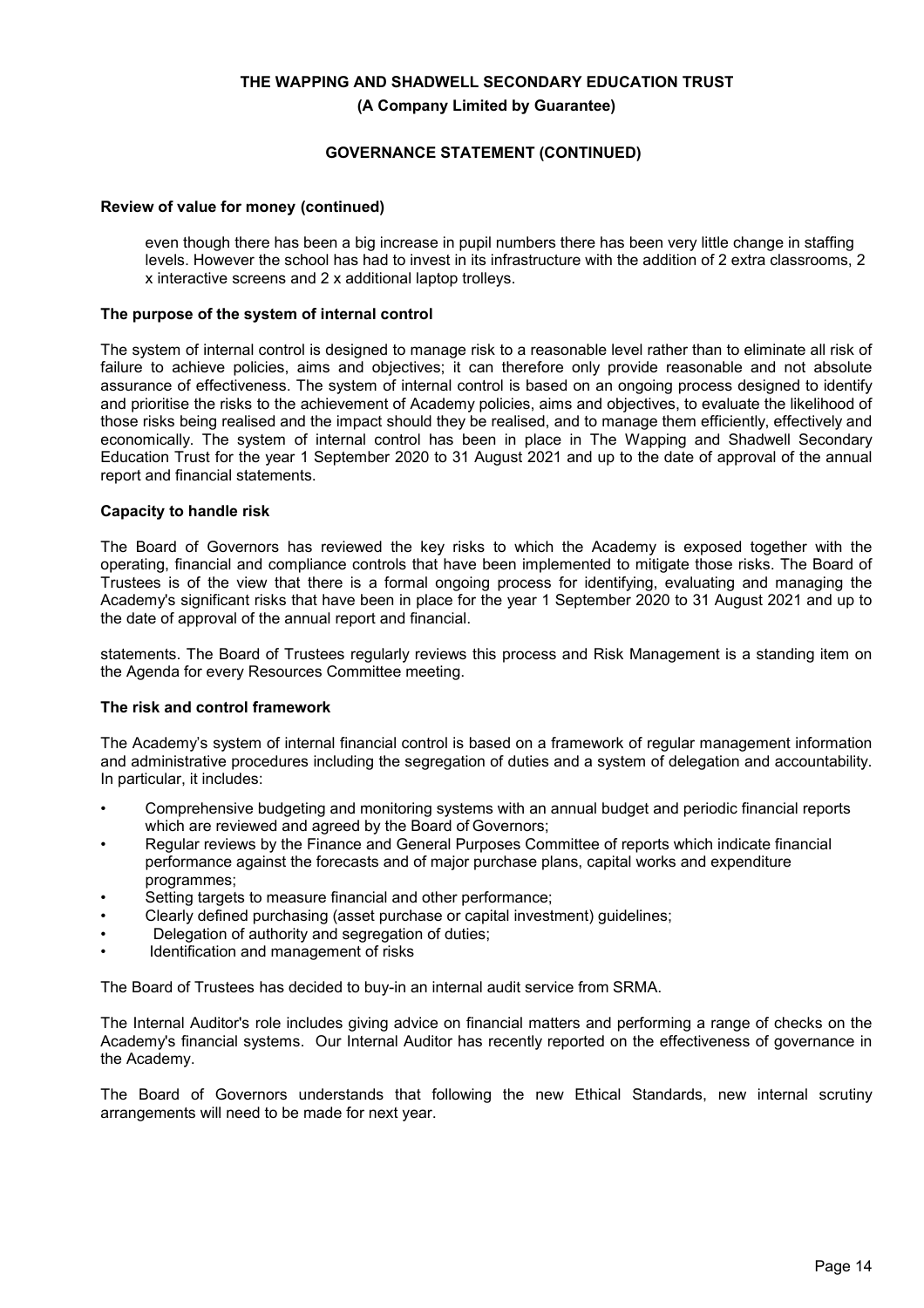## Review of value for money (continued)

even though there has been a big increase in pupil numbers there has been very little change in staffing levels. However the school has had to invest in its infrastructure with the addition of 2 extra classrooms, 2 x interactive screens and 2 x additional laptop trolleys.

## The purpose of the system of internal control

The system of internal control is designed to manage risk to a reasonable level rather than to eliminate all risk of failure to achieve policies, aims and objectives; it can therefore only provide reasonable and not absolute assurance of effectiveness. The system of internal control is based on an ongoing process designed to identify and prioritise the risks to the achievement of Academy policies, aims and objectives, to evaluate the likelihood of those risks being realised and the impact should they be realised, and to manage them efficiently, effectively and economically. The system of internal control has been in place in The Wapping and Shadwell Secondary Education Trust for the year 1 September 2020 to 31 August 2021 and up to the date of approval of the annual report and financial statements.

## Capacity to handle risk

The Board of Governors has reviewed the key risks to which the Academy is exposed together with the operating, financial and compliance controls that have been implemented to mitigate those risks. The Board of Trustees is of the view that there is a formal ongoing process for identifying, evaluating and managing the Academy's significant risks that have been in place for the year 1 September 2020 to 31 August 2021 and up to the date of approval of the annual report and financial.

statements. The Board of Trustees regularly reviews this process and Risk Management is a standing item on the Agenda for every Resources Committee meeting.

## The risk and control framework

The Academy's system of internal financial control is based on a framework of regular management information and administrative procedures including the segregation of duties and a system of delegation and accountability. In particular, it includes:

- Comprehensive budgeting and monitoring systems with an annual budget and periodic financial reports which are reviewed and agreed by the Board of Governors;
- Regular reviews by the Finance and General Purposes Committee of reports which indicate financial performance against the forecasts and of major purchase plans, capital works and expenditure programmes;
- Setting targets to measure financial and other performance;
- Clearly defined purchasing (asset purchase or capital investment) guidelines;
- Delegation of authority and segregation of duties;
- Identification and management of risks

The Board of Trustees has decided to buy-in an internal audit service from SRMA.

The Internal Auditor's role includes giving advice on financial matters and performing a range of checks on the Academy's financial systems. Our Internal Auditor has recently reported on the effectiveness of governance in the Academy.

The Board of Governors understands that following the new Ethical Standards, new internal scrutiny arrangements will need to be made for next year.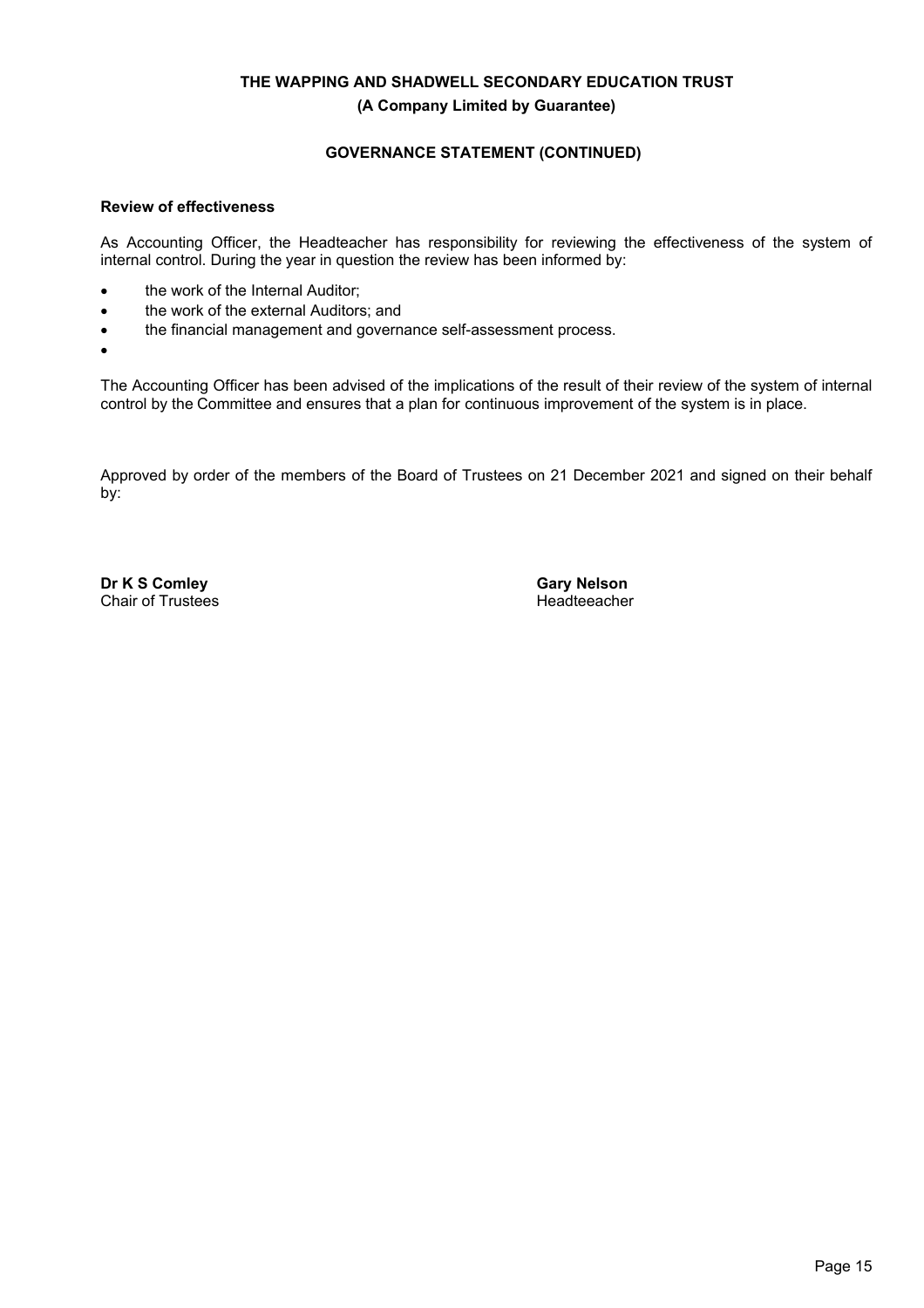**THE WAPPING AND SHADWELL SECONDARY EDUCATION TRUST**
**(A Company Limited by Guarantee)**

**GOVERNANCE STATEMENT (CONTINUED)**

**Review of effectiveness**

As Accounting Officer, the Headteacher has responsibility for reviewing the effectiveness of the system of internal control. During the year in question the review has been informed by:

- the work of the Internal Auditor;
- the work of the external Auditors; and
- the financial management and governance self-assessment process.
-

The Accounting Officer has been advised of the implications of the result of their review of the system of internal control by the Committee and ensures that a plan for continuous improvement of the system is in place.

Approved by order of the members of the Board of Trustees on 21 December 2021 and signed on their behalf by:

**Dr K S Comley**
Chair of Trustees

**Gary Nelson**
Headteeacher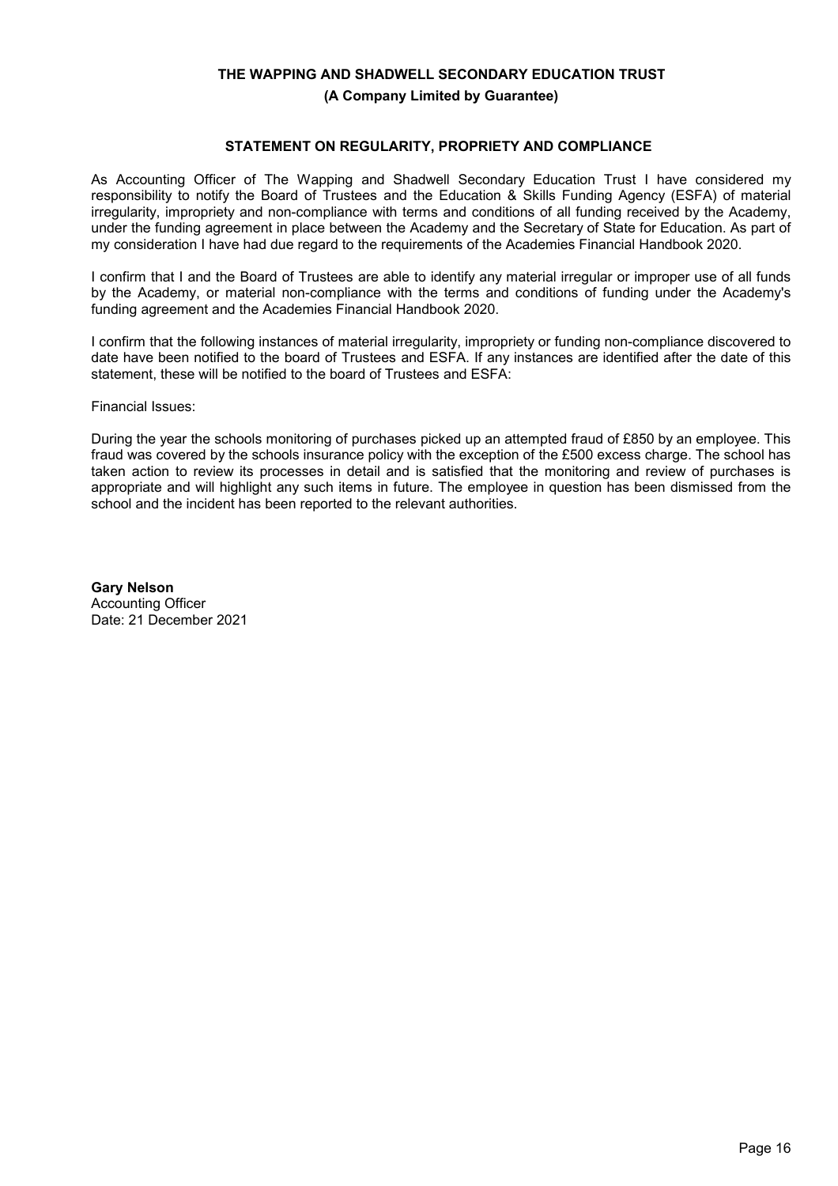# STATEMENT ON REGULARITY, PROPRIETY AND COMPLIANCE

As Accounting Officer of The Wapping and Shadwell Secondary Education Trust I have considered my responsibility to notify the Board of Trustees and the Education & Skills Funding Agency (ESFA) of material irregularity, impropriety and non-compliance with terms and conditions of all funding received by the Academy, under the funding agreement in place between the Academy and the Secretary of State for Education. As part of my consideration I have had due regard to the requirements of the Academies Financial Handbook 2020.

I confirm that I and the Board of Trustees are able to identify any material irregular or improper use of all funds by the Academy, or material non-compliance with the terms and conditions of funding under the Academy's funding agreement and the Academies Financial Handbook 2020.

I confirm that the following instances of material irregularity, impropriety or funding non-compliance discovered to date have been notified to the board of Trustees and ESFA. If any instances are identified after the date of this statement, these will be notified to the board of Trustees and ESFA:

Financial Issues:

During the year the schools monitoring of purchases picked up an attempted fraud of £850 by an employee. This fraud was covered by the schools insurance policy with the exception of the £500 excess charge. The school has taken action to review its processes in detail and is satisfied that the monitoring and review of purchases is appropriate and will highlight any such items in future. The employee in question has been dismissed from the school and the incident has been reported to the relevant authorities.

**Gary Nelson**
Accounting Officer
Date: 21 December 2021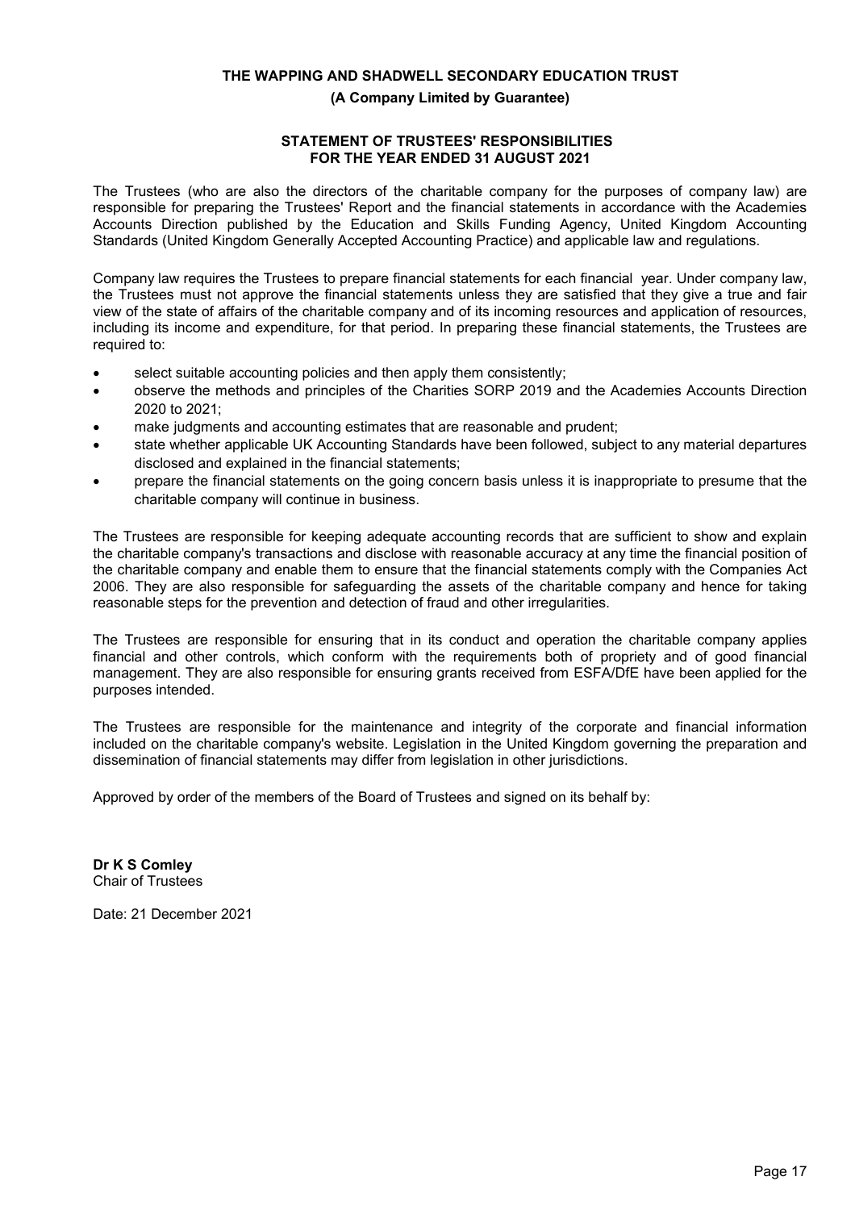**THE WAPPING AND SHADWELL SECONDARY EDUCATION TRUST**

**(A Company Limited by Guarantee)**

## STATEMENT OF TRUSTEES' RESPONSIBILITIES FOR THE YEAR ENDED 31 AUGUST 2021

The Trustees (who are also the directors of the charitable company for the purposes of company law) are responsible for preparing the Trustees' Report and the financial statements in accordance with the Academies Accounts Direction published by the Education and Skills Funding Agency, United Kingdom Accounting Standards (United Kingdom Generally Accepted Accounting Practice) and applicable law and regulations.

Company law requires the Trustees to prepare financial statements for each financial year. Under company law, the Trustees must not approve the financial statements unless they are satisfied that they give a true and fair view of the state of affairs of the charitable company and of its incoming resources and application of resources, including its income and expenditure, for that period. In preparing these financial statements, the Trustees are required to:

- select suitable accounting policies and then apply them consistently;
- observe the methods and principles of the Charities SORP 2019 and the Academies Accounts Direction 2020 to 2021;
- make judgments and accounting estimates that are reasonable and prudent;
- state whether applicable UK Accounting Standards have been followed, subject to any material departures disclosed and explained in the financial statements;
- prepare the financial statements on the going concern basis unless it is inappropriate to presume that the charitable company will continue in business.

The Trustees are responsible for keeping adequate accounting records that are sufficient to show and explain the charitable company's transactions and disclose with reasonable accuracy at any time the financial position of the charitable company and enable them to ensure that the financial statements comply with the Companies Act 2006. They are also responsible for safeguarding the assets of the charitable company and hence for taking reasonable steps for the prevention and detection of fraud and other irregularities.

The Trustees are responsible for ensuring that in its conduct and operation the charitable company applies financial and other controls, which conform with the requirements both of propriety and of good financial management. They are also responsible for ensuring grants received from ESFA/DfE have been applied for the purposes intended.

The Trustees are responsible for the maintenance and integrity of the corporate and financial information included on the charitable company's website. Legislation in the United Kingdom governing the preparation and dissemination of financial statements may differ from legislation in other jurisdictions.

Approved by order of the members of the Board of Trustees and signed on its behalf by:

**Dr K S Comley**
Chair of Trustees

Date: 21 December 2021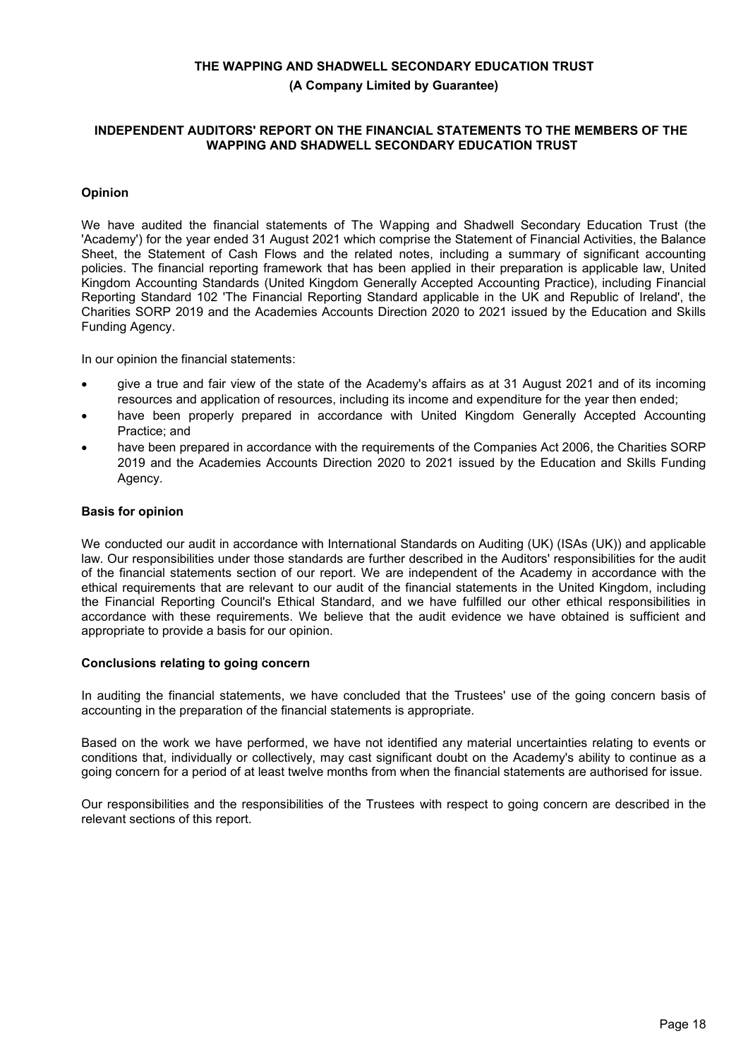# THE WAPPING AND SHADWELL SECONDARY EDUCATION TRUST

**(A Company Limited by Guarantee)**

## INDEPENDENT AUDITORS' REPORT ON THE FINANCIAL STATEMENTS TO THE MEMBERS OF THE WAPPING AND SHADWELL SECONDARY EDUCATION TRUST

### Opinion

We have audited the financial statements of The Wapping and Shadwell Secondary Education Trust (the 'Academy') for the year ended 31 August 2021 which comprise the Statement of Financial Activities, the Balance Sheet, the Statement of Cash Flows and the related notes, including a summary of significant accounting policies. The financial reporting framework that has been applied in their preparation is applicable law, United Kingdom Accounting Standards (United Kingdom Generally Accepted Accounting Practice), including Financial Reporting Standard 102 'The Financial Reporting Standard applicable in the UK and Republic of Ireland', the Charities SORP 2019 and the Academies Accounts Direction 2020 to 2021 issued by the Education and Skills Funding Agency.

In our opinion the financial statements:

- give a true and fair view of the state of the Academy's affairs as at 31 August 2021 and of its incoming resources and application of resources, including its income and expenditure for the year then ended;
- have been properly prepared in accordance with United Kingdom Generally Accepted Accounting Practice; and
- have been prepared in accordance with the requirements of the Companies Act 2006, the Charities SORP 2019 and the Academies Accounts Direction 2020 to 2021 issued by the Education and Skills Funding Agency.

### Basis for opinion

We conducted our audit in accordance with International Standards on Auditing (UK) (ISAs (UK)) and applicable law. Our responsibilities under those standards are further described in the Auditors' responsibilities for the audit of the financial statements section of our report. We are independent of the Academy in accordance with the ethical requirements that are relevant to our audit of the financial statements in the United Kingdom, including the Financial Reporting Council's Ethical Standard, and we have fulfilled our other ethical responsibilities in accordance with these requirements. We believe that the audit evidence we have obtained is sufficient and appropriate to provide a basis for our opinion.

### Conclusions relating to going concern

In auditing the financial statements, we have concluded that the Trustees' use of the going concern basis of accounting in the preparation of the financial statements is appropriate.

Based on the work we have performed, we have not identified any material uncertainties relating to events or conditions that, individually or collectively, may cast significant doubt on the Academy's ability to continue as a going concern for a period of at least twelve months from when the financial statements are authorised for issue.

Our responsibilities and the responsibilities of the Trustees with respect to going concern are described in the relevant sections of this report.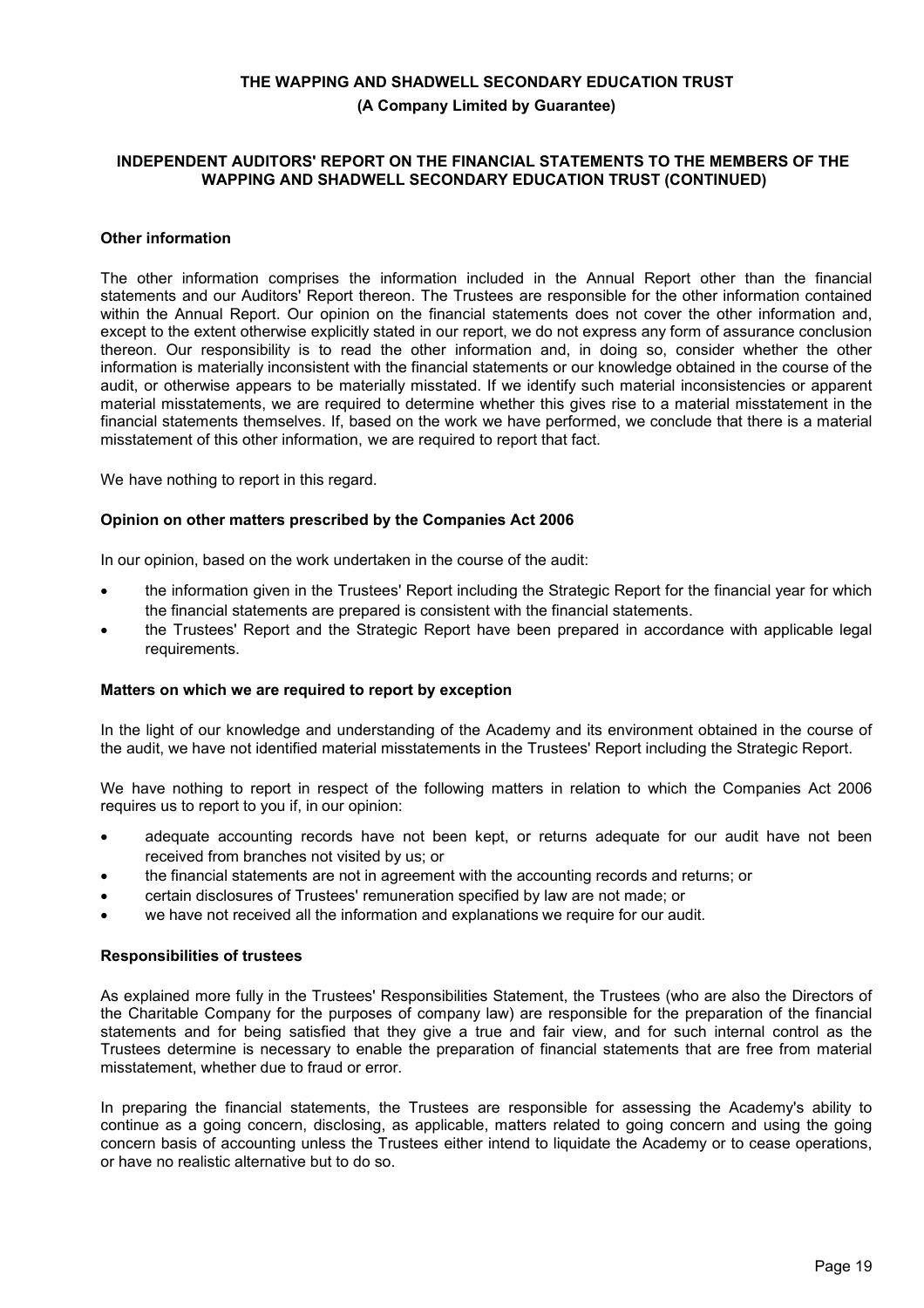## Other information

The other information comprises the information included in the Annual Report other than the financial statements and our Auditors' Report thereon. The Trustees are responsible for the other information contained within the Annual Report. Our opinion on the financial statements does not cover the other information and, except to the extent otherwise explicitly stated in our report, we do not express any form of assurance conclusion thereon. Our responsibility is to read the other information and, in doing so, consider whether the other information is materially inconsistent with the financial statements or our knowledge obtained in the course of the audit, or otherwise appears to be materially misstated. If we identify such material inconsistencies or apparent material misstatements, we are required to determine whether this gives rise to a material misstatement in the financial statements themselves. If, based on the work we have performed, we conclude that there is a material misstatement of this other information, we are required to report that fact.

We have nothing to report in this regard.

## Opinion on other matters prescribed by the Companies Act 2006

In our opinion, based on the work undertaken in the course of the audit:

- the information given in the Trustees' Report including the Strategic Report for the financial year for which the financial statements are prepared is consistent with the financial statements.
- the Trustees' Report and the Strategic Report have been prepared in accordance with applicable legal requirements.

## Matters on which we are required to report by exception

In the light of our knowledge and understanding of the Academy and its environment obtained in the course of the audit, we have not identified material misstatements in the Trustees' Report including the Strategic Report.

We have nothing to report in respect of the following matters in relation to which the Companies Act 2006 requires us to report to you if, in our opinion:

- adequate accounting records have not been kept, or returns adequate for our audit have not been received from branches not visited by us; or
- the financial statements are not in agreement with the accounting records and returns; or
- certain disclosures of Trustees' remuneration specified by law are not made; or
- we have not received all the information and explanations we require for our audit.

## Responsibilities of trustees

As explained more fully in the Trustees' Responsibilities Statement, the Trustees (who are also the Directors of the Charitable Company for the purposes of company law) are responsible for the preparation of the financial statements and for being satisfied that they give a true and fair view, and for such internal control as the Trustees determine is necessary to enable the preparation of financial statements that are free from material misstatement, whether due to fraud or error.

In preparing the financial statements, the Trustees are responsible for assessing the Academy's ability to continue as a going concern, disclosing, as applicable, matters related to going concern and using the going concern basis of accounting unless the Trustees either intend to liquidate the Academy or to cease operations, or have no realistic alternative but to do so.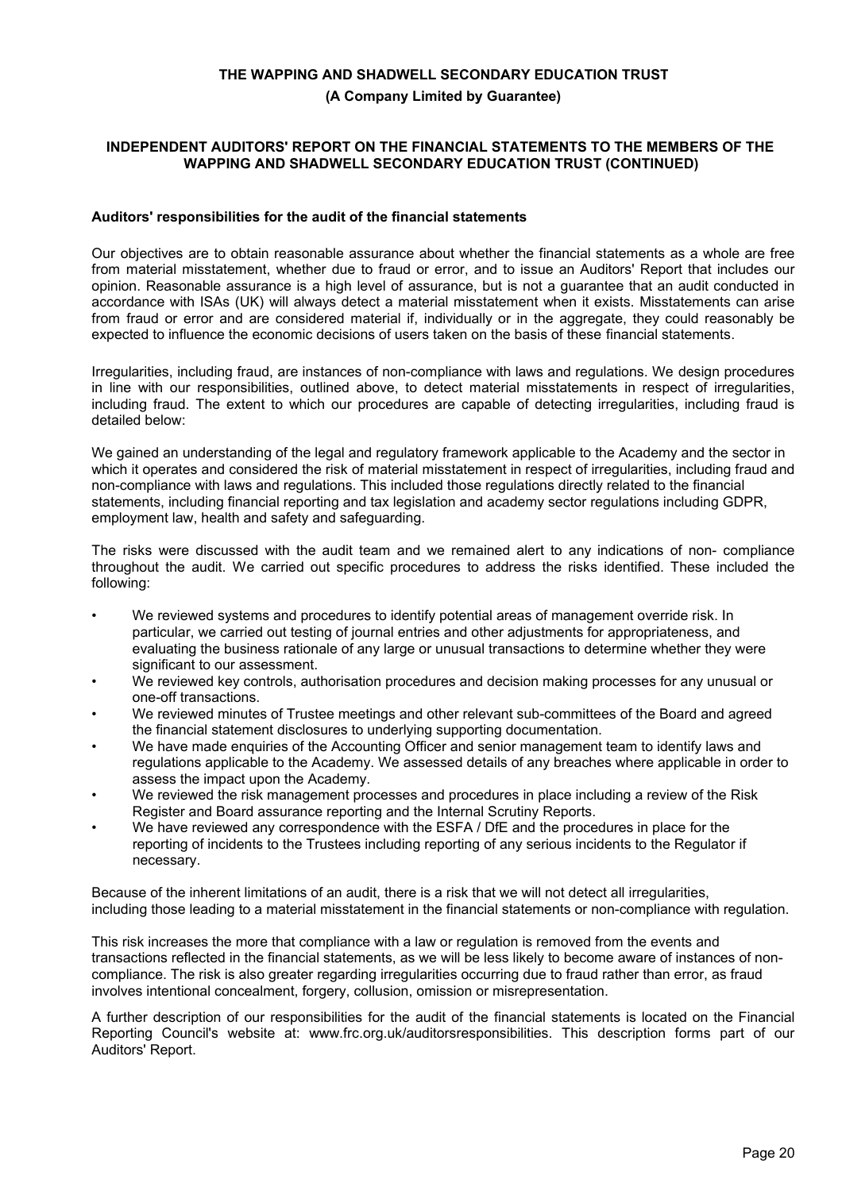# THE WAPPING AND SHADWELL SECONDARY EDUCATION TRUST

**(A Company Limited by Guarantee)**

## INDEPENDENT AUDITORS' REPORT ON THE FINANCIAL STATEMENTS TO THE MEMBERS OF THE WAPPING AND SHADWELL SECONDARY EDUCATION TRUST (CONTINUED)

### Auditors' responsibilities for the audit of the financial statements

Our objectives are to obtain reasonable assurance about whether the financial statements as a whole are free from material misstatement, whether due to fraud or error, and to issue an Auditors' Report that includes our opinion. Reasonable assurance is a high level of assurance, but is not a guarantee that an audit conducted in accordance with ISAs (UK) will always detect a material misstatement when it exists. Misstatements can arise from fraud or error and are considered material if, individually or in the aggregate, they could reasonably be expected to influence the economic decisions of users taken on the basis of these financial statements.

Irregularities, including fraud, are instances of non-compliance with laws and regulations. We design procedures in line with our responsibilities, outlined above, to detect material misstatements in respect of irregularities, including fraud. The extent to which our procedures are capable of detecting irregularities, including fraud is detailed below:

We gained an understanding of the legal and regulatory framework applicable to the Academy and the sector in which it operates and considered the risk of material misstatement in respect of irregularities, including fraud and non-compliance with laws and regulations. This included those regulations directly related to the financial statements, including financial reporting and tax legislation and academy sector regulations including GDPR, employment law, health and safety and safeguarding.

The risks were discussed with the audit team and we remained alert to any indications of non- compliance throughout the audit. We carried out specific procedures to address the risks identified. These included the following:

- We reviewed systems and procedures to identify potential areas of management override risk. In particular, we carried out testing of journal entries and other adjustments for appropriateness, and evaluating the business rationale of any large or unusual transactions to determine whether they were significant to our assessment.
- We reviewed key controls, authorisation procedures and decision making processes for any unusual or one-off transactions.
- We reviewed minutes of Trustee meetings and other relevant sub-committees of the Board and agreed the financial statement disclosures to underlying supporting documentation.
- We have made enquiries of the Accounting Officer and senior management team to identify laws and regulations applicable to the Academy. We assessed details of any breaches where applicable in order to assess the impact upon the Academy.
- We reviewed the risk management processes and procedures in place including a review of the Risk Register and Board assurance reporting and the Internal Scrutiny Reports.
- We have reviewed any correspondence with the ESFA / DfE and the procedures in place for the reporting of incidents to the Trustees including reporting of any serious incidents to the Regulator if necessary.

Because of the inherent limitations of an audit, there is a risk that we will not detect all irregularities, including those leading to a material misstatement in the financial statements or non-compliance with regulation.

This risk increases the more that compliance with a law or regulation is removed from the events and transactions reflected in the financial statements, as we will be less likely to become aware of instances of non-compliance. The risk is also greater regarding irregularities occurring due to fraud rather than error, as fraud involves intentional concealment, forgery, collusion, omission or misrepresentation.

A further description of our responsibilities for the audit of the financial statements is located on the Financial Reporting Council's website at: www.frc.org.uk/auditorsresponsibilities. This description forms part of our Auditors' Report.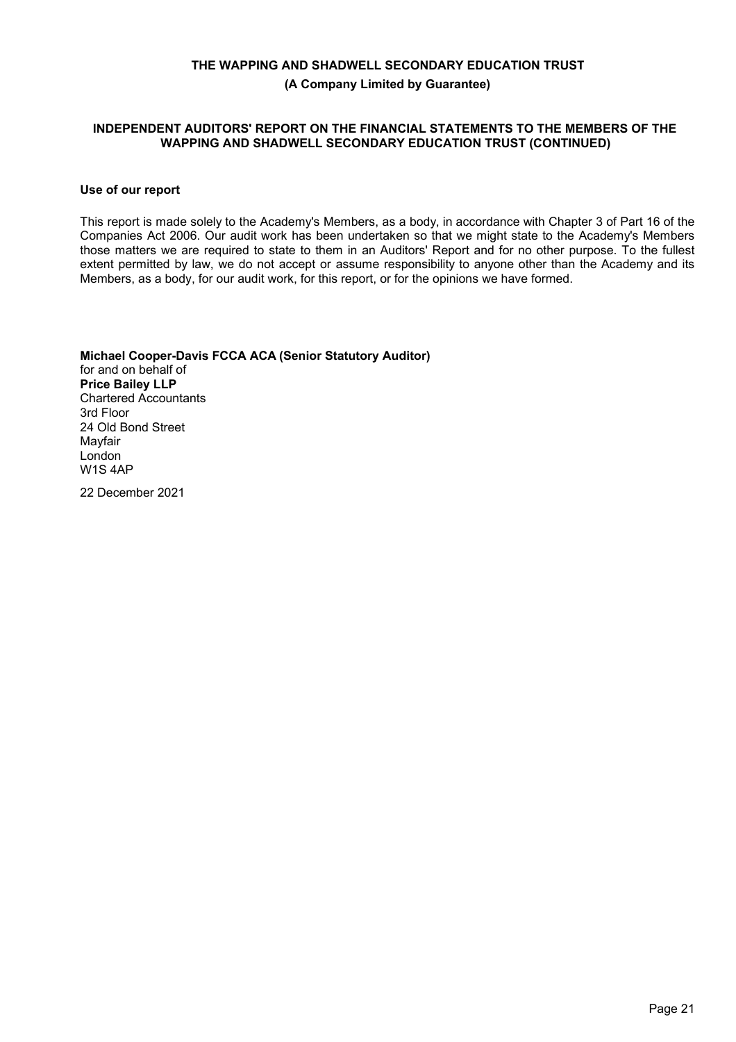**THE WAPPING AND SHADWELL SECONDARY EDUCATION TRUST**

**(A Company Limited by Guarantee)**

**INDEPENDENT AUDITORS' REPORT ON THE FINANCIAL STATEMENTS TO THE MEMBERS OF THE WAPPING AND SHADWELL SECONDARY EDUCATION TRUST (CONTINUED)**

**Use of our report**

This report is made solely to the Academy's Members, as a body, in accordance with Chapter 3 of Part 16 of the Companies Act 2006. Our audit work has been undertaken so that we might state to the Academy's Members those matters we are required to state to them in an Auditors' Report and for no other purpose. To the fullest extent permitted by law, we do not accept or assume responsibility to anyone other than the Academy and its Members, as a body, for our audit work, for this report, or for the opinions we have formed.

**Michael Cooper-Davis FCCA ACA (Senior Statutory Auditor)**
for and on behalf of
**Price Bailey LLP**
Chartered Accountants
3rd Floor
24 Old Bond Street
Mayfair
London
W1S 4AP

22 December 2021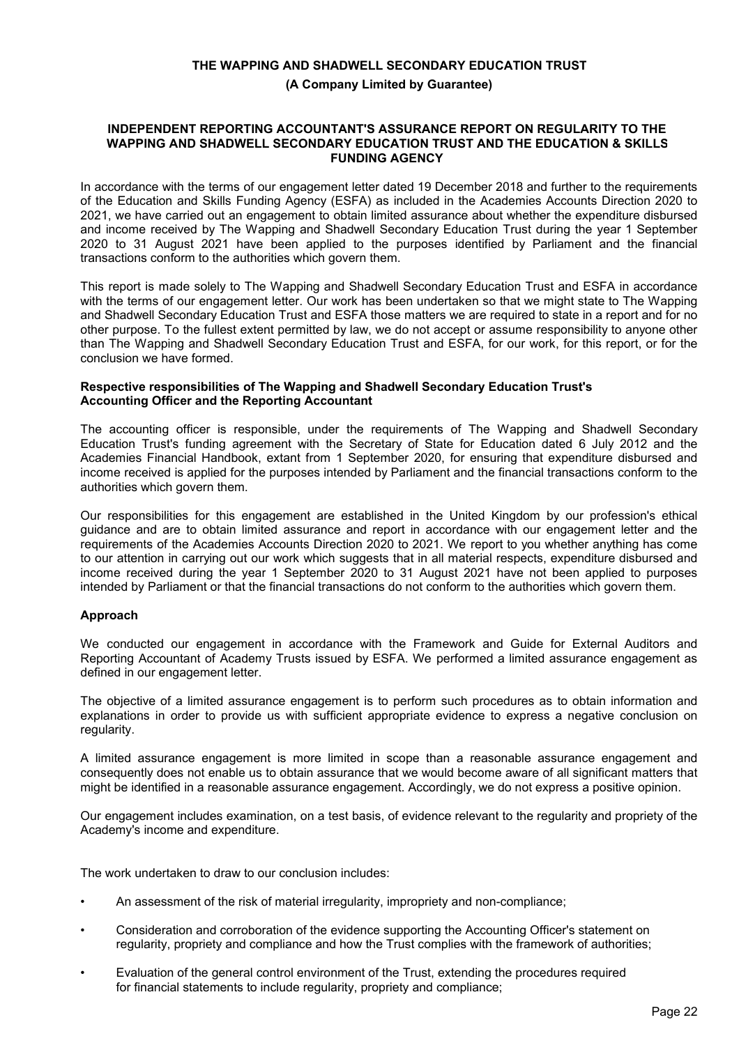**THE WAPPING AND SHADWELL SECONDARY EDUCATION TRUST**

**(A Company Limited by Guarantee)**

## INDEPENDENT REPORTING ACCOUNTANT'S ASSURANCE REPORT ON REGULARITY TO THE WAPPING AND SHADWELL SECONDARY EDUCATION TRUST AND THE EDUCATION & SKILLS FUNDING AGENCY

In accordance with the terms of our engagement letter dated 19 December 2018 and further to the requirements of the Education and Skills Funding Agency (ESFA) as included in the Academies Accounts Direction 2020 to 2021, we have carried out an engagement to obtain limited assurance about whether the expenditure disbursed and income received by The Wapping and Shadwell Secondary Education Trust during the year 1 September 2020 to 31 August 2021 have been applied to the purposes identified by Parliament and the financial transactions conform to the authorities which govern them.

This report is made solely to The Wapping and Shadwell Secondary Education Trust and ESFA in accordance with the terms of our engagement letter. Our work has been undertaken so that we might state to The Wapping and Shadwell Secondary Education Trust and ESFA those matters we are required to state in a report and for no other purpose. To the fullest extent permitted by law, we do not accept or assume responsibility to anyone other than The Wapping and Shadwell Secondary Education Trust and ESFA, for our work, for this report, or for the conclusion we have formed.

### Respective responsibilities of The Wapping and Shadwell Secondary Education Trust's Accounting Officer and the Reporting Accountant

The accounting officer is responsible, under the requirements of The Wapping and Shadwell Secondary Education Trust's funding agreement with the Secretary of State for Education dated 6 July 2012 and the Academies Financial Handbook, extant from 1 September 2020, for ensuring that expenditure disbursed and income received is applied for the purposes intended by Parliament and the financial transactions conform to the authorities which govern them.

Our responsibilities for this engagement are established in the United Kingdom by our profession's ethical guidance and are to obtain limited assurance and report in accordance with our engagement letter and the requirements of the Academies Accounts Direction 2020 to 2021. We report to you whether anything has come to our attention in carrying out our work which suggests that in all material respects, expenditure disbursed and income received during the year 1 September 2020 to 31 August 2021 have not been applied to purposes intended by Parliament or that the financial transactions do not conform to the authorities which govern them.

### Approach

We conducted our engagement in accordance with the Framework and Guide for External Auditors and Reporting Accountant of Academy Trusts issued by ESFA. We performed a limited assurance engagement as defined in our engagement letter.

The objective of a limited assurance engagement is to perform such procedures as to obtain information and explanations in order to provide us with sufficient appropriate evidence to express a negative conclusion on regularity.

A limited assurance engagement is more limited in scope than a reasonable assurance engagement and consequently does not enable us to obtain assurance that we would become aware of all significant matters that might be identified in a reasonable assurance engagement. Accordingly, we do not express a positive opinion.

Our engagement includes examination, on a test basis, of evidence relevant to the regularity and propriety of the Academy's income and expenditure.

The work undertaken to draw to our conclusion includes:

- An assessment of the risk of material irregularity, impropriety and non-compliance;
- Consideration and corroboration of the evidence supporting the Accounting Officer's statement on regularity, propriety and compliance and how the Trust complies with the framework of authorities;
- Evaluation of the general control environment of the Trust, extending the procedures required for financial statements to include regularity, propriety and compliance;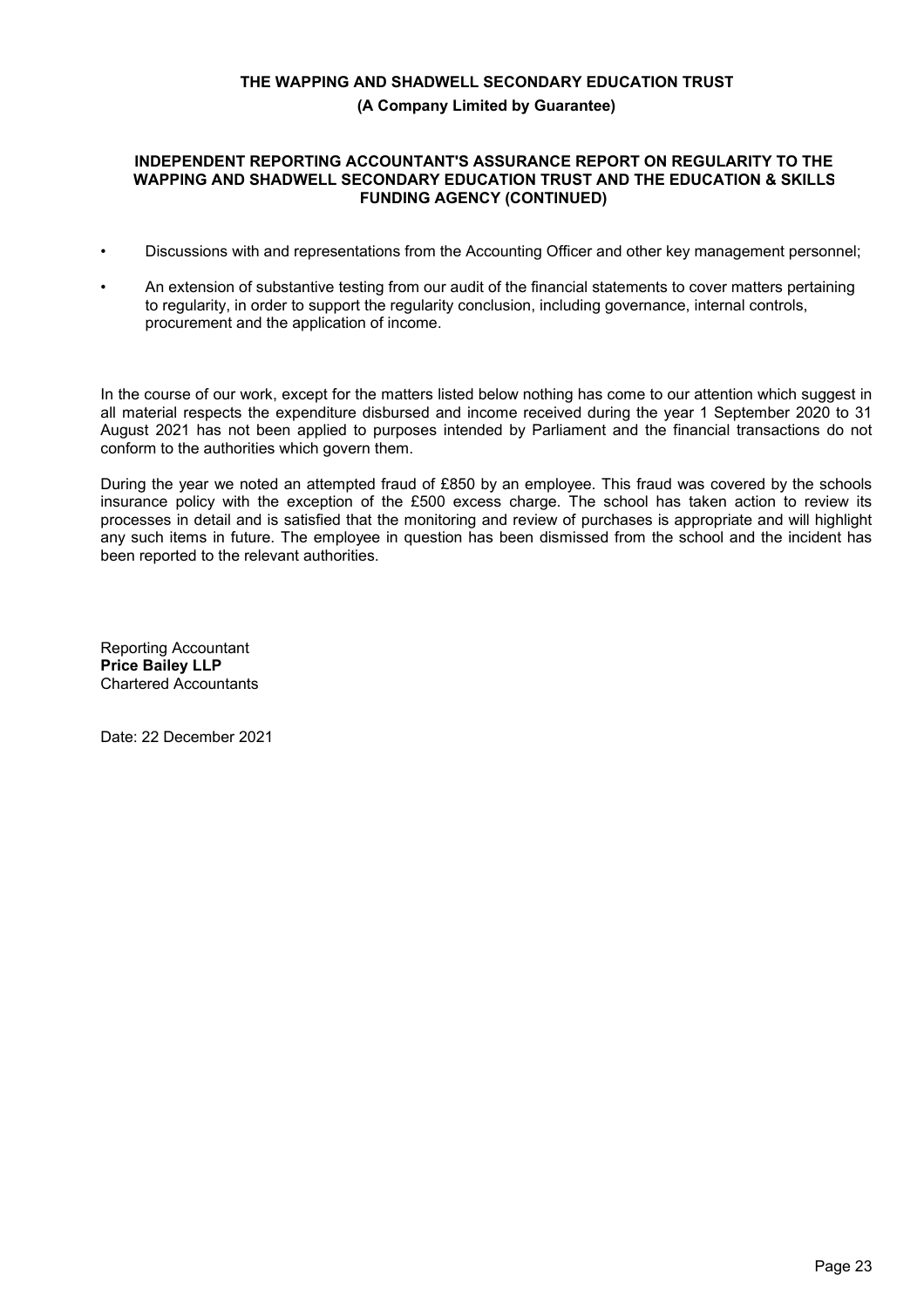## INDEPENDENT REPORTING ACCOUNTANT'S ASSURANCE REPORT ON REGULARITY TO THE WAPPING AND SHADWELL SECONDARY EDUCATION TRUST AND THE EDUCATION & SKILLS FUNDING AGENCY (CONTINUED)

- Discussions with and representations from the Accounting Officer and other key management personnel;
- An extension of substantive testing from our audit of the financial statements to cover matters pertaining to regularity, in order to support the regularity conclusion, including governance, internal controls, procurement and the application of income.

In the course of our work, except for the matters listed below nothing has come to our attention which suggest in all material respects the expenditure disbursed and income received during the year 1 September 2020 to 31 August 2021 has not been applied to purposes intended by Parliament and the financial transactions do not conform to the authorities which govern them.

During the year we noted an attempted fraud of £850 by an employee. This fraud was covered by the schools insurance policy with the exception of the £500 excess charge. The school has taken action to review its processes in detail and is satisfied that the monitoring and review of purchases is appropriate and will highlight any such items in future. The employee in question has been dismissed from the school and the incident has been reported to the relevant authorities.

Reporting Accountant
**Price Bailey LLP**
Chartered Accountants

Date: 22 December 2021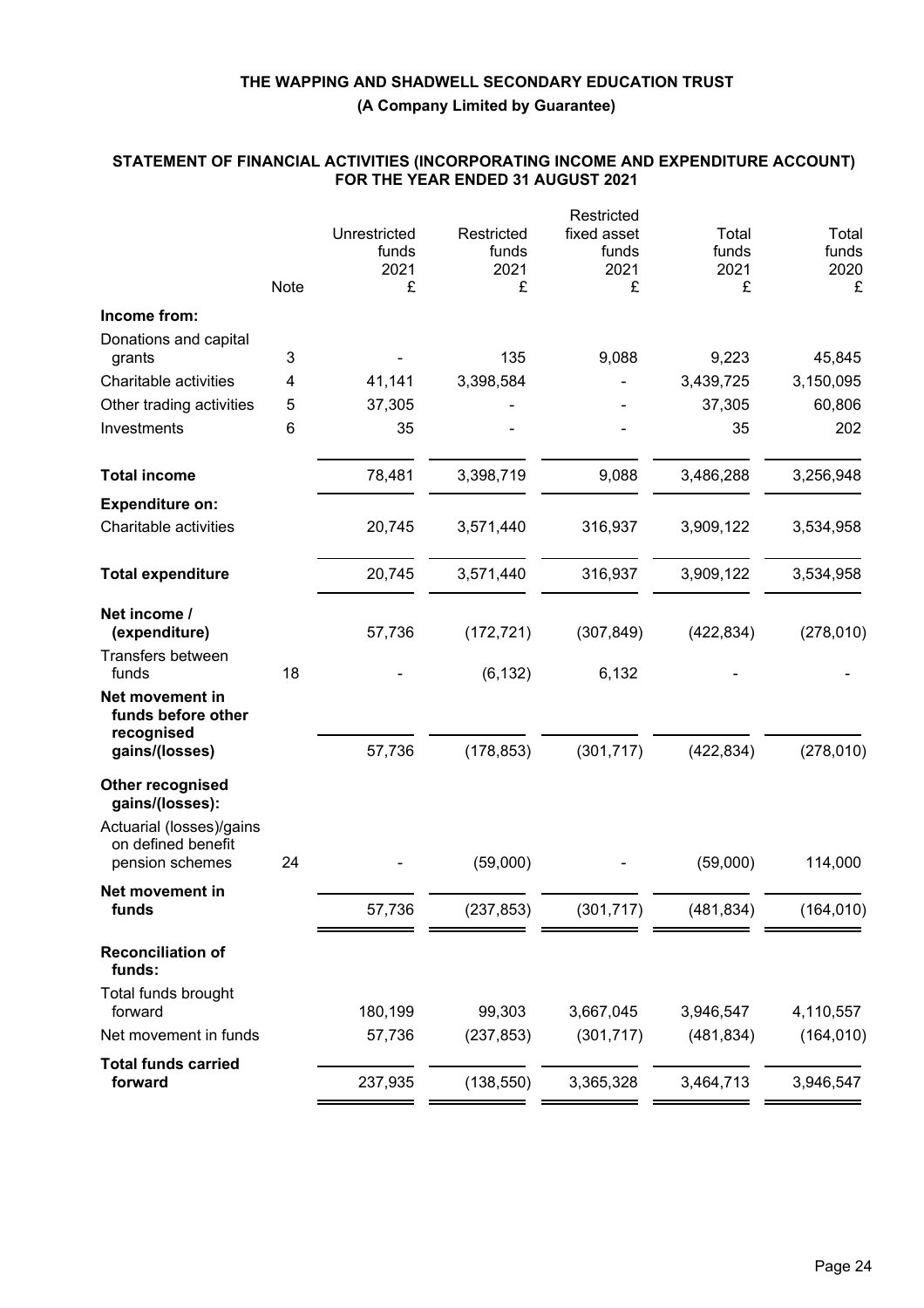# THE WAPPING AND SHADWELL SECONDARY EDUCATION TRUST

**(A Company Limited by Guarantee)**

## STATEMENT OF FINANCIAL ACTIVITIES (INCORPORATING INCOME AND EXPENDITURE ACCOUNT) FOR THE YEAR ENDED 31 AUGUST 2021

| | Note | Unrestricted funds 2021 £ | Restricted funds 2021 £ | Restricted fixed asset funds 2021 £ | Total funds 2021 £ | Total funds 2020 £ |
|---|---|---|---|---|---|---|
| **Income from:** | | | | | | |
| Donations and capital grants | 3 | - | 135 | 9,088 | 9,223 | 45,845 |
| Charitable activities | 4 | 41,141 | 3,398,584 | - | 3,439,725 | 3,150,095 |
| Other trading activities | 5 | 37,305 | - | - | 37,305 | 60,806 |
| Investments | 6 | 35 | - | - | 35 | 202 |
| **Total income** | | 78,481 | 3,398,719 | 9,088 | 3,486,288 | 3,256,948 |
| **Expenditure on:** | | | | | | |
| Charitable activities | | 20,745 | 3,571,440 | 316,937 | 3,909,122 | 3,534,958 |
| **Total expenditure** | | 20,745 | 3,571,440 | 316,937 | 3,909,122 | 3,534,958 |
| **Net income / (expenditure)** | | 57,736 | (172,721) | (307,849) | (422,834) | (278,010) |
| Transfers between funds | 18 | - | (6,132) | 6,132 | - | - |
| **Net movement in funds before other recognised gains/(losses)** | | 57,736 | (178,853) | (301,717) | (422,834) | (278,010) |
| **Other recognised gains/(losses):** | | | | | | |
| Actuarial (losses)/gains on defined benefit pension schemes | 24 | - | (59,000) | - | (59,000) | 114,000 |
| **Net movement in funds** | | 57,736 | (237,853) | (301,717) | (481,834) | (164,010) |
| **Reconciliation of funds:** | | | | | | |
| Total funds brought forward | | 180,199 | 99,303 | 3,667,045 | 3,946,547 | 4,110,557 |
| Net movement in funds | | 57,736 | (237,853) | (301,717) | (481,834) | (164,010) |
| **Total funds carried forward** | | 237,935 | (138,550) | 3,365,328 | 3,464,713 | 3,946,547 |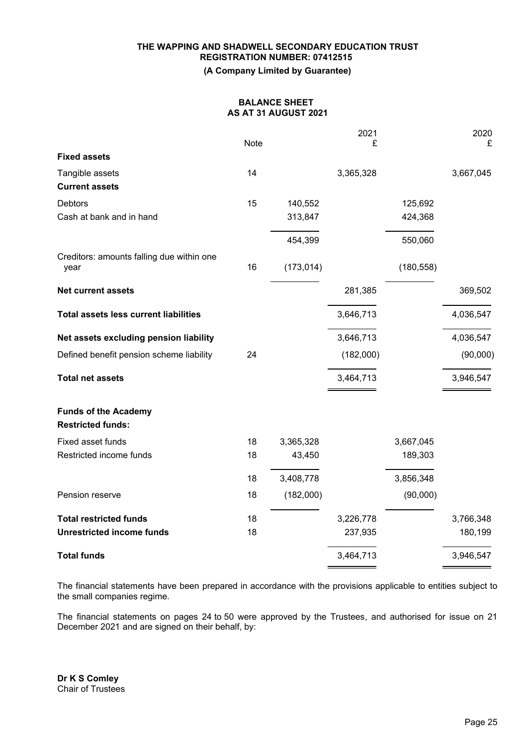**THE WAPPING AND SHADWELL SECONDARY EDUCATION TRUST**
**REGISTRATION NUMBER: 07412515**
**(A Company Limited by Guarantee)**

## BALANCE SHEET
## AS AT 31 AUGUST 2021

| | Note | | 2021 £ | | 2020 £ |
|---|---|---|---|---|---|
| **Fixed assets** | | | | | |
| Tangible assets | 14 | | 3,365,328 | | 3,667,045 |
| **Current assets** | | | | | |
| Debtors | 15 | 140,552 | | 125,692 | |
| Cash at bank and in hand | | 313,847 | | 424,368 | |
| | | 454,399 | | 550,060 | |
| Creditors: amounts falling due within one year | 16 | (173,014) | | (180,558) | |
| **Net current assets** | | | 281,385 | | 369,502 |
| **Total assets less current liabilities** | | | 3,646,713 | | 4,036,547 |
| **Net assets excluding pension liability** | | | 3,646,713 | | 4,036,547 |
| Defined benefit pension scheme liability | 24 | | (182,000) | | (90,000) |
| **Total net assets** | | | 3,464,713 | | 3,946,547 |
| **Funds of the Academy** | | | | | |
| **Restricted funds:** | | | | | |
| Fixed asset funds | 18 | 3,365,328 | | 3,667,045 | |
| Restricted income funds | 18 | 43,450 | | 189,303 | |
| | 18 | 3,408,778 | | 3,856,348 | |
| Pension reserve | 18 | (182,000) | | (90,000) | |
| **Total restricted funds** | 18 | | 3,226,778 | | 3,766,348 |
| **Unrestricted income funds** | 18 | | 237,935 | | 180,199 |
| **Total funds** | | | 3,464,713 | | 3,946,547 |

The financial statements have been prepared in accordance with the provisions applicable to entities subject to the small companies regime.

The financial statements on pages 24 to 50 were approved by the Trustees, and authorised for issue on 21 December 2021 and are signed on their behalf, by:

**Dr K S Comley**
Chair of Trustees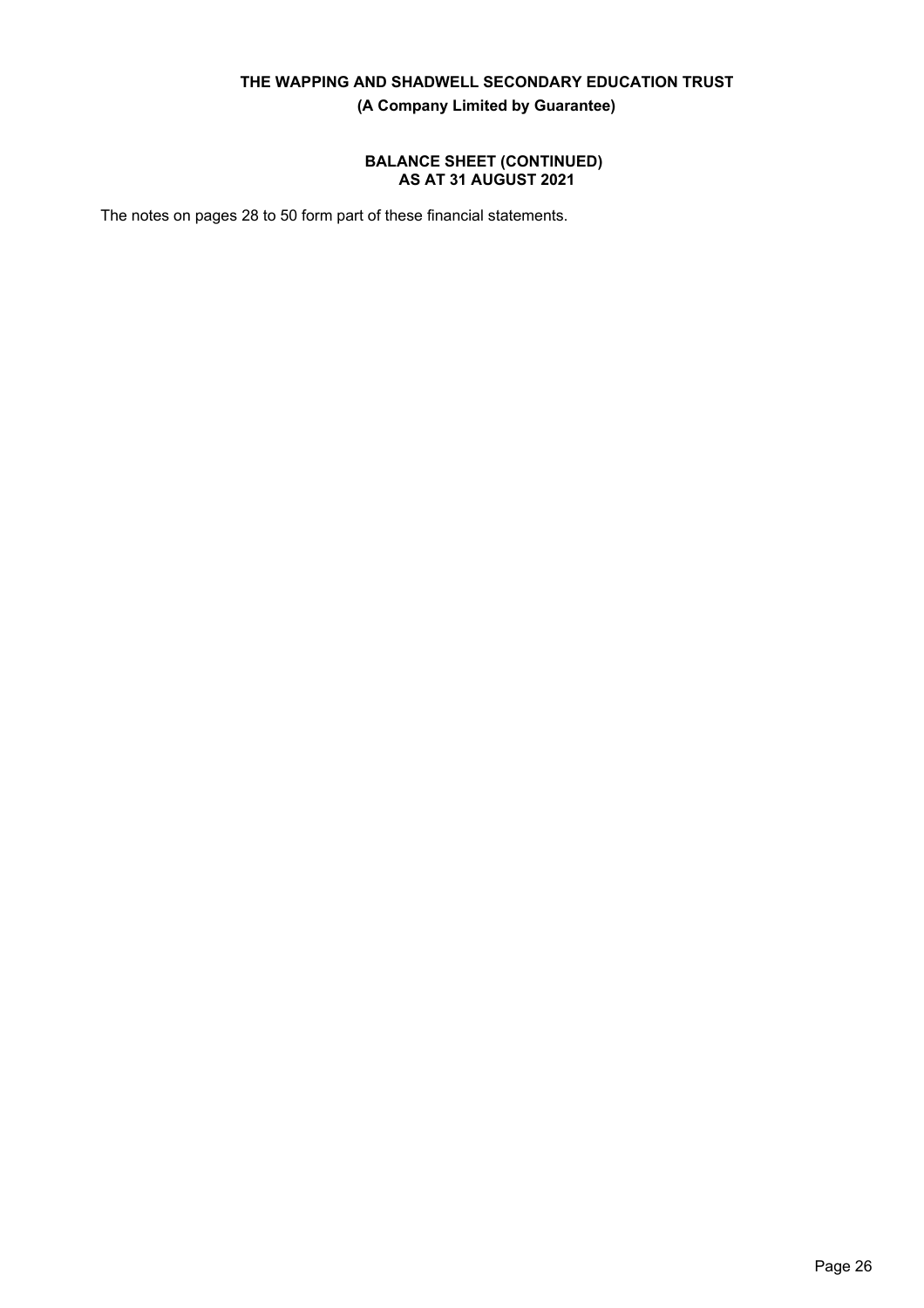# THE WAPPING AND SHADWELL SECONDARY EDUCATION TRUST

**(A Company Limited by Guarantee)**

## BALANCE SHEET (CONTINUED)
## AS AT 31 AUGUST 2021

The notes on pages 28 to 50 form part of these financial statements.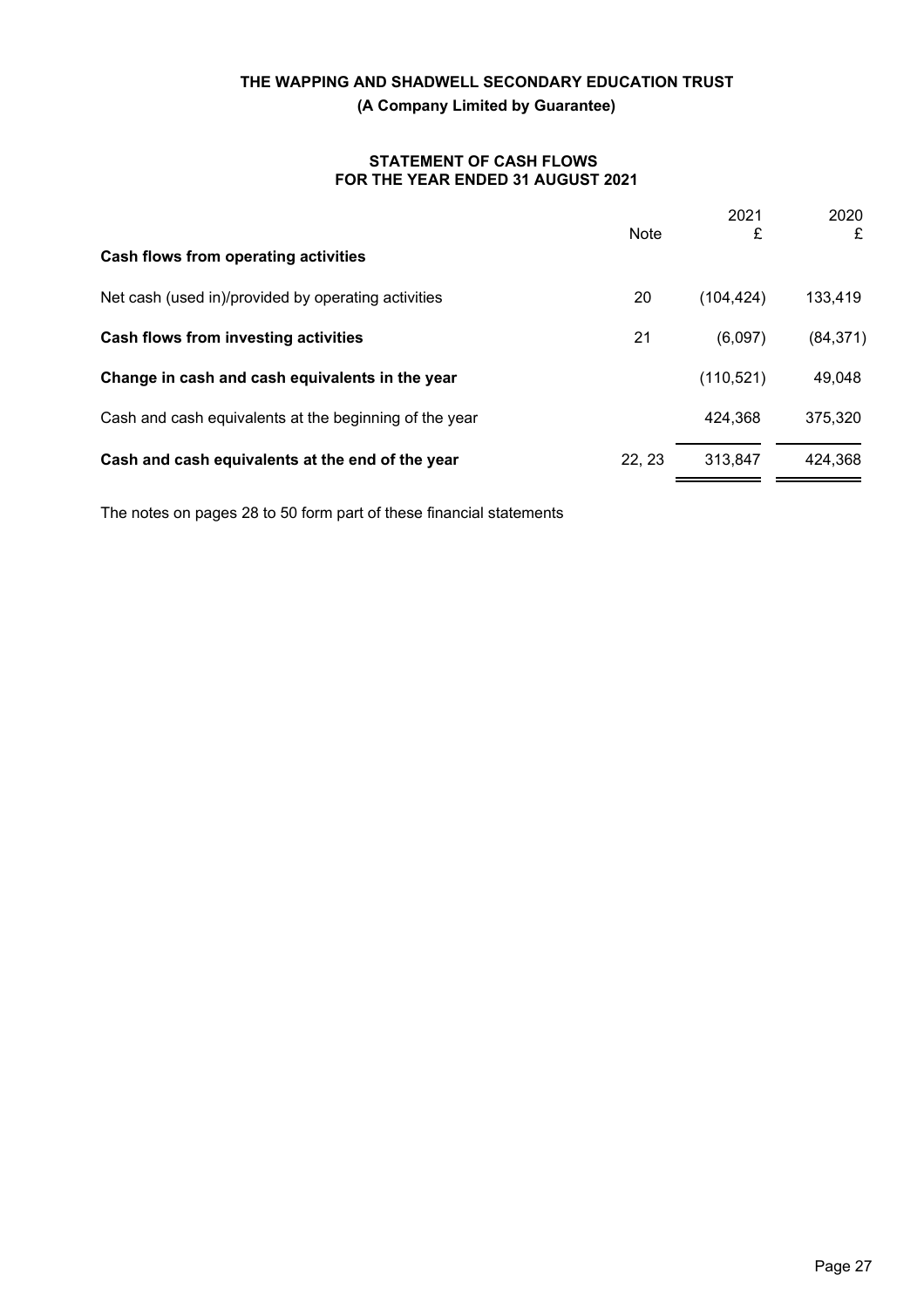**THE WAPPING AND SHADWELL SECONDARY EDUCATION TRUST**

**(A Company Limited by Guarantee)**

**STATEMENT OF CASH FLOWS**
**FOR THE YEAR ENDED 31 AUGUST 2021**

| | Note | 2021 £ | 2020 £ |
|---|---|---|---|
| **Cash flows from operating activities** | | | |
| Net cash (used in)/provided by operating activities | 20 | (104,424) | 133,419 |
| **Cash flows from investing activities** | 21 | (6,097) | (84,371) |
| **Change in cash and cash equivalents in the year** | | (110,521) | 49,048 |
| Cash and cash equivalents at the beginning of the year | | 424,368 | 375,320 |
| **Cash and cash equivalents at the end of the year** | 22, 23 | 313,847 | 424,368 |

The notes on pages 28 to 50 form part of these financial statements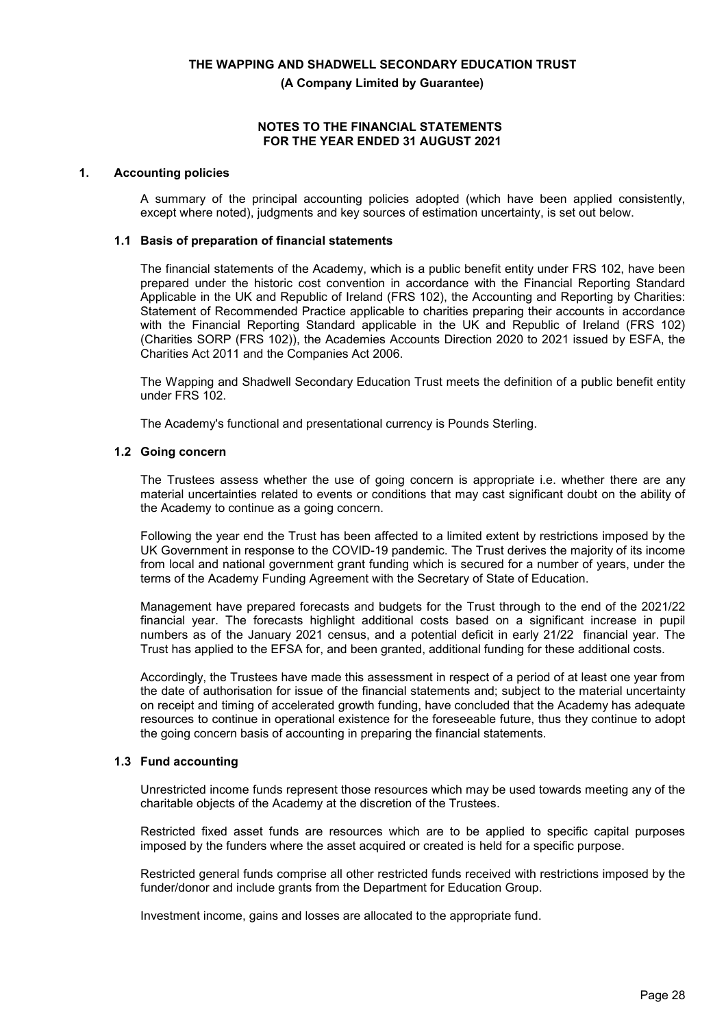# NOTES TO THE FINANCIAL STATEMENTS FOR THE YEAR ENDED 31 AUGUST 2021

## 1. Accounting policies

A summary of the principal accounting policies adopted (which have been applied consistently, except where noted), judgments and key sources of estimation uncertainty, is set out below.

### 1.1 Basis of preparation of financial statements

The financial statements of the Academy, which is a public benefit entity under FRS 102, have been prepared under the historic cost convention in accordance with the Financial Reporting Standard Applicable in the UK and Republic of Ireland (FRS 102), the Accounting and Reporting by Charities: Statement of Recommended Practice applicable to charities preparing their accounts in accordance with the Financial Reporting Standard applicable in the UK and Republic of Ireland (FRS 102) (Charities SORP (FRS 102)), the Academies Accounts Direction 2020 to 2021 issued by ESFA, the Charities Act 2011 and the Companies Act 2006.

The Wapping and Shadwell Secondary Education Trust meets the definition of a public benefit entity under FRS 102.

The Academy's functional and presentational currency is Pounds Sterling.

### 1.2 Going concern

The Trustees assess whether the use of going concern is appropriate i.e. whether there are any material uncertainties related to events or conditions that may cast significant doubt on the ability of the Academy to continue as a going concern.

Following the year end the Trust has been affected to a limited extent by restrictions imposed by the UK Government in response to the COVID-19 pandemic. The Trust derives the majority of its income from local and national government grant funding which is secured for a number of years, under the terms of the Academy Funding Agreement with the Secretary of State of Education.

Management have prepared forecasts and budgets for the Trust through to the end of the 2021/22 financial year. The forecasts highlight additional costs based on a significant increase in pupil numbers as of the January 2021 census, and a potential deficit in early 21/22 financial year. The Trust has applied to the EFSA for, and been granted, additional funding for these additional costs.

Accordingly, the Trustees have made this assessment in respect of a period of at least one year from the date of authorisation for issue of the financial statements and; subject to the material uncertainty on receipt and timing of accelerated growth funding, have concluded that the Academy has adequate resources to continue in operational existence for the foreseeable future, thus they continue to adopt the going concern basis of accounting in preparing the financial statements.

### 1.3 Fund accounting

Unrestricted income funds represent those resources which may be used towards meeting any of the charitable objects of the Academy at the discretion of the Trustees.

Restricted fixed asset funds are resources which are to be applied to specific capital purposes imposed by the funders where the asset acquired or created is held for a specific purpose.

Restricted general funds comprise all other restricted funds received with restrictions imposed by the funder/donor and include grants from the Department for Education Group.

Investment income, gains and losses are allocated to the appropriate fund.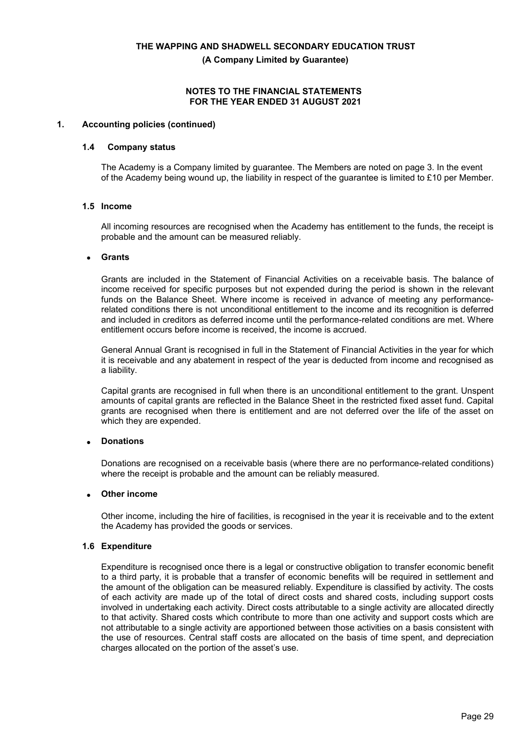## 1. Accounting policies (continued)

### 1.4 Company status

The Academy is a Company limited by guarantee. The Members are noted on page 3. In the event of the Academy being wound up, the liability in respect of the guarantee is limited to £10 per Member.

### 1.5 Income

All incoming resources are recognised when the Academy has entitlement to the funds, the receipt is probable and the amount can be measured reliably.

- **Grants**

Grants are included in the Statement of Financial Activities on a receivable basis. The balance of income received for specific purposes but not expended during the period is shown in the relevant funds on the Balance Sheet. Where income is received in advance of meeting any performance-related conditions there is not unconditional entitlement to the income and its recognition is deferred and included in creditors as deferred income until the performance-related conditions are met. Where entitlement occurs before income is received, the income is accrued.

General Annual Grant is recognised in full in the Statement of Financial Activities in the year for which it is receivable and any abatement in respect of the year is deducted from income and recognised as a liability.

Capital grants are recognised in full when there is an unconditional entitlement to the grant. Unspent amounts of capital grants are reflected in the Balance Sheet in the restricted fixed asset fund. Capital grants are recognised when there is entitlement and are not deferred over the life of the asset on which they are expended.

- **Donations**

Donations are recognised on a receivable basis (where there are no performance-related conditions) where the receipt is probable and the amount can be reliably measured.

- **Other income**

Other income, including the hire of facilities, is recognised in the year it is receivable and to the extent the Academy has provided the goods or services.

### 1.6 Expenditure

Expenditure is recognised once there is a legal or constructive obligation to transfer economic benefit to a third party, it is probable that a transfer of economic benefits will be required in settlement and the amount of the obligation can be measured reliably. Expenditure is classified by activity. The costs of each activity are made up of the total of direct costs and shared costs, including support costs involved in undertaking each activity. Direct costs attributable to a single activity are allocated directly to that activity. Shared costs which contribute to more than one activity and support costs which are not attributable to a single activity are apportioned between those activities on a basis consistent with the use of resources. Central staff costs are allocated on the basis of time spent, and depreciation charges allocated on the portion of the asset's use.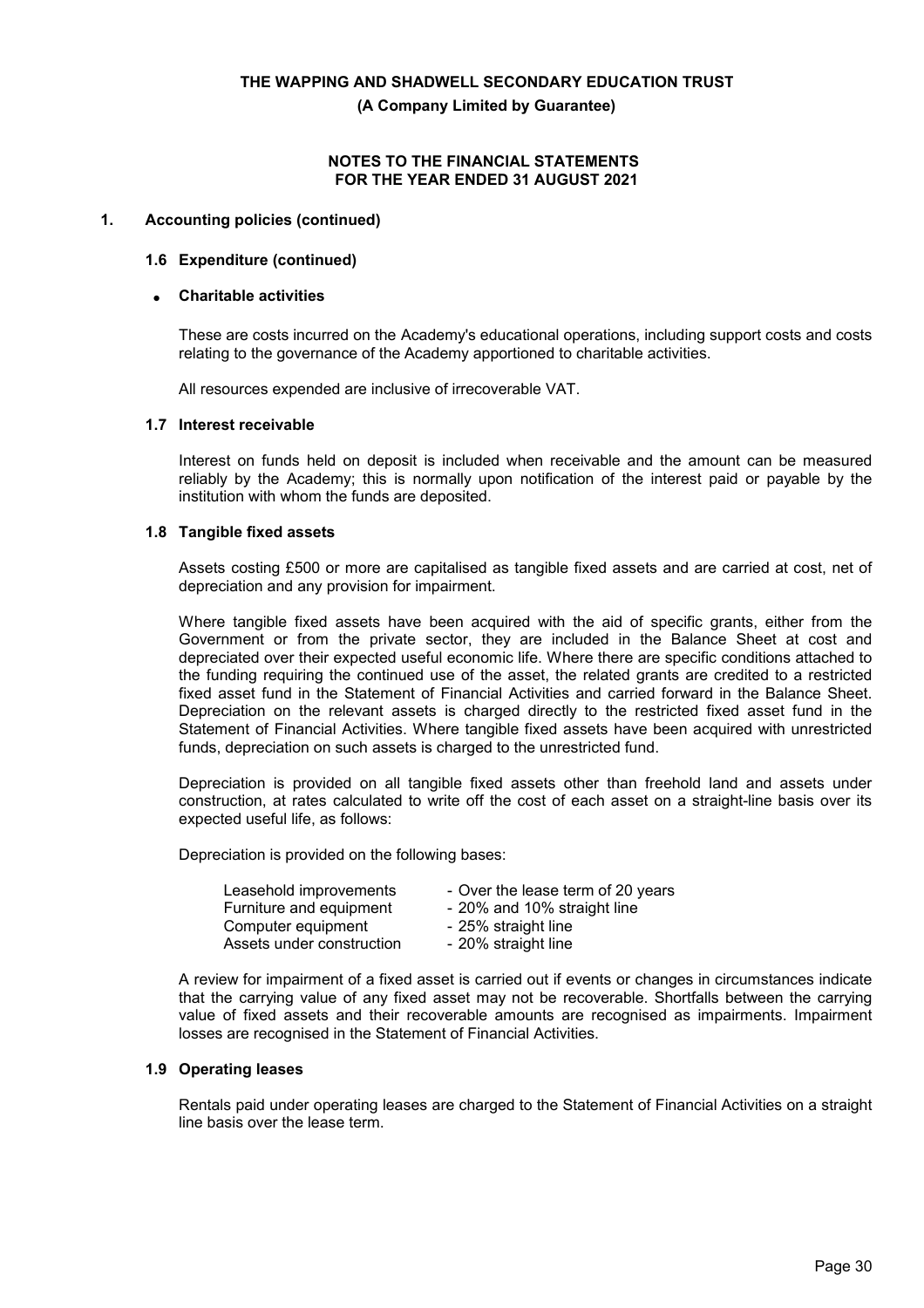## 1. Accounting policies (continued)

### 1.6 Expenditure (continued)

- **Charitable activities**

These are costs incurred on the Academy's educational operations, including support costs and costs relating to the governance of the Academy apportioned to charitable activities.

All resources expended are inclusive of irrecoverable VAT.

### 1.7 Interest receivable

Interest on funds held on deposit is included when receivable and the amount can be measured reliably by the Academy; this is normally upon notification of the interest paid or payable by the institution with whom the funds are deposited.

### 1.8 Tangible fixed assets

Assets costing £500 or more are capitalised as tangible fixed assets and are carried at cost, net of depreciation and any provision for impairment.

Where tangible fixed assets have been acquired with the aid of specific grants, either from the Government or from the private sector, they are included in the Balance Sheet at cost and depreciated over their expected useful economic life. Where there are specific conditions attached to the funding requiring the continued use of the asset, the related grants are credited to a restricted fixed asset fund in the Statement of Financial Activities and carried forward in the Balance Sheet. Depreciation on the relevant assets is charged directly to the restricted fixed asset fund in the Statement of Financial Activities. Where tangible fixed assets have been acquired with unrestricted funds, depreciation on such assets is charged to the unrestricted fund.

Depreciation is provided on all tangible fixed assets other than freehold land and assets under construction, at rates calculated to write off the cost of each asset on a straight-line basis over its expected useful life, as follows:

Depreciation is provided on the following bases:

| | |
|---|---|
| Leasehold improvements | - Over the lease term of 20 years |
| Furniture and equipment | - 20% and 10% straight line |
| Computer equipment | - 25% straight line |
| Assets under construction | - 20% straight line |

A review for impairment of a fixed asset is carried out if events or changes in circumstances indicate that the carrying value of any fixed asset may not be recoverable. Shortfalls between the carrying value of fixed assets and their recoverable amounts are recognised as impairments. Impairment losses are recognised in the Statement of Financial Activities.

### 1.9 Operating leases

Rentals paid under operating leases are charged to the Statement of Financial Activities on a straight line basis over the lease term.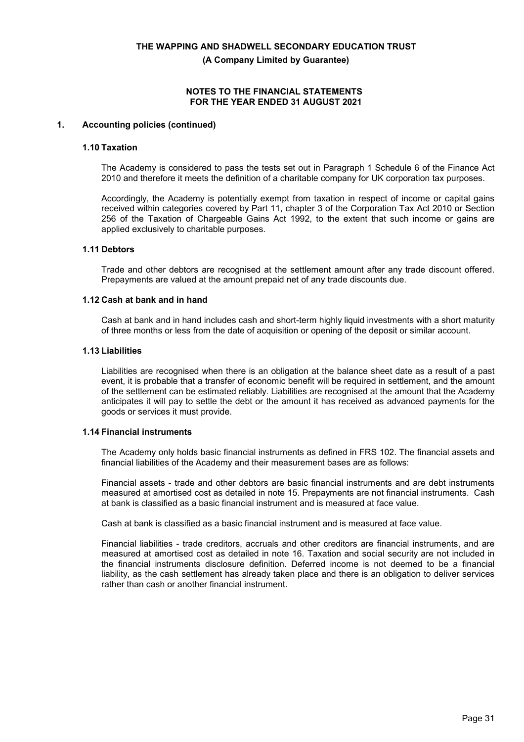## 1. Accounting policies (continued)

### 1.10 Taxation

The Academy is considered to pass the tests set out in Paragraph 1 Schedule 6 of the Finance Act 2010 and therefore it meets the definition of a charitable company for UK corporation tax purposes.

Accordingly, the Academy is potentially exempt from taxation in respect of income or capital gains received within categories covered by Part 11, chapter 3 of the Corporation Tax Act 2010 or Section 256 of the Taxation of Chargeable Gains Act 1992, to the extent that such income or gains are applied exclusively to charitable purposes.

### 1.11 Debtors

Trade and other debtors are recognised at the settlement amount after any trade discount offered. Prepayments are valued at the amount prepaid net of any trade discounts due.

### 1.12 Cash at bank and in hand

Cash at bank and in hand includes cash and short-term highly liquid investments with a short maturity of three months or less from the date of acquisition or opening of the deposit or similar account.

### 1.13 Liabilities

Liabilities are recognised when there is an obligation at the balance sheet date as a result of a past event, it is probable that a transfer of economic benefit will be required in settlement, and the amount of the settlement can be estimated reliably. Liabilities are recognised at the amount that the Academy anticipates it will pay to settle the debt or the amount it has received as advanced payments for the goods or services it must provide.

### 1.14 Financial instruments

The Academy only holds basic financial instruments as defined in FRS 102. The financial assets and financial liabilities of the Academy and their measurement bases are as follows:

Financial assets - trade and other debtors are basic financial instruments and are debt instruments measured at amortised cost as detailed in note 15. Prepayments are not financial instruments. Cash at bank is classified as a basic financial instrument and is measured at face value.

Cash at bank is classified as a basic financial instrument and is measured at face value.

Financial liabilities - trade creditors, accruals and other creditors are financial instruments, and are measured at amortised cost as detailed in note 16. Taxation and social security are not included in the financial instruments disclosure definition. Deferred income is not deemed to be a financial liability, as the cash settlement has already taken place and there is an obligation to deliver services rather than cash or another financial instrument.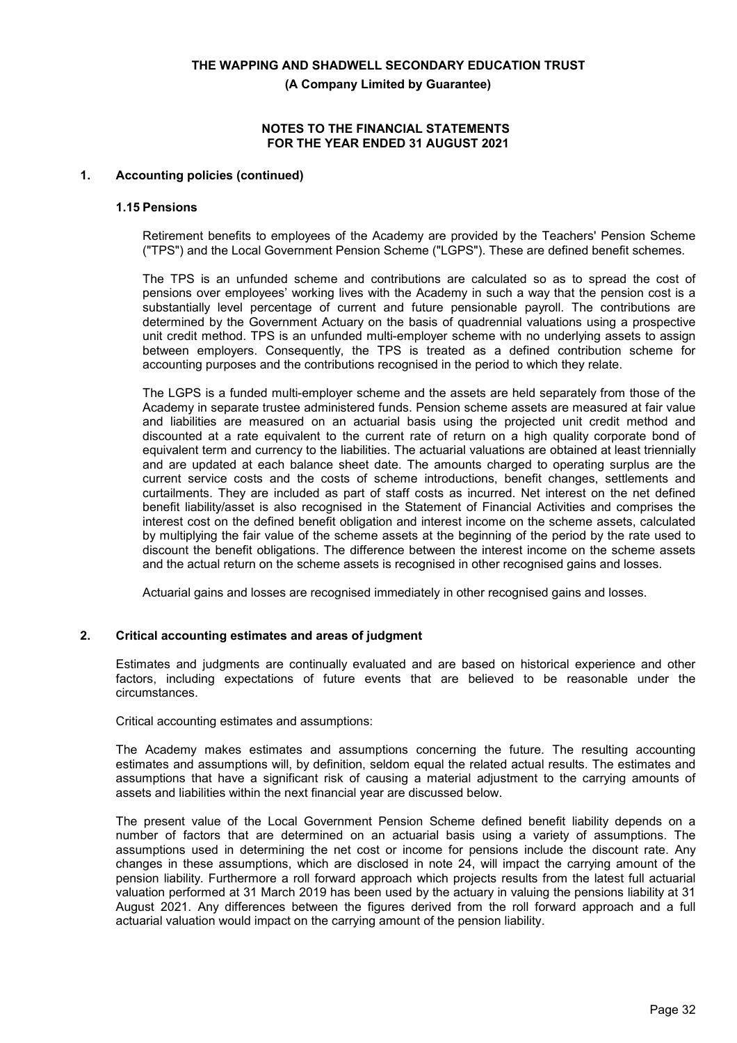## 1. Accounting policies (continued)

### 1.15 Pensions

Retirement benefits to employees of the Academy are provided by the Teachers' Pension Scheme ("TPS") and the Local Government Pension Scheme ("LGPS"). These are defined benefit schemes.

The TPS is an unfunded scheme and contributions are calculated so as to spread the cost of pensions over employees' working lives with the Academy in such a way that the pension cost is a substantially level percentage of current and future pensionable payroll. The contributions are determined by the Government Actuary on the basis of quadrennial valuations using a prospective unit credit method. TPS is an unfunded multi-employer scheme with no underlying assets to assign between employers. Consequently, the TPS is treated as a defined contribution scheme for accounting purposes and the contributions recognised in the period to which they relate.

The LGPS is a funded multi-employer scheme and the assets are held separately from those of the Academy in separate trustee administered funds. Pension scheme assets are measured at fair value and liabilities are measured on an actuarial basis using the projected unit credit method and discounted at a rate equivalent to the current rate of return on a high quality corporate bond of equivalent term and currency to the liabilities. The actuarial valuations are obtained at least triennially and are updated at each balance sheet date. The amounts charged to operating surplus are the current service costs and the costs of scheme introductions, benefit changes, settlements and curtailments. They are included as part of staff costs as incurred. Net interest on the net defined benefit liability/asset is also recognised in the Statement of Financial Activities and comprises the interest cost on the defined benefit obligation and interest income on the scheme assets, calculated by multiplying the fair value of the scheme assets at the beginning of the period by the rate used to discount the benefit obligations. The difference between the interest income on the scheme assets and the actual return on the scheme assets is recognised in other recognised gains and losses.

Actuarial gains and losses are recognised immediately in other recognised gains and losses.

## 2. Critical accounting estimates and areas of judgment

Estimates and judgments are continually evaluated and are based on historical experience and other factors, including expectations of future events that are believed to be reasonable under the circumstances.

Critical accounting estimates and assumptions:

The Academy makes estimates and assumptions concerning the future. The resulting accounting estimates and assumptions will, by definition, seldom equal the related actual results. The estimates and assumptions that have a significant risk of causing a material adjustment to the carrying amounts of assets and liabilities within the next financial year are discussed below.

The present value of the Local Government Pension Scheme defined benefit liability depends on a number of factors that are determined on an actuarial basis using a variety of assumptions. The assumptions used in determining the net cost or income for pensions include the discount rate. Any changes in these assumptions, which are disclosed in note 24, will impact the carrying amount of the pension liability. Furthermore a roll forward approach which projects results from the latest full actuarial valuation performed at 31 March 2019 has been used by the actuary in valuing the pensions liability at 31 August 2021. Any differences between the figures derived from the roll forward approach and a full actuarial valuation would impact on the carrying amount of the pension liability.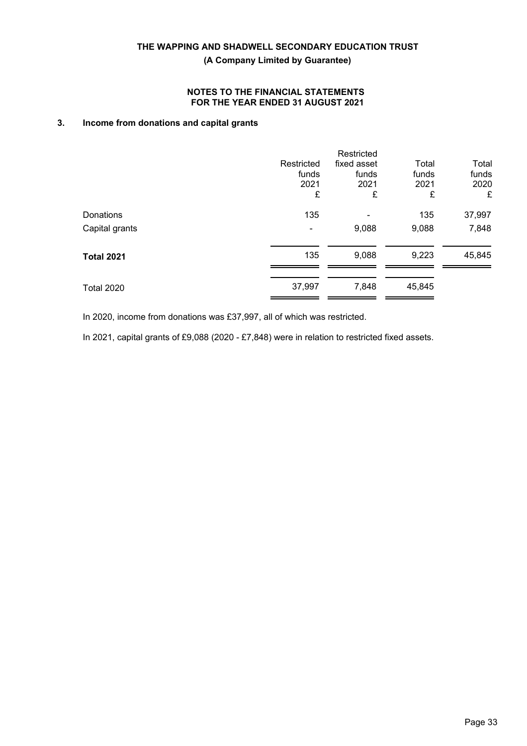## 3. Income from donations and capital grants

| | Restricted funds 2021 £ | Restricted fixed asset funds 2021 £ | Total funds 2021 £ | Total funds 2020 £ |
|---|---|---|---|---|
| Donations | 135 | - | 135 | 37,997 |
| Capital grants | - | 9,088 | 9,088 | 7,848 |
| **Total 2021** | 135 | 9,088 | 9,223 | 45,845 |
| Total 2020 | 37,997 | 7,848 | 45,845 | |

In 2020, income from donations was £37,997, all of which was restricted.

In 2021, capital grants of £9,088 (2020 - £7,848) were in relation to restricted fixed assets.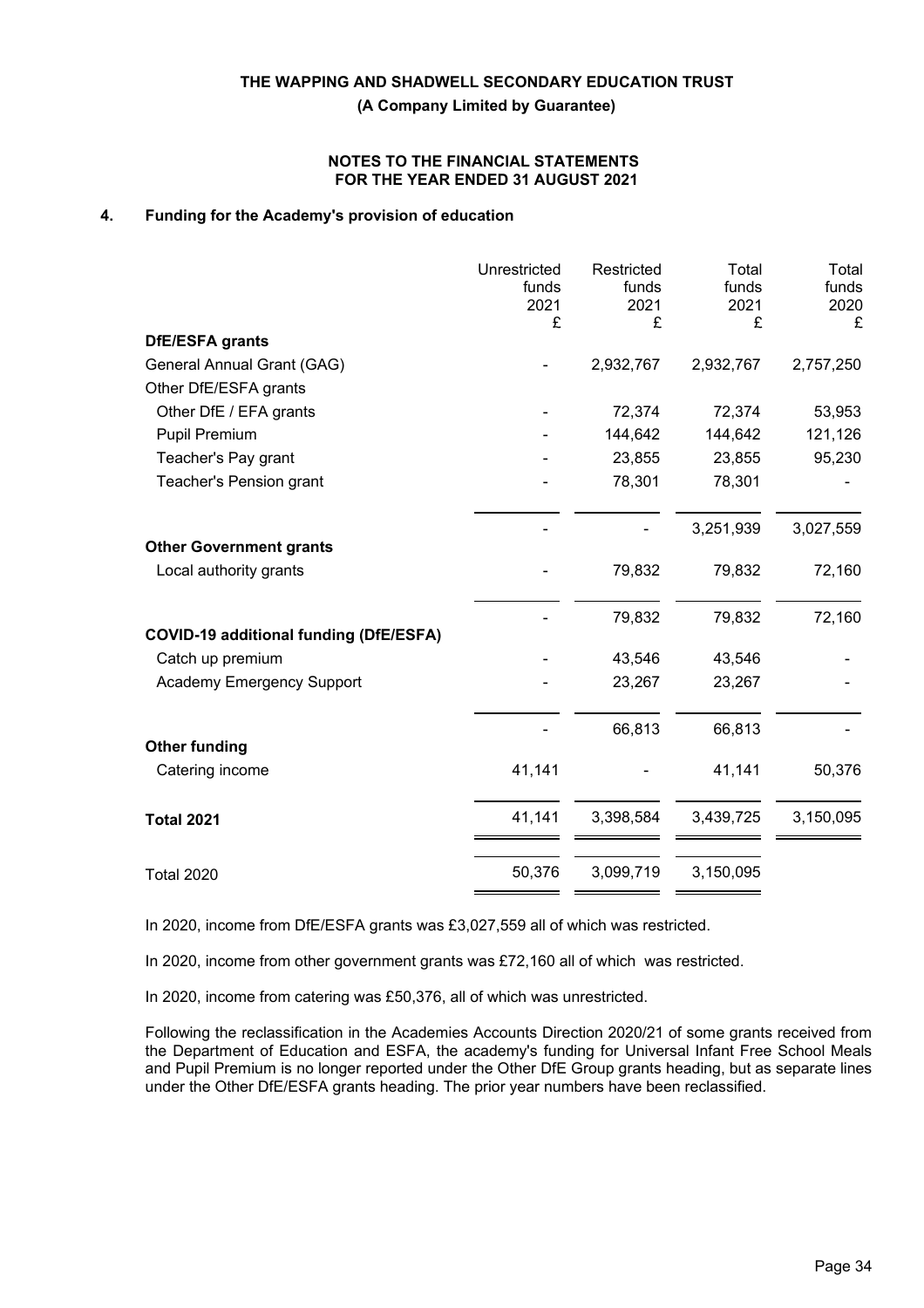THE WAPPING AND SHADWELL SECONDARY EDUCATION TRUST

**(A Company Limited by Guarantee)**

**NOTES TO THE FINANCIAL STATEMENTS FOR THE YEAR ENDED 31 AUGUST 2021**

## 4. Funding for the Academy's provision of education

| | Unrestricted funds 2021 £ | Restricted funds 2021 £ | Total funds 2021 £ | Total funds 2020 £ |
|---|---|---|---|---|
| **DfE/ESFA grants** | | | | |
| General Annual Grant (GAG) | - | 2,932,767 | 2,932,767 | 2,757,250 |
| Other DfE/ESFA grants | | | | |
| Other DfE / EFA grants | - | 72,374 | 72,374 | 53,953 |
| Pupil Premium | - | 144,642 | 144,642 | 121,126 |
| Teacher's Pay grant | - | 23,855 | 23,855 | 95,230 |
| Teacher's Pension grant | - | 78,301 | 78,301 | - |
| | - | - | 3,251,939 | 3,027,559 |
| **Other Government grants** | | | | |
| Local authority grants | - | 79,832 | 79,832 | 72,160 |
| | - | 79,832 | 79,832 | 72,160 |
| **COVID-19 additional funding (DfE/ESFA)** | | | | |
| Catch up premium | - | 43,546 | 43,546 | - |
| Academy Emergency Support | - | 23,267 | 23,267 | - |
| | - | 66,813 | 66,813 | - |
| **Other funding** | | | | |
| Catering income | 41,141 | - | 41,141 | 50,376 |
| **Total 2021** | 41,141 | 3,398,584 | 3,439,725 | 3,150,095 |
| Total 2020 | 50,376 | 3,099,719 | 3,150,095 | |

In 2020, income from DfE/ESFA grants was £3,027,559 all of which was restricted.

In 2020, income from other government grants was £72,160 all of which was restricted.

In 2020, income from catering was £50,376, all of which was unrestricted.

Following the reclassification in the Academies Accounts Direction 2020/21 of some grants received from the Department of Education and ESFA, the academy's funding for Universal Infant Free School Meals and Pupil Premium is no longer reported under the Other DfE Group grants heading, but as separate lines under the Other DfE/ESFA grants heading. The prior year numbers have been reclassified.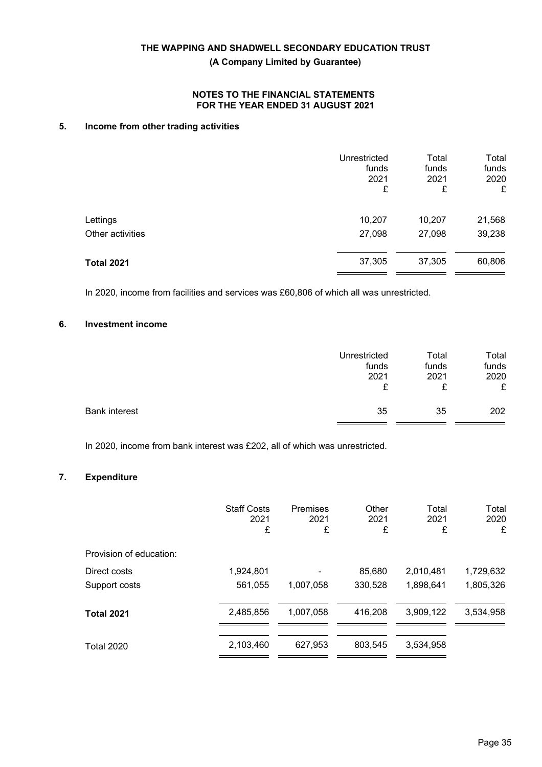# THE WAPPING AND SHADWELL SECONDARY EDUCATION TRUST

**(A Company Limited by Guarantee)**

**NOTES TO THE FINANCIAL STATEMENTS**
**FOR THE YEAR ENDED 31 AUGUST 2021**

## 5. Income from other trading activities

| | Unrestricted funds 2021 £ | Total funds 2021 £ | Total funds 2020 £ |
|---|---|---|---|
| Lettings | 10,207 | 10,207 | 21,568 |
| Other activities | 27,098 | 27,098 | 39,238 |
| **Total 2021** | 37,305 | 37,305 | 60,806 |

In 2020, income from facilities and services was £60,806 of which all was unrestricted.

## 6. Investment income

| | Unrestricted funds 2021 £ | Total funds 2021 £ | Total funds 2020 £ |
|---|---|---|---|
| Bank interest | 35 | 35 | 202 |

In 2020, income from bank interest was £202, all of which was unrestricted.

## 7. Expenditure

| | Staff Costs 2021 £ | Premises 2021 £ | Other 2021 £ | Total 2021 £ | Total 2020 £ |
|---|---|---|---|---|---|
| Provision of education: | | | | | |
| Direct costs | 1,924,801 | - | 85,680 | 2,010,481 | 1,729,632 |
| Support costs | 561,055 | 1,007,058 | 330,528 | 1,898,641 | 1,805,326 |
| **Total 2021** | 2,485,856 | 1,007,058 | 416,208 | 3,909,122 | 3,534,958 |
| Total 2020 | 2,103,460 | 627,953 | 803,545 | 3,534,958 | |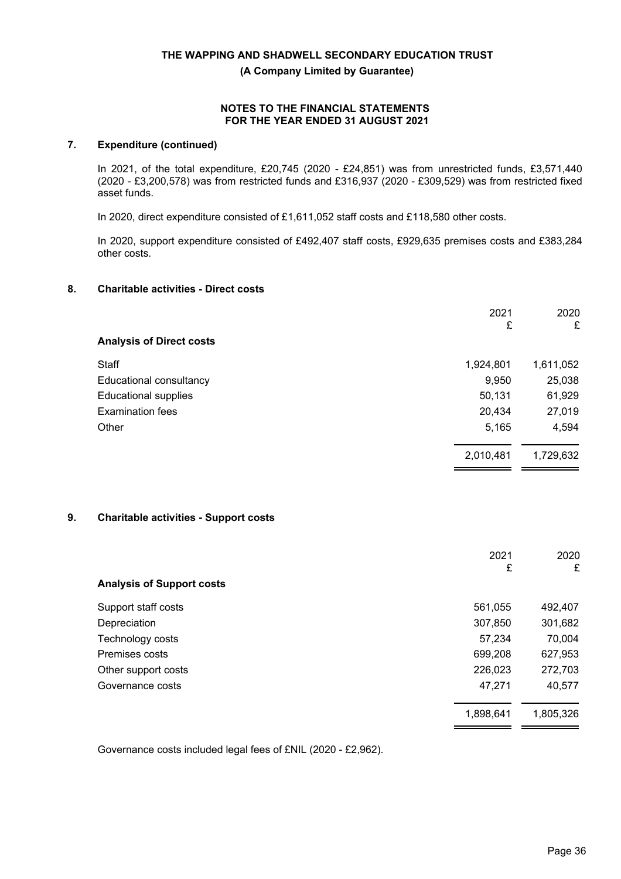## 7. Expenditure (continued)

In 2021, of the total expenditure, £20,745 (2020 - £24,851) was from unrestricted funds, £3,571,440 (2020 - £3,200,578) was from restricted funds and £316,937 (2020 - £309,529) was from restricted fixed asset funds.

In 2020, direct expenditure consisted of £1,611,052 staff costs and £118,580 other costs.

In 2020, support expenditure consisted of £492,407 staff costs, £929,635 premises costs and £383,284 other costs.

## 8. Charitable activities - Direct costs

| | 2021<br>£ | 2020<br>£ |
|---|---|---|
| **Analysis of Direct costs** | | |
| Staff | 1,924,801 | 1,611,052 |
| Educational consultancy | 9,950 | 25,038 |
| Educational supplies | 50,131 | 61,929 |
| Examination fees | 20,434 | 27,019 |
| Other | 5,165 | 4,594 |
| | 2,010,481 | 1,729,632 |

## 9. Charitable activities - Support costs

| | 2021<br>£ | 2020<br>£ |
|---|---|---|
| **Analysis of Support costs** | | |
| Support staff costs | 561,055 | 492,407 |
| Depreciation | 307,850 | 301,682 |
| Technology costs | 57,234 | 70,004 |
| Premises costs | 699,208 | 627,953 |
| Other support costs | 226,023 | 272,703 |
| Governance costs | 47,271 | 40,577 |
| | 1,898,641 | 1,805,326 |

Governance costs included legal fees of £NIL (2020 - £2,962).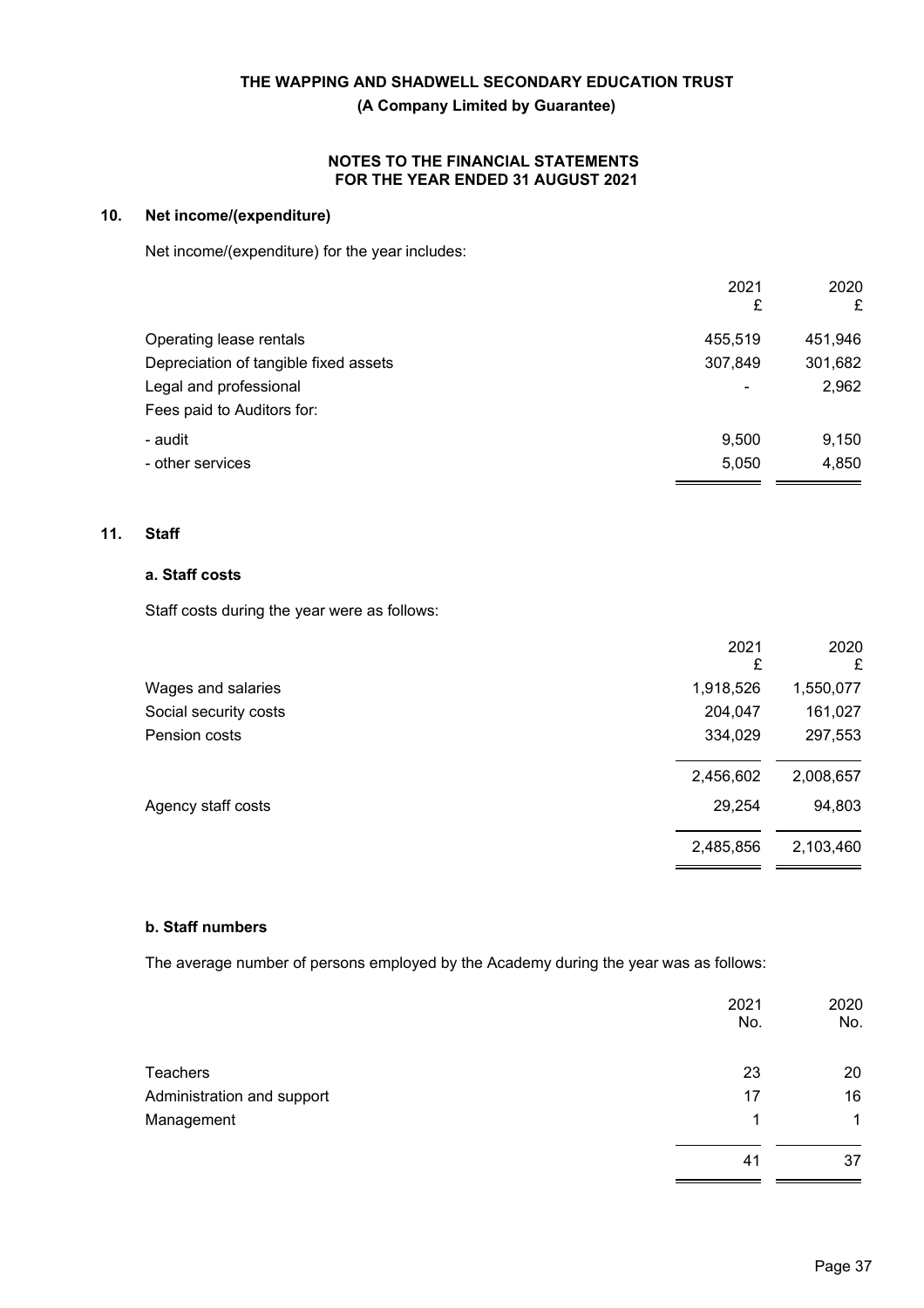**THE WAPPING AND SHADWELL SECONDARY EDUCATION TRUST**

**(A Company Limited by Guarantee)**

**NOTES TO THE FINANCIAL STATEMENTS FOR THE YEAR ENDED 31 AUGUST 2021**

## 10. Net income/(expenditure)

Net income/(expenditure) for the year includes:

| | 2021 £ | 2020 £ |
|---|---|---|
| Operating lease rentals | 455,519 | 451,946 |
| Depreciation of tangible fixed assets | 307,849 | 301,682 |
| Legal and professional | - | 2,962 |
| Fees paid to Auditors for: | | |
| - audit | 9,500 | 9,150 |
| - other services | 5,050 | 4,850 |

## 11. Staff

### a. Staff costs

Staff costs during the year were as follows:

| | 2021 £ | 2020 £ |
|---|---|---|
| Wages and salaries | 1,918,526 | 1,550,077 |
| Social security costs | 204,047 | 161,027 |
| Pension costs | 334,029 | 297,553 |
| | 2,456,602 | 2,008,657 |
| Agency staff costs | 29,254 | 94,803 |
| | 2,485,856 | 2,103,460 |

### b. Staff numbers

The average number of persons employed by the Academy during the year was as follows:

| | 2021 No. | 2020 No. |
|---|---|---|
| Teachers | 23 | 20 |
| Administration and support | 17 | 16 |
| Management | 1 | 1 |
| | 41 | 37 |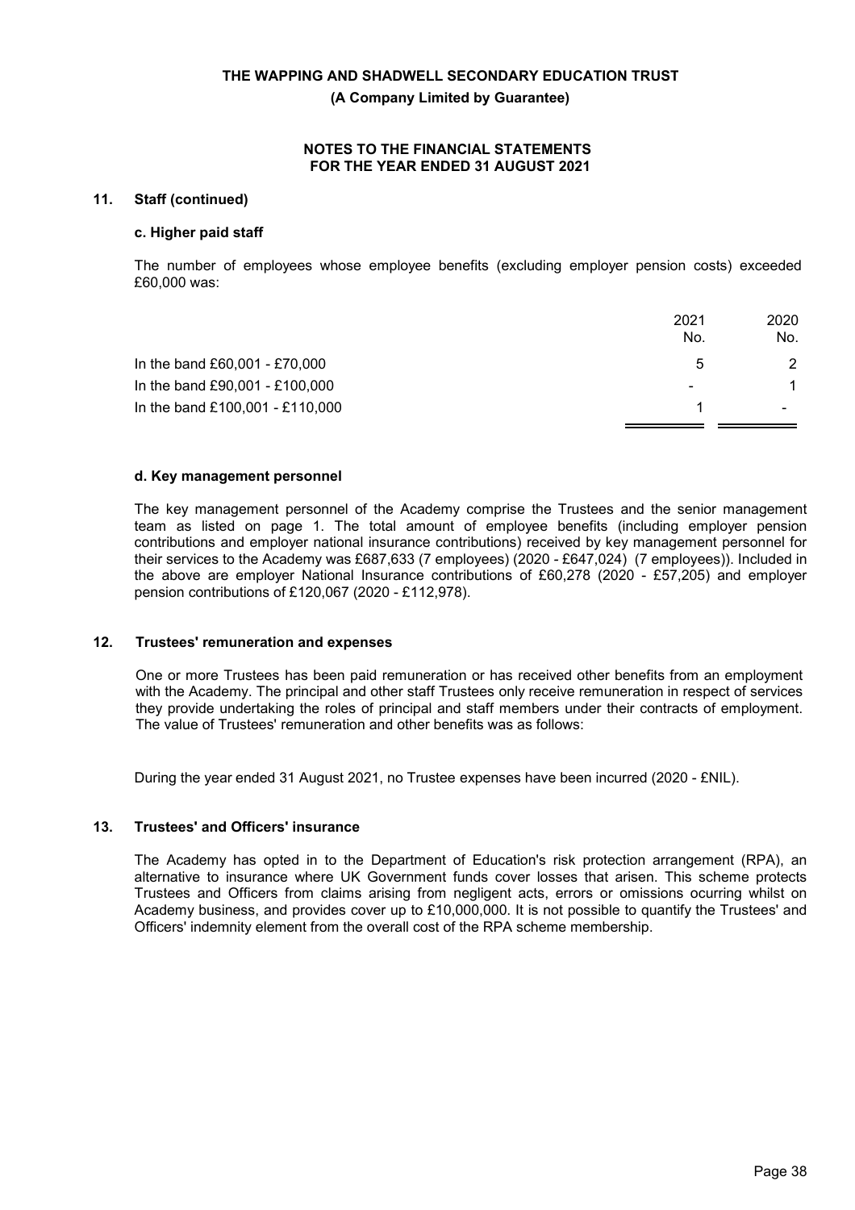## 11. Staff (continued)

### c. Higher paid staff

The number of employees whose employee benefits (excluding employer pension costs) exceeded £60,000 was:

| | 2021 No. | 2020 No. |
|---|---|---|
| In the band £60,001 - £70,000 | 5 | 2 |
| In the band £90,001 - £100,000 | - | 1 |
| In the band £100,001 - £110,000 | 1 | - |

### d. Key management personnel

The key management personnel of the Academy comprise the Trustees and the senior management team as listed on page 1. The total amount of employee benefits (including employer pension contributions and employer national insurance contributions) received by key management personnel for their services to the Academy was £687,633 (7 employees) (2020 - £647,024) (7 employees)). Included in the above are employer National Insurance contributions of £60,278 (2020 - £57,205) and employer pension contributions of £120,067 (2020 - £112,978).

## 12. Trustees' remuneration and expenses

One or more Trustees has been paid remuneration or has received other benefits from an employment with the Academy. The principal and other staff Trustees only receive remuneration in respect of services they provide undertaking the roles of principal and staff members under their contracts of employment. The value of Trustees' remuneration and other benefits was as follows:

During the year ended 31 August 2021, no Trustee expenses have been incurred (2020 - £NIL).

## 13. Trustees' and Officers' insurance

The Academy has opted in to the Department of Education's risk protection arrangement (RPA), an alternative to insurance where UK Government funds cover losses that arisen. This scheme protects Trustees and Officers from claims arising from negligent acts, errors or omissions ocurring whilst on Academy business, and provides cover up to £10,000,000. It is not possible to quantify the Trustees' and Officers' indemnity element from the overall cost of the RPA scheme membership.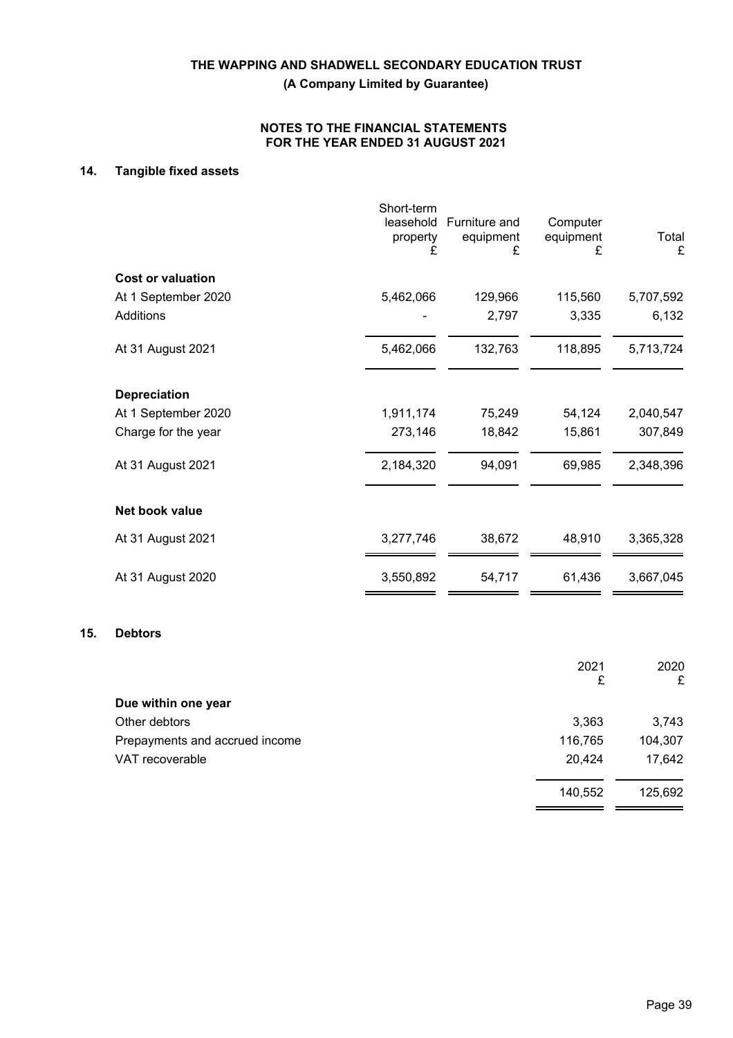## 14. Tangible fixed assets

| | Short-term leasehold property £ | Furniture and equipment £ | Computer equipment £ | Total £ |
|---|---|---|---|---|
| **Cost or valuation** | | | | |
| At 1 September 2020 | 5,462,066 | 129,966 | 115,560 | 5,707,592 |
| Additions | - | 2,797 | 3,335 | 6,132 |
| At 31 August 2021 | 5,462,066 | 132,763 | 118,895 | 5,713,724 |
| **Depreciation** | | | | |
| At 1 September 2020 | 1,911,174 | 75,249 | 54,124 | 2,040,547 |
| Charge for the year | 273,146 | 18,842 | 15,861 | 307,849 |
| At 31 August 2021 | 2,184,320 | 94,091 | 69,985 | 2,348,396 |
| **Net book value** | | | | |
| At 31 August 2021 | 3,277,746 | 38,672 | 48,910 | 3,365,328 |
| At 31 August 2020 | 3,550,892 | 54,717 | 61,436 | 3,667,045 |

## 15. Debtors

| | 2021 £ | 2020 £ |
|---|---|---|
| **Due within one year** | | |
| Other debtors | 3,363 | 3,743 |
| Prepayments and accrued income | 116,765 | 104,307 |
| VAT recoverable | 20,424 | 17,642 |
| | 140,552 | 125,692 |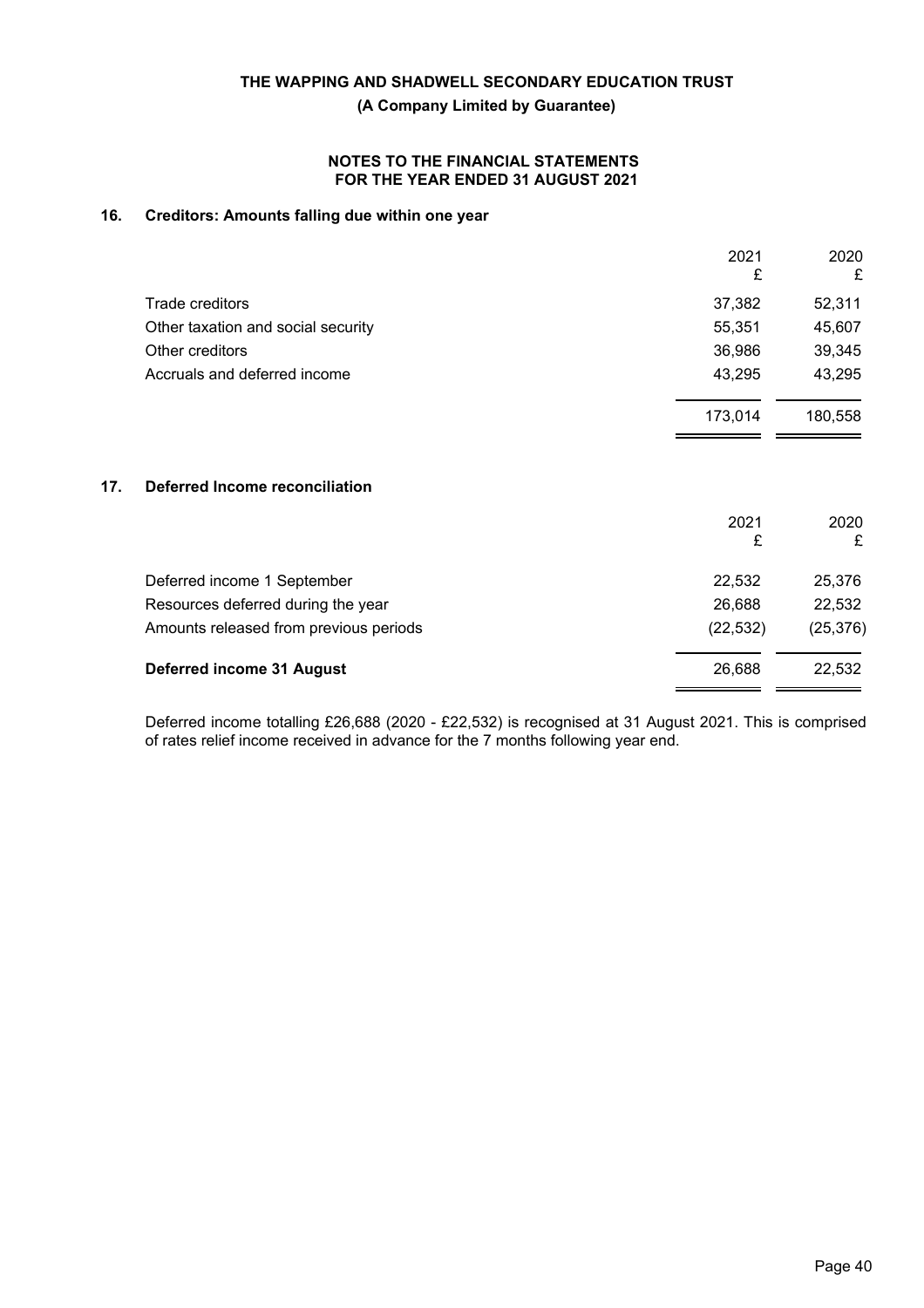## 16. Creditors: Amounts falling due within one year

| | 2021 £ | 2020 £ |
|---|---|---|
| Trade creditors | 37,382 | 52,311 |
| Other taxation and social security | 55,351 | 45,607 |
| Other creditors | 36,986 | 39,345 |
| Accruals and deferred income | 43,295 | 43,295 |
| | 173,014 | 180,558 |

## 17. Deferred Income reconciliation

| | 2021 £ | 2020 £ |
|---|---|---|
| Deferred income 1 September | 22,532 | 25,376 |
| Resources deferred during the year | 26,688 | 22,532 |
| Amounts released from previous periods | (22,532) | (25,376) |
| **Deferred income 31 August** | 26,688 | 22,532 |

Deferred income totalling £26,688 (2020 - £22,532) is recognised at 31 August 2021. This is comprised of rates relief income received in advance for the 7 months following year end.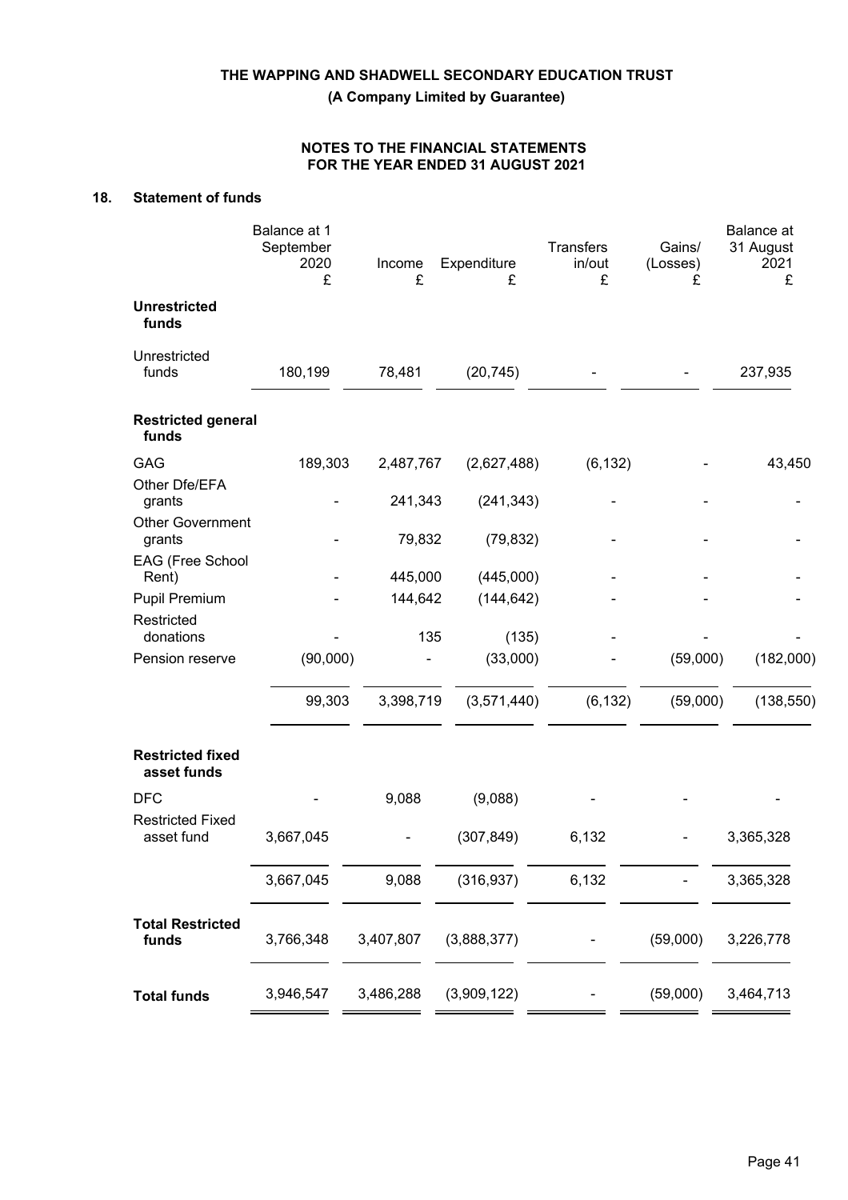THE WAPPING AND SHADWELL SECONDARY EDUCATION TRUST

(A Company Limited by Guarantee)

NOTES TO THE FINANCIAL STATEMENTS
FOR THE YEAR ENDED 31 AUGUST 2021

## 18. Statement of funds

| | Balance at 1 September 2020 £ | Income £ | Expenditure £ | Transfers in/out £ | Gains/ (Losses) £ | Balance at 31 August 2021 £ |
|---|---|---|---|---|---|---|
| **Unrestricted funds** | | | | | | |
| Unrestricted funds | 180,199 | 78,481 | (20,745) | - | - | 237,935 |
| **Restricted general funds** | | | | | | |
| GAG | 189,303 | 2,487,767 | (2,627,488) | (6,132) | - | 43,450 |
| Other Dfe/EFA grants | - | 241,343 | (241,343) | - | - | - |
| Other Government grants | - | 79,832 | (79,832) | - | - | - |
| EAG (Free School Rent) | - | 445,000 | (445,000) | - | - | - |
| Pupil Premium | - | 144,642 | (144,642) | - | - | - |
| Restricted donations | - | 135 | (135) | - | - | - |
| Pension reserve | (90,000) | - | (33,000) | - | (59,000) | (182,000) |
| | 99,303 | 3,398,719 | (3,571,440) | (6,132) | (59,000) | (138,550) |
| **Restricted fixed asset funds** | | | | | | |
| DFC | - | 9,088 | (9,088) | - | - | - |
| Restricted Fixed asset fund | 3,667,045 | - | (307,849) | 6,132 | - | 3,365,328 |
| | 3,667,045 | 9,088 | (316,937) | 6,132 | - | 3,365,328 |
| **Total Restricted funds** | 3,766,348 | 3,407,807 | (3,888,377) | - | (59,000) | 3,226,778 |
| **Total funds** | 3,946,547 | 3,486,288 | (3,909,122) | - | (59,000) | 3,464,713 |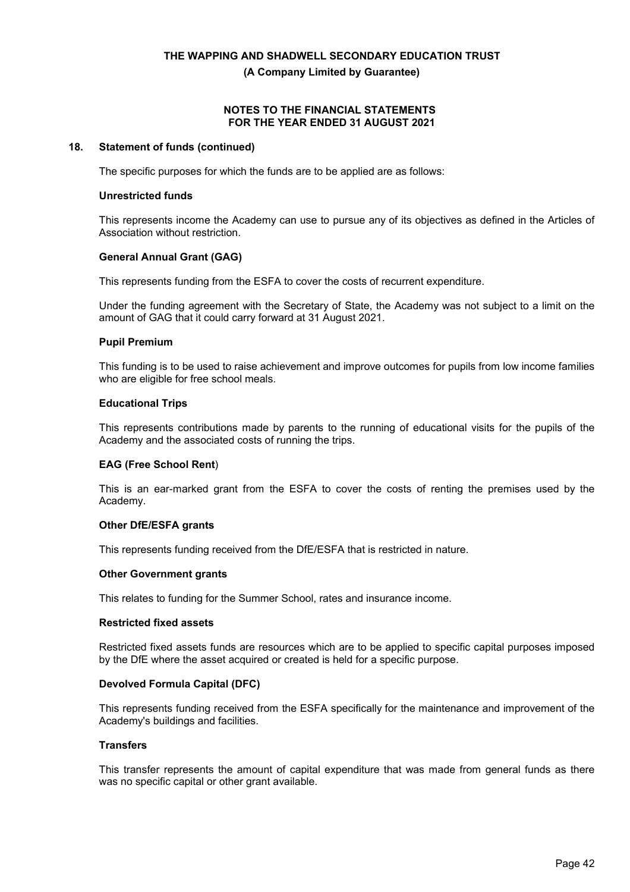## 18. Statement of funds (continued)

The specific purposes for which the funds are to be applied are as follows:

**Unrestricted funds**

This represents income the Academy can use to pursue any of its objectives as defined in the Articles of Association without restriction.

**General Annual Grant (GAG)**

This represents funding from the ESFA to cover the costs of recurrent expenditure.

Under the funding agreement with the Secretary of State, the Academy was not subject to a limit on the amount of GAG that it could carry forward at 31 August 2021.

**Pupil Premium**

This funding is to be used to raise achievement and improve outcomes for pupils from low income families who are eligible for free school meals.

**Educational Trips**

This represents contributions made by parents to the running of educational visits for the pupils of the Academy and the associated costs of running the trips.

**EAG (Free School Rent)**

This is an ear-marked grant from the ESFA to cover the costs of renting the premises used by the Academy.

**Other DfE/ESFA grants**

This represents funding received from the DfE/ESFA that is restricted in nature.

**Other Government grants**

This relates to funding for the Summer School, rates and insurance income.

**Restricted fixed assets**

Restricted fixed assets funds are resources which are to be applied to specific capital purposes imposed by the DfE where the asset acquired or created is held for a specific purpose.

**Devolved Formula Capital (DFC)**

This represents funding received from the ESFA specifically for the maintenance and improvement of the Academy's buildings and facilities.

**Transfers**

This transfer represents the amount of capital expenditure that was made from general funds as there was no specific capital or other grant available.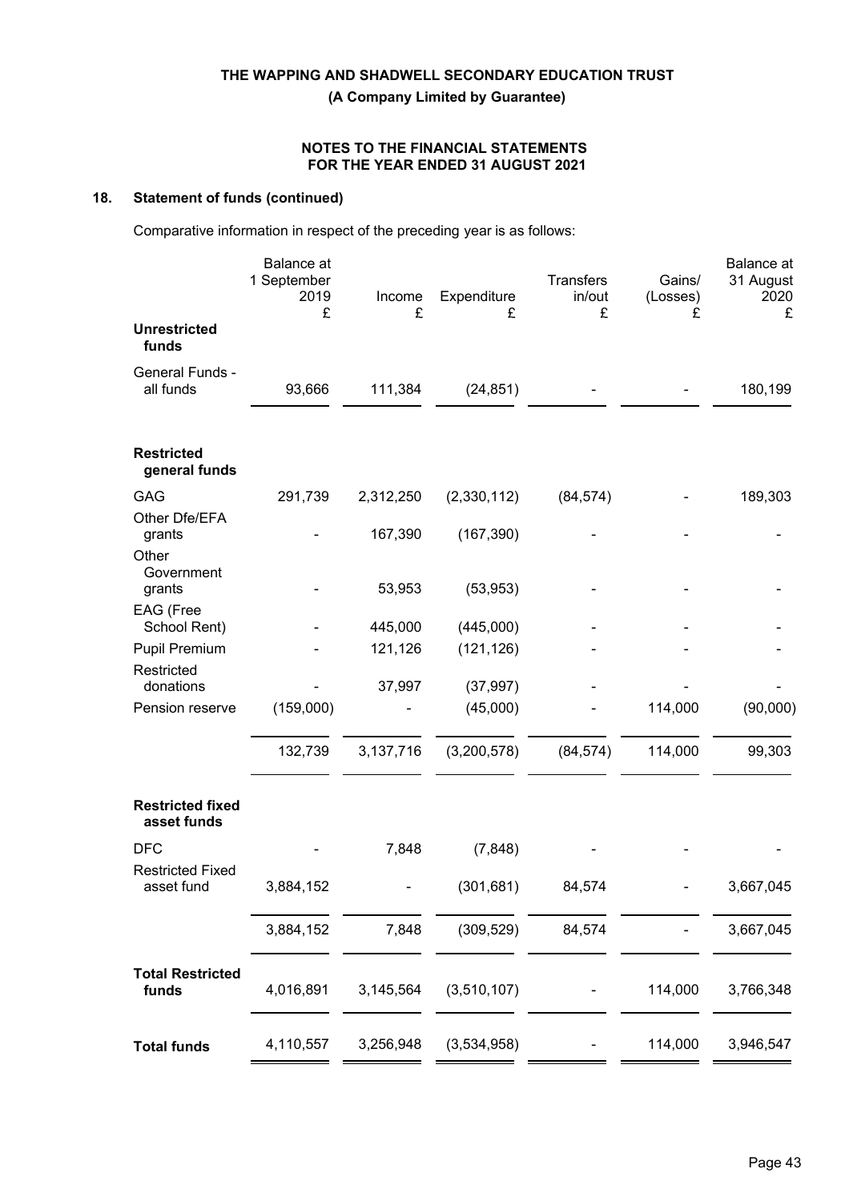# THE WAPPING AND SHADWELL SECONDARY EDUCATION TRUST

**(A Company Limited by Guarantee)**

**NOTES TO THE FINANCIAL STATEMENTS FOR THE YEAR ENDED 31 AUGUST 2021**

## 18. Statement of funds (continued)

Comparative information in respect of the preceding year is as follows:

| | Balance at 1 September 2019 £ | Income £ | Expenditure £ | Transfers in/out £ | Gains/ (Losses) £ | Balance at 31 August 2020 £ |
|---|---|---|---|---|---|---|
| **Unrestricted funds** | | | | | | |
| General Funds - all funds | 93,666 | 111,384 | (24,851) | - | - | 180,199 |
| **Restricted general funds** | | | | | | |
| GAG | 291,739 | 2,312,250 | (2,330,112) | (84,574) | - | 189,303 |
| Other Dfe/EFA grants | - | 167,390 | (167,390) | - | - | - |
| Other Government grants | - | 53,953 | (53,953) | - | - | - |
| EAG (Free School Rent) | - | 445,000 | (445,000) | - | - | - |
| Pupil Premium | - | 121,126 | (121,126) | - | - | - |
| Restricted donations | - | 37,997 | (37,997) | - | - | - |
| Pension reserve | (159,000) | - | (45,000) | - | 114,000 | (90,000) |
| | 132,739 | 3,137,716 | (3,200,578) | (84,574) | 114,000 | 99,303 |
| **Restricted fixed asset funds** | | | | | | |
| DFC | - | 7,848 | (7,848) | - | - | - |
| Restricted Fixed asset fund | 3,884,152 | - | (301,681) | 84,574 | - | 3,667,045 |
| | 3,884,152 | 7,848 | (309,529) | 84,574 | - | 3,667,045 |
| **Total Restricted funds** | 4,016,891 | 3,145,564 | (3,510,107) | - | 114,000 | 3,766,348 |
| **Total funds** | 4,110,557 | 3,256,948 | (3,534,958) | - | 114,000 | 3,946,547 |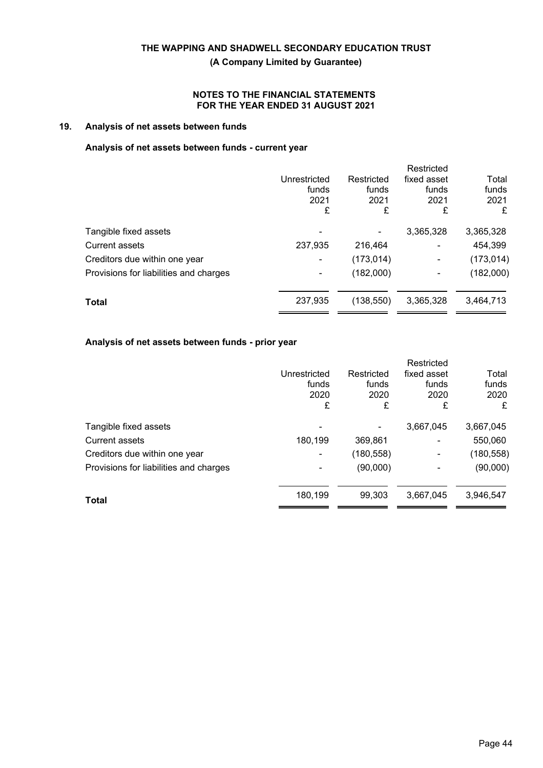**THE WAPPING AND SHADWELL SECONDARY EDUCATION TRUST**

**(A Company Limited by Guarantee)**

**NOTES TO THE FINANCIAL STATEMENTS FOR THE YEAR ENDED 31 AUGUST 2021**

## 19. Analysis of net assets between funds

### Analysis of net assets between funds - current year

| | Unrestricted funds 2021 £ | Restricted funds 2021 £ | Restricted fixed asset funds 2021 £ | Total funds 2021 £ |
|---|---|---|---|---|
| Tangible fixed assets | - | - | 3,365,328 | 3,365,328 |
| Current assets | 237,935 | 216,464 | - | 454,399 |
| Creditors due within one year | - | (173,014) | - | (173,014) |
| Provisions for liabilities and charges | - | (182,000) | - | (182,000) |
| **Total** | 237,935 | (138,550) | 3,365,328 | 3,464,713 |

### Analysis of net assets between funds - prior year

| | Unrestricted funds 2020 £ | Restricted funds 2020 £ | Restricted fixed asset funds 2020 £ | Total funds 2020 £ |
|---|---|---|---|---|
| Tangible fixed assets | - | - | 3,667,045 | 3,667,045 |
| Current assets | 180,199 | 369,861 | - | 550,060 |
| Creditors due within one year | - | (180,558) | - | (180,558) |
| Provisions for liabilities and charges | - | (90,000) | - | (90,000) |
| **Total** | 180,199 | 99,303 | 3,667,045 | 3,946,547 |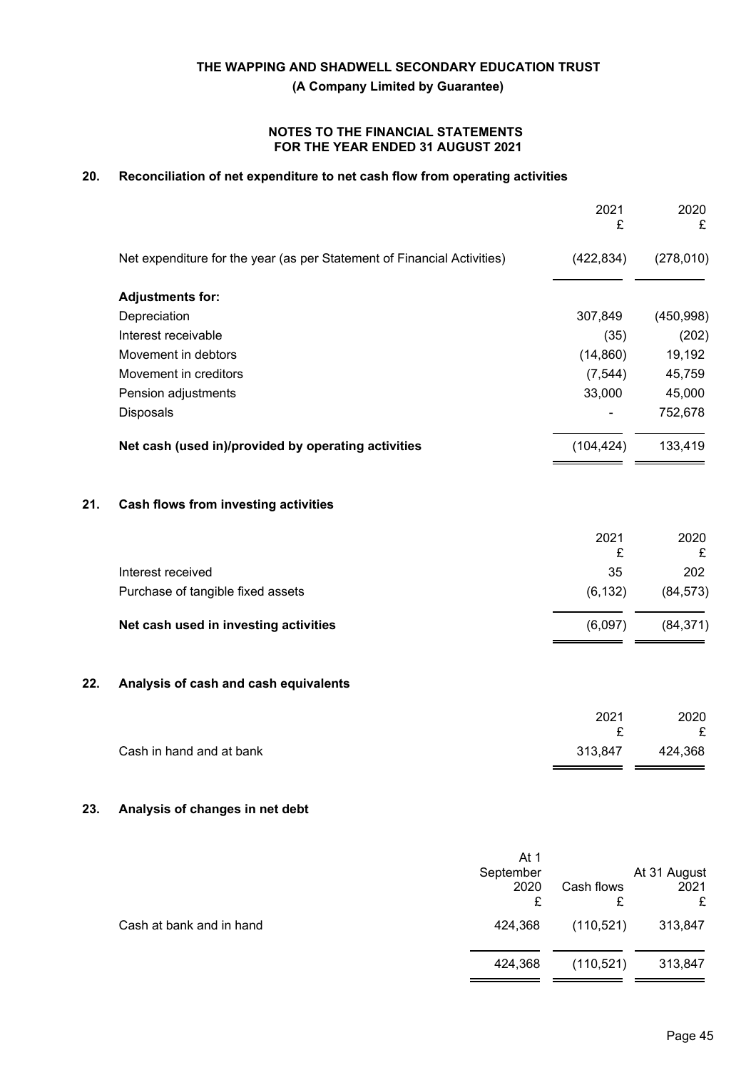## 20. Reconciliation of net expenditure to net cash flow from operating activities

| | 2021 £ | 2020 £ |
|---|---|---|
| Net expenditure for the year (as per Statement of Financial Activities) | (422,834) | (278,010) |
| **Adjustments for:** | | |
| Depreciation | 307,849 | (450,998) |
| Interest receivable | (35) | (202) |
| Movement in debtors | (14,860) | 19,192 |
| Movement in creditors | (7,544) | 45,759 |
| Pension adjustments | 33,000 | 45,000 |
| Disposals | - | 752,678 |
| **Net cash (used in)/provided by operating activities** | (104,424) | 133,419 |

## 21. Cash flows from investing activities

| | 2021 £ | 2020 £ |
|---|---|---|
| Interest received | 35 | 202 |
| Purchase of tangible fixed assets | (6,132) | (84,573) |
| **Net cash used in investing activities** | (6,097) | (84,371) |

## 22. Analysis of cash and cash equivalents

| | 2021 £ | 2020 £ |
|---|---|---|
| Cash in hand and at bank | 313,847 | 424,368 |

## 23. Analysis of changes in net debt

| | At 1 September 2020 £ | Cash flows £ | At 31 August 2021 £ |
|---|---|---|---|
| Cash at bank and in hand | 424,368 | (110,521) | 313,847 |
| | 424,368 | (110,521) | 313,847 |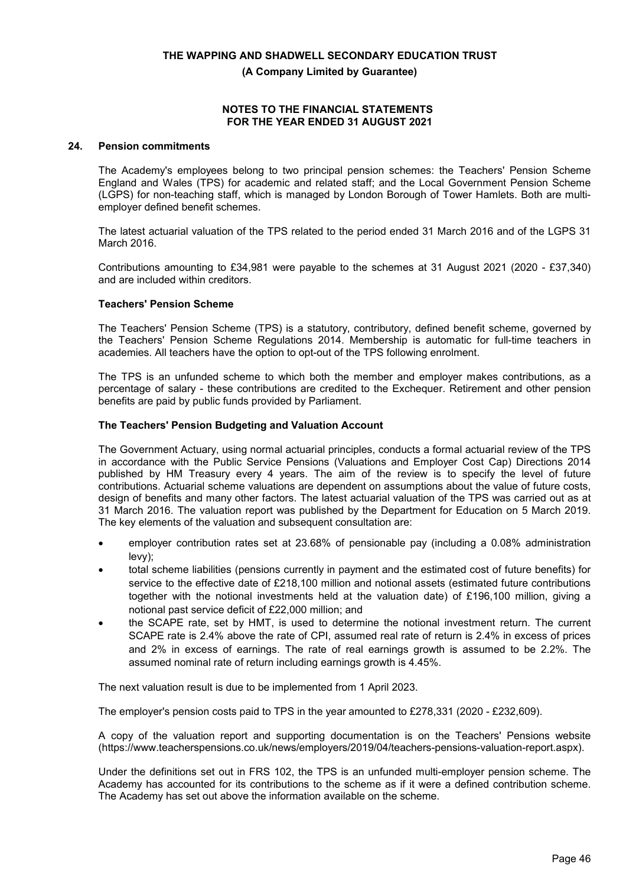## 24. Pension commitments

The Academy's employees belong to two principal pension schemes: the Teachers' Pension Scheme England and Wales (TPS) for academic and related staff; and the Local Government Pension Scheme (LGPS) for non-teaching staff, which is managed by London Borough of Tower Hamlets. Both are multi-employer defined benefit schemes.

The latest actuarial valuation of the TPS related to the period ended 31 March 2016 and of the LGPS 31 March 2016.

Contributions amounting to £34,981 were payable to the schemes at 31 August 2021 (2020 - £37,340) and are included within creditors.

### Teachers' Pension Scheme

The Teachers' Pension Scheme (TPS) is a statutory, contributory, defined benefit scheme, governed by the Teachers' Pension Scheme Regulations 2014. Membership is automatic for full-time teachers in academies. All teachers have the option to opt-out of the TPS following enrolment.

The TPS is an unfunded scheme to which both the member and employer makes contributions, as a percentage of salary - these contributions are credited to the Exchequer. Retirement and other pension benefits are paid by public funds provided by Parliament.

### The Teachers' Pension Budgeting and Valuation Account

The Government Actuary, using normal actuarial principles, conducts a formal actuarial review of the TPS in accordance with the Public Service Pensions (Valuations and Employer Cost Cap) Directions 2014 published by HM Treasury every 4 years. The aim of the review is to specify the level of future contributions. Actuarial scheme valuations are dependent on assumptions about the value of future costs, design of benefits and many other factors. The latest actuarial valuation of the TPS was carried out as at 31 March 2016. The valuation report was published by the Department for Education on 5 March 2019. The key elements of the valuation and subsequent consultation are:

- employer contribution rates set at 23.68% of pensionable pay (including a 0.08% administration levy);
- total scheme liabilities (pensions currently in payment and the estimated cost of future benefits) for service to the effective date of £218,100 million and notional assets (estimated future contributions together with the notional investments held at the valuation date) of £196,100 million, giving a notional past service deficit of £22,000 million; and
- the SCAPE rate, set by HMT, is used to determine the notional investment return. The current SCAPE rate is 2.4% above the rate of CPI, assumed real rate of return is 2.4% in excess of prices and 2% in excess of earnings. The rate of real earnings growth is assumed to be 2.2%. The assumed nominal rate of return including earnings growth is 4.45%.

The next valuation result is due to be implemented from 1 April 2023.

The employer's pension costs paid to TPS in the year amounted to £278,331 (2020 - £232,609).

A copy of the valuation report and supporting documentation is on the Teachers' Pensions website (https://www.teacherspensions.co.uk/news/employers/2019/04/teachers-pensions-valuation-report.aspx).

Under the definitions set out in FRS 102, the TPS is an unfunded multi-employer pension scheme. The Academy has accounted for its contributions to the scheme as if it were a defined contribution scheme. The Academy has set out above the information available on the scheme.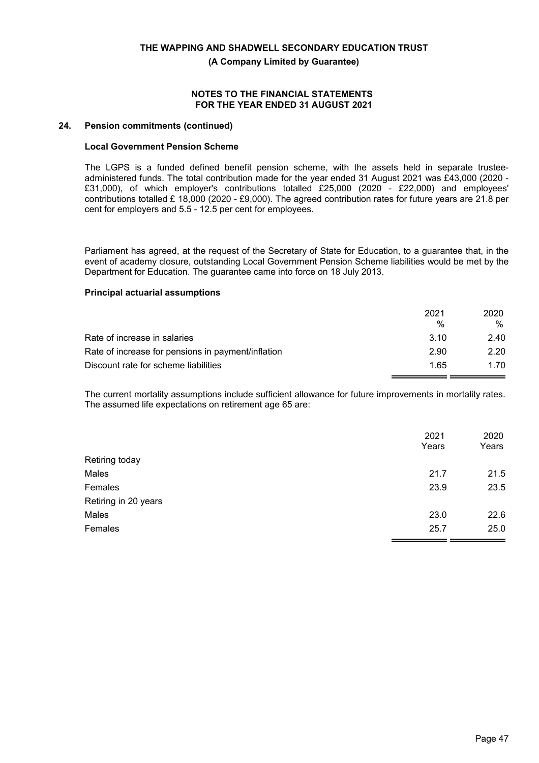## 24. Pension commitments (continued)

### Local Government Pension Scheme

The LGPS is a funded defined benefit pension scheme, with the assets held in separate trustee-administered funds. The total contribution made for the year ended 31 August 2021 was £43,000 (2020 - £31,000), of which employer's contributions totalled £25,000 (2020 - £22,000) and employees' contributions totalled £ 18,000 (2020 - £9,000). The agreed contribution rates for future years are 21.8 per cent for employers and 5.5 - 12.5 per cent for employees.

Parliament has agreed, at the request of the Secretary of State for Education, to a guarantee that, in the event of academy closure, outstanding Local Government Pension Scheme liabilities would be met by the Department for Education. The guarantee came into force on 18 July 2013.

### Principal actuarial assumptions

| | 2021 % | 2020 % |
|---|---|---|
| Rate of increase in salaries | 3.10 | 2.40 |
| Rate of increase for pensions in payment/inflation | 2.90 | 2.20 |
| Discount rate for scheme liabilities | 1.65 | 1.70 |

The current mortality assumptions include sufficient allowance for future improvements in mortality rates. The assumed life expectations on retirement age 65 are:

| | 2021 Years | 2020 Years |
|---|---|---|
| Retiring today | | |
| Males | 21.7 | 21.5 |
| Females | 23.9 | 23.5 |
| Retiring in 20 years | | |
| Males | 23.0 | 22.6 |
| Females | 25.7 | 25.0 |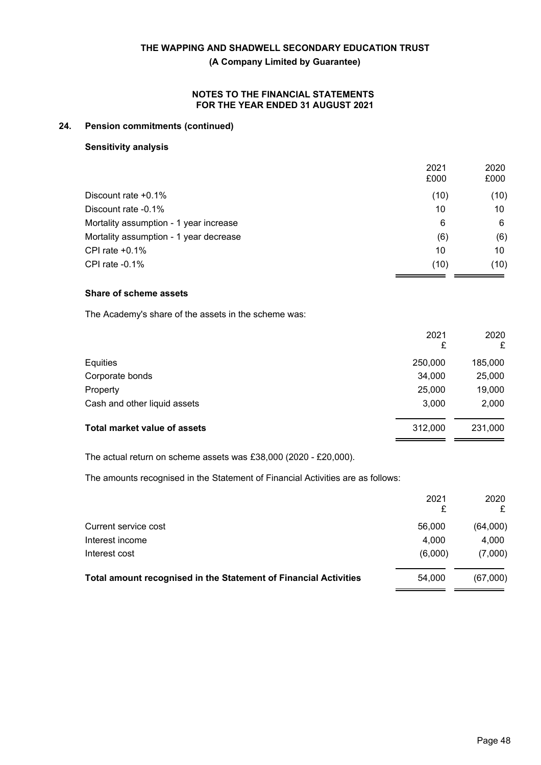## 24. Pension commitments (continued)

### Sensitivity analysis

| | 2021 £000 | 2020 £000 |
|---|---|---|
| Discount rate +0.1% | (10) | (10) |
| Discount rate -0.1% | 10 | 10 |
| Mortality assumption - 1 year increase | 6 | 6 |
| Mortality assumption - 1 year decrease | (6) | (6) |
| CPI rate +0.1% | 10 | 10 |
| CPI rate -0.1% | (10) | (10) |

### Share of scheme assets

The Academy's share of the assets in the scheme was:

| | 2021 £ | 2020 £ |
|---|---|---|
| Equities | 250,000 | 185,000 |
| Corporate bonds | 34,000 | 25,000 |
| Property | 25,000 | 19,000 |
| Cash and other liquid assets | 3,000 | 2,000 |
| **Total market value of assets** | 312,000 | 231,000 |

The actual return on scheme assets was £38,000 (2020 - £20,000).

The amounts recognised in the Statement of Financial Activities are as follows:

| | 2021 £ | 2020 £ |
|---|---|---|
| Current service cost | 56,000 | (64,000) |
| Interest income | 4,000 | 4,000 |
| Interest cost | (6,000) | (7,000) |
| **Total amount recognised in the Statement of Financial Activities** | 54,000 | (67,000) |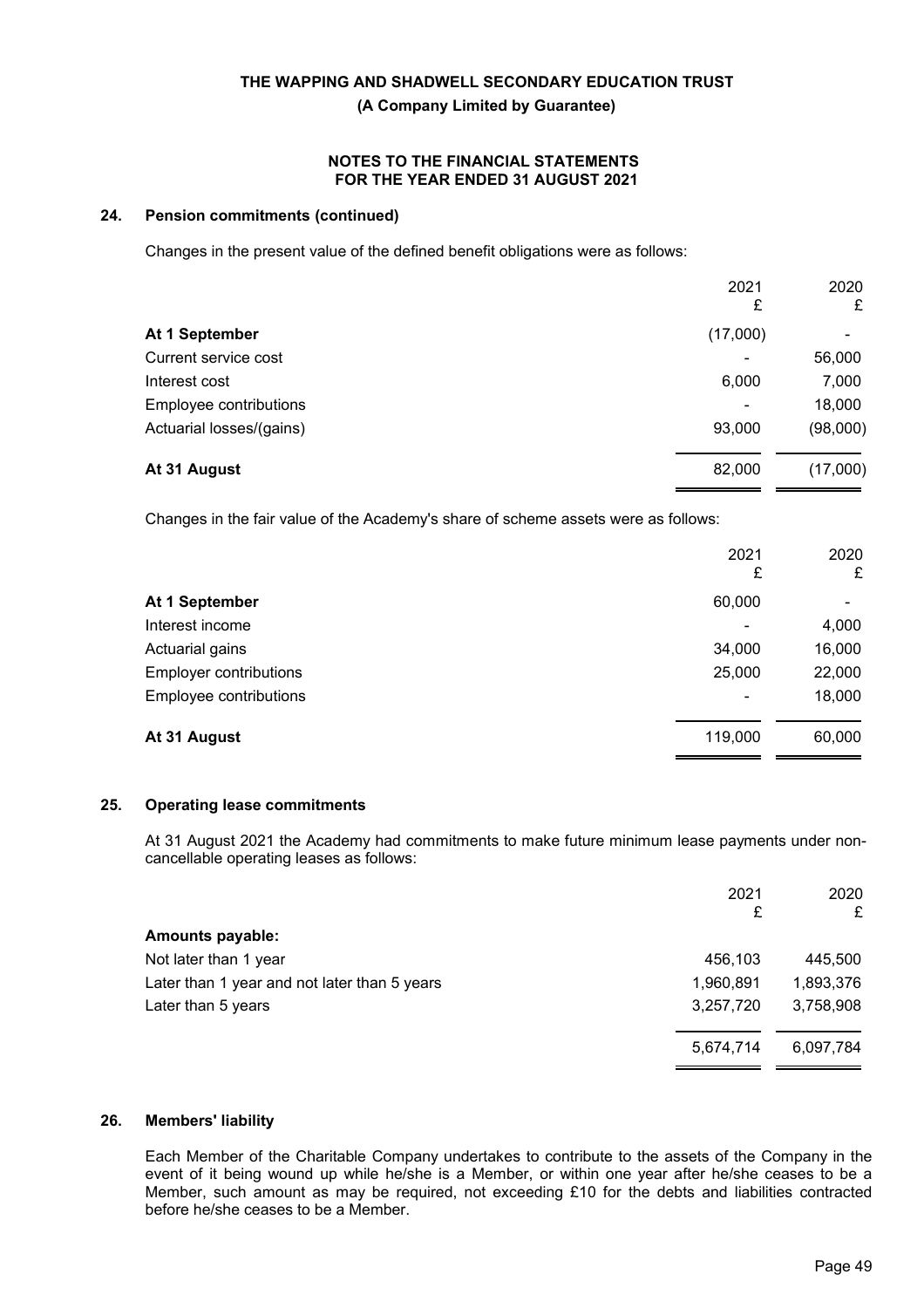## 24. Pension commitments (continued)

Changes in the present value of the defined benefit obligations were as follows:

| | 2021 £ | 2020 £ |
|---|---|---|
| **At 1 September** | (17,000) | - |
| Current service cost | - | 56,000 |
| Interest cost | 6,000 | 7,000 |
| Employee contributions | - | 18,000 |
| Actuarial losses/(gains) | 93,000 | (98,000) |
| **At 31 August** | 82,000 | (17,000) |

Changes in the fair value of the Academy's share of scheme assets were as follows:

| | 2021 £ | 2020 £ |
|---|---|---|
| **At 1 September** | 60,000 | - |
| Interest income | - | 4,000 |
| Actuarial gains | 34,000 | 16,000 |
| Employer contributions | 25,000 | 22,000 |
| Employee contributions | - | 18,000 |
| **At 31 August** | 119,000 | 60,000 |

## 25. Operating lease commitments

At 31 August 2021 the Academy had commitments to make future minimum lease payments under non-cancellable operating leases as follows:

| | 2021 £ | 2020 £ |
|---|---|---|
| **Amounts payable:** | | |
| Not later than 1 year | 456,103 | 445,500 |
| Later than 1 year and not later than 5 years | 1,960,891 | 1,893,376 |
| Later than 5 years | 3,257,720 | 3,758,908 |
| | 5,674,714 | 6,097,784 |

## 26. Members' liability

Each Member of the Charitable Company undertakes to contribute to the assets of the Company in the event of it being wound up while he/she is a Member, or within one year after he/she ceases to be a Member, such amount as may be required, not exceeding £10 for the debts and liabilities contracted before he/she ceases to be a Member.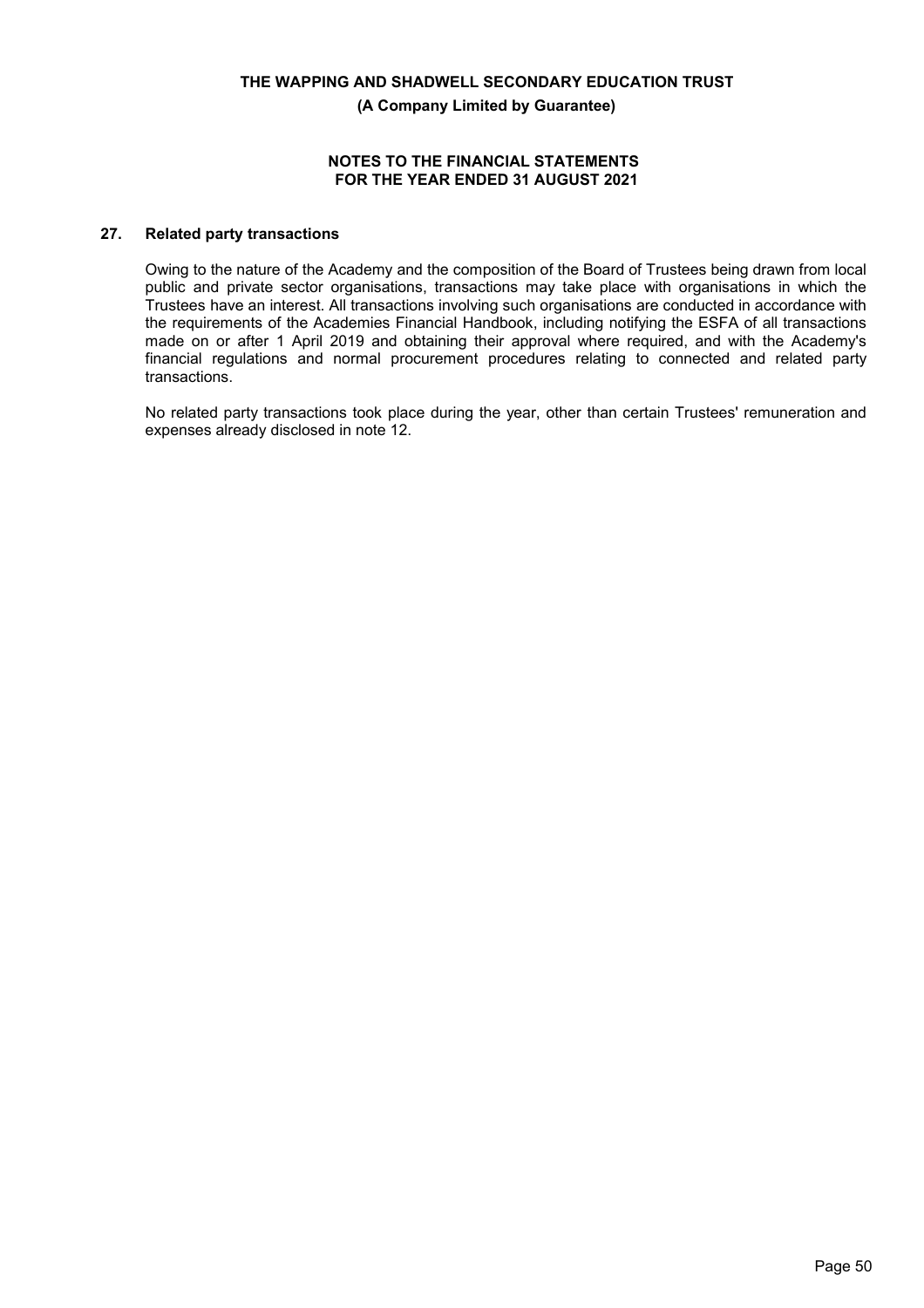## 27. Related party transactions

Owing to the nature of the Academy and the composition of the Board of Trustees being drawn from local public and private sector organisations, transactions may take place with organisations in which the Trustees have an interest. All transactions involving such organisations are conducted in accordance with the requirements of the Academies Financial Handbook, including notifying the ESFA of all transactions made on or after 1 April 2019 and obtaining their approval where required, and with the Academy's financial regulations and normal procurement procedures relating to connected and related party transactions.

No related party transactions took place during the year, other than certain Trustees' remuneration and expenses already disclosed in note 12.